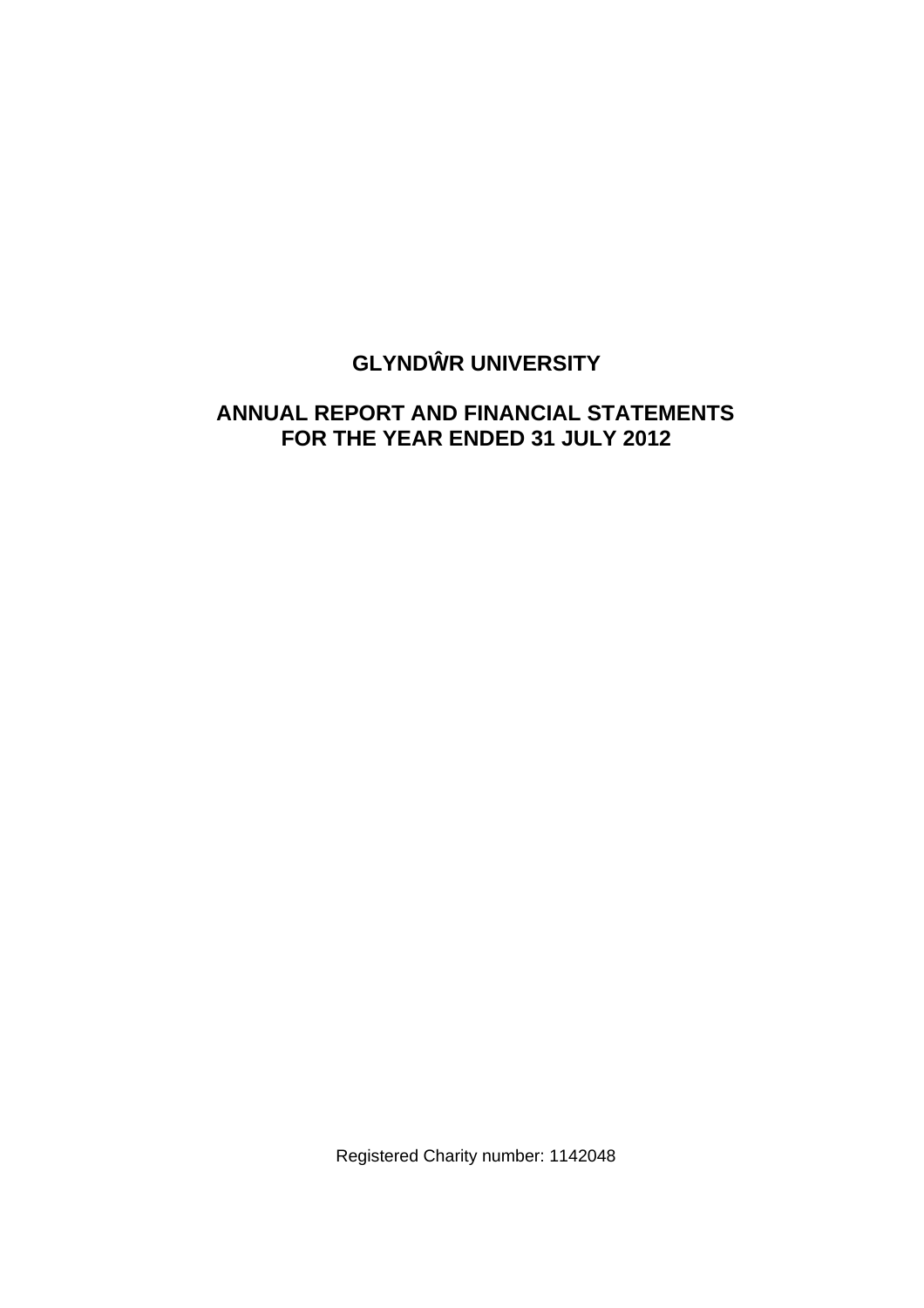# GLYNDŴR UNIVERSITY

## ANNUAL REPORT AND FINANCIAL STATEMENTS FOR THE YEAR ENDED 31 JULY 2012

Registered Charity number: 1142048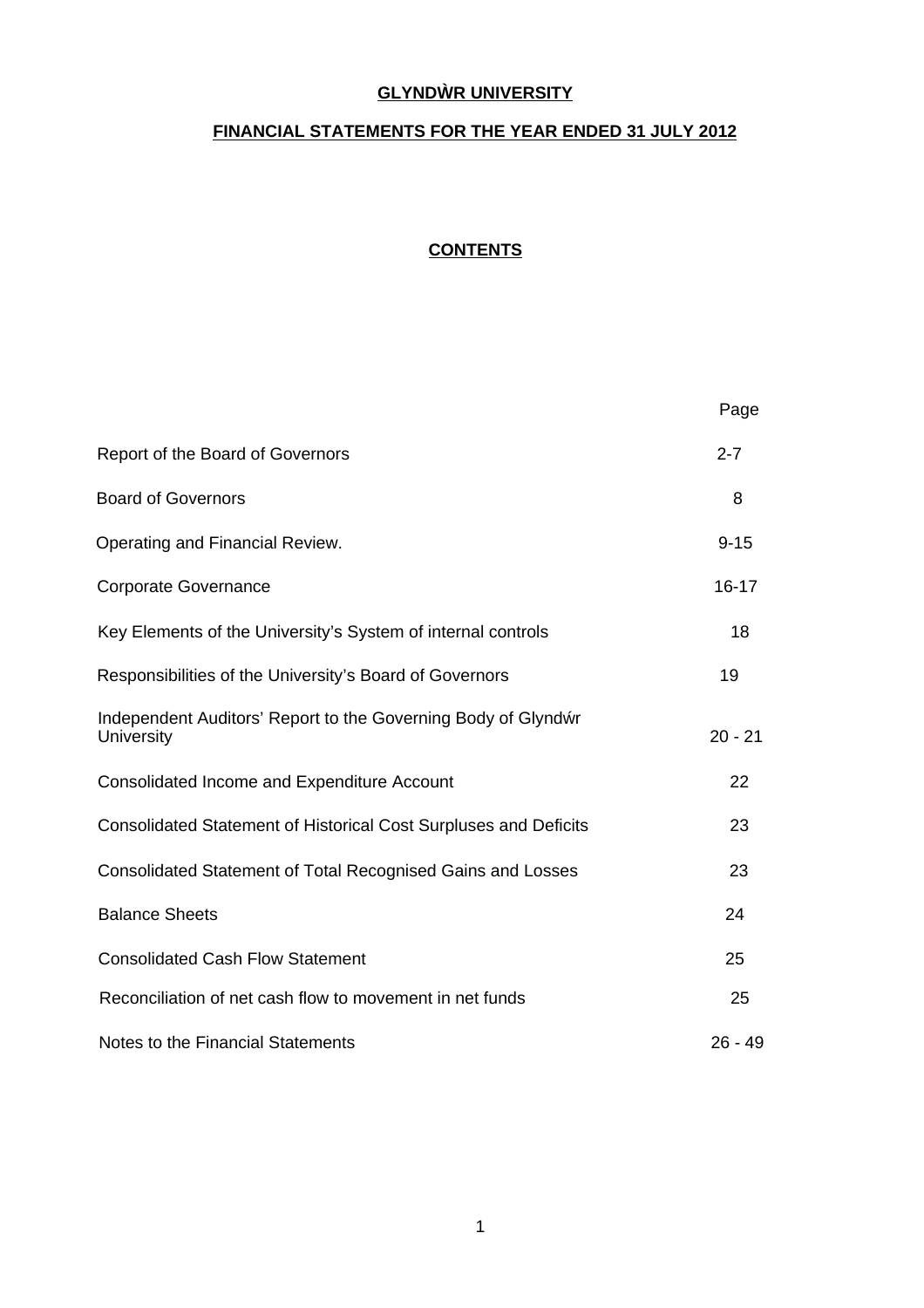# GLYNDŴR UNIVERSITY

## FINANCIAL STATEMENTS FOR THE YEAR ENDED 31 JULY 2012

### CONTENTS

| | Page |
|---|---|
| Report of the Board of Governors | 2-7 |
| Board of Governors | 8 |
| Operating and Financial Review. | 9-15 |
| Corporate Governance | 16-17 |
| Key Elements of the University's System of internal controls | 18 |
| Responsibilities of the University's Board of Governors | 19 |
| Independent Auditors' Report to the Governing Body of Glyndŵr University | 20 - 21 |
| Consolidated Income and Expenditure Account | 22 |
| Consolidated Statement of Historical Cost Surpluses and Deficits | 23 |
| Consolidated Statement of Total Recognised Gains and Losses | 23 |
| Balance Sheets | 24 |
| Consolidated Cash Flow Statement | 25 |
| Reconciliation of net cash flow to movement in net funds | 25 |
| Notes to the Financial Statements | 26 - 49 |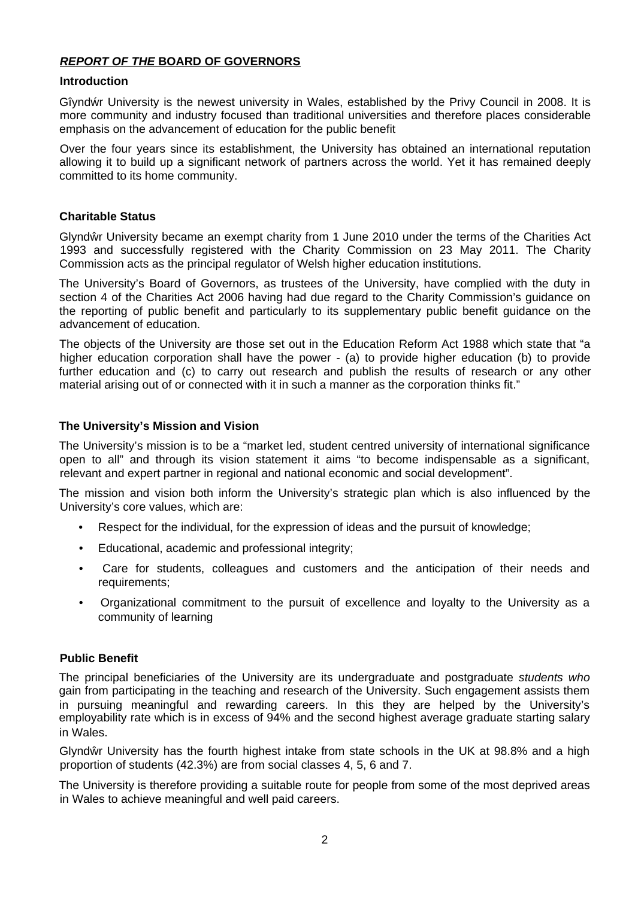## *REPORT OF THE* BOARD OF GOVERNORS

### Introduction

Gîyndŵr University is the newest university in Wales, established by the Privy Council in 2008. It is more community and industry focused than traditional universities and therefore places considerable emphasis on the advancement of education for the public benefit

Over the four years since its establishment, the University has obtained an international reputation allowing it to build up a significant network of partners across the world. Yet it has remained deeply committed to its home community.

### Charitable Status

Glyndŵr University became an exempt charity from 1 June 2010 under the terms of the Charities Act 1993 and successfully registered with the Charity Commission on 23 May 2011. The Charity Commission acts as the principal regulator of Welsh higher education institutions.

The University's Board of Governors, as trustees of the University, have complied with the duty in section 4 of the Charities Act 2006 having had due regard to the Charity Commission's guidance on the reporting of public benefit and particularly to its supplementary public benefit guidance on the advancement of education.

The objects of the University are those set out in the Education Reform Act 1988 which state that "a higher education corporation shall have the power - (a) to provide higher education (b) to provide further education and (c) to carry out research and publish the results of research or any other material arising out of or connected with it in such a manner as the corporation thinks fit."

### The University's Mission and Vision

The University's mission is to be a "market led, student centred university of international significance open to all" and through its vision statement it aims "to become indispensable as a significant, relevant and expert partner in regional and national economic and social development".

The mission and vision both inform the University's strategic plan which is also influenced by the University's core values, which are:

- Respect for the individual, for the expression of ideas and the pursuit of knowledge;
- Educational, academic and professional integrity;
- Care for students, colleagues and customers and the anticipation of their needs and requirements;
- Organizational commitment to the pursuit of excellence and loyalty to the University as a community of learning

### Public Benefit

The principal beneficiaries of the University are its undergraduate and postgraduate *students who* gain from participating in the teaching and research of the University. Such engagement assists them in pursuing meaningful and rewarding careers. In this they are helped by the University's employability rate which is in excess of 94% and the second highest average graduate starting salary in Wales.

Glyndŵr University has the fourth highest intake from state schools in the UK at 98.8% and a high proportion of students (42.3%) are from social classes 4, 5, 6 and 7.

The University is therefore providing a suitable route for people from some of the most deprived areas in Wales to achieve meaningful and well paid careers.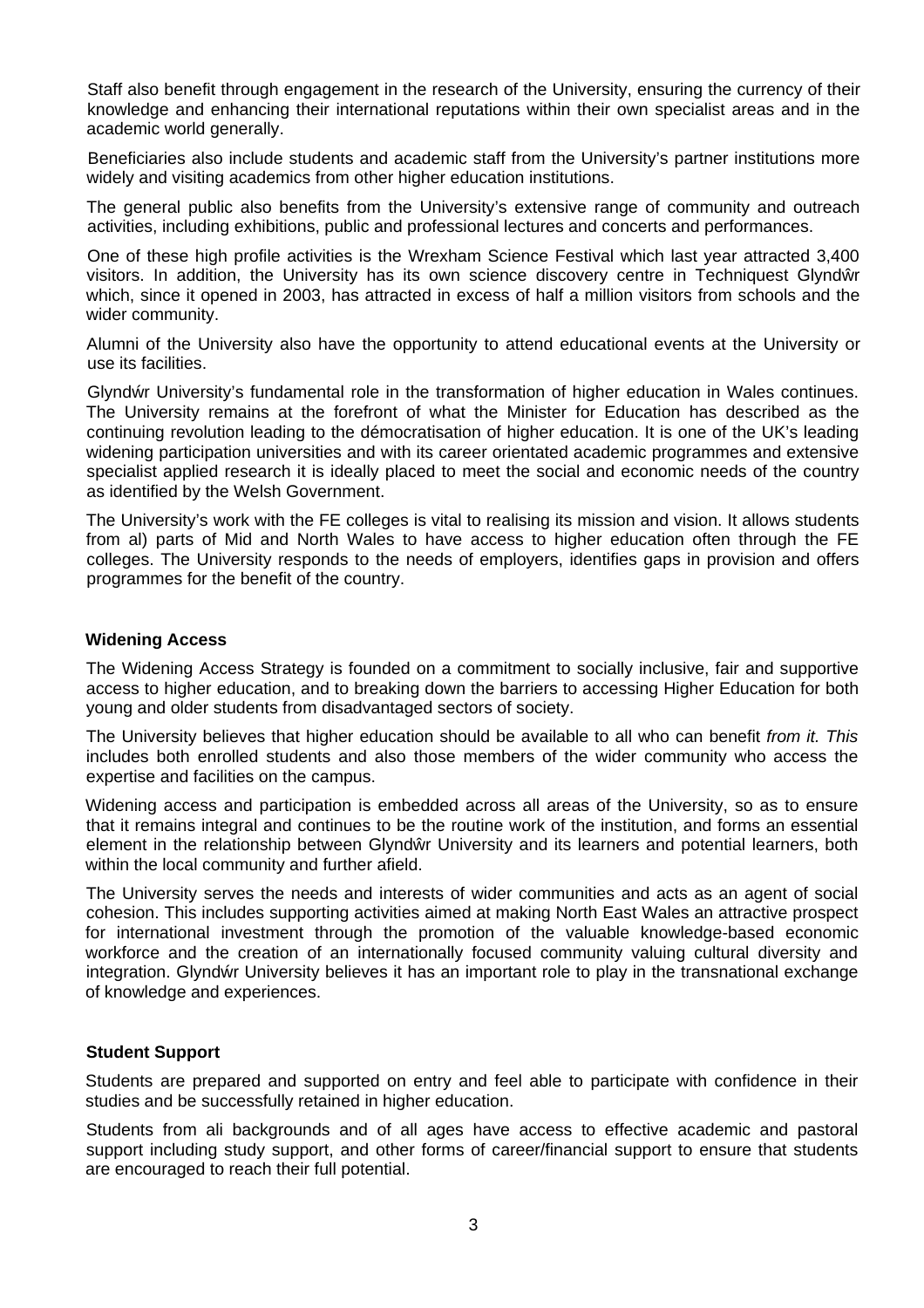Staff also benefit through engagement in the research of the University, ensuring the currency of their knowledge and enhancing their international reputations within their own specialist areas and in the academic world generally.

Beneficiaries also include students and academic staff from the University's partner institutions more widely and visiting academics from other higher education institutions.

The general public also benefits from the University's extensive range of community and outreach activities, including exhibitions, public and professional lectures and concerts and performances.

One of these high profile activities is the Wrexham Science Festival which last year attracted 3,400 visitors. In addition, the University has its own science discovery centre in Techniquest Glyndŵr which, since it opened in 2003, has attracted in excess of half a million visitors from schools and the wider community.

Alumni of the University also have the opportunity to attend educational events at the University or use its facilities.

Glyndŵr University's fundamental role in the transformation of higher education in Wales continues. The University remains at the forefront of what the Minister for Education has described as the continuing revolution leading to the démocratisation of higher education. It is one of the UK's leading widening participation universities and with its career orientated academic programmes and extensive specialist applied research it is ideally placed to meet the social and economic needs of the country as identified by the Welsh Government.

The University's work with the FE colleges is vital to realising its mission and vision. It allows students from al) parts of Mid and North Wales to have access to higher education often through the FE colleges. The University responds to the needs of employers, identifies gaps in provision and offers programmes for the benefit of the country.

**Widening Access**

The Widening Access Strategy is founded on a commitment to socially inclusive, fair and supportive access to higher education, and to breaking down the barriers to accessing Higher Education for both young and older students from disadvantaged sectors of society.

The University believes that higher education should be available to all who can benefit *from it. This* includes both enrolled students and also those members of the wider community who access the expertise and facilities on the campus.

Widening access and participation is embedded across all areas of the University, so as to ensure that it remains integral and continues to be the routine work of the institution, and forms an essential element in the relationship between Glyndŵr University and its learners and potential learners, both within the local community and further afield.

The University serves the needs and interests of wider communities and acts as an agent of social cohesion. This includes supporting activities aimed at making North East Wales an attractive prospect for international investment through the promotion of the valuable knowledge-based economic workforce and the creation of an internationally focused community valuing cultural diversity and integration. Glyndŵr University believes it has an important role to play in the transnational exchange of knowledge and experiences.

**Student Support**

Students are prepared and supported on entry and feel able to participate with confidence in their studies and be successfully retained in higher education.

Students from ali backgrounds and of all ages have access to effective academic and pastoral support including study support, and other forms of career/financial support to ensure that students are encouraged to reach their full potential.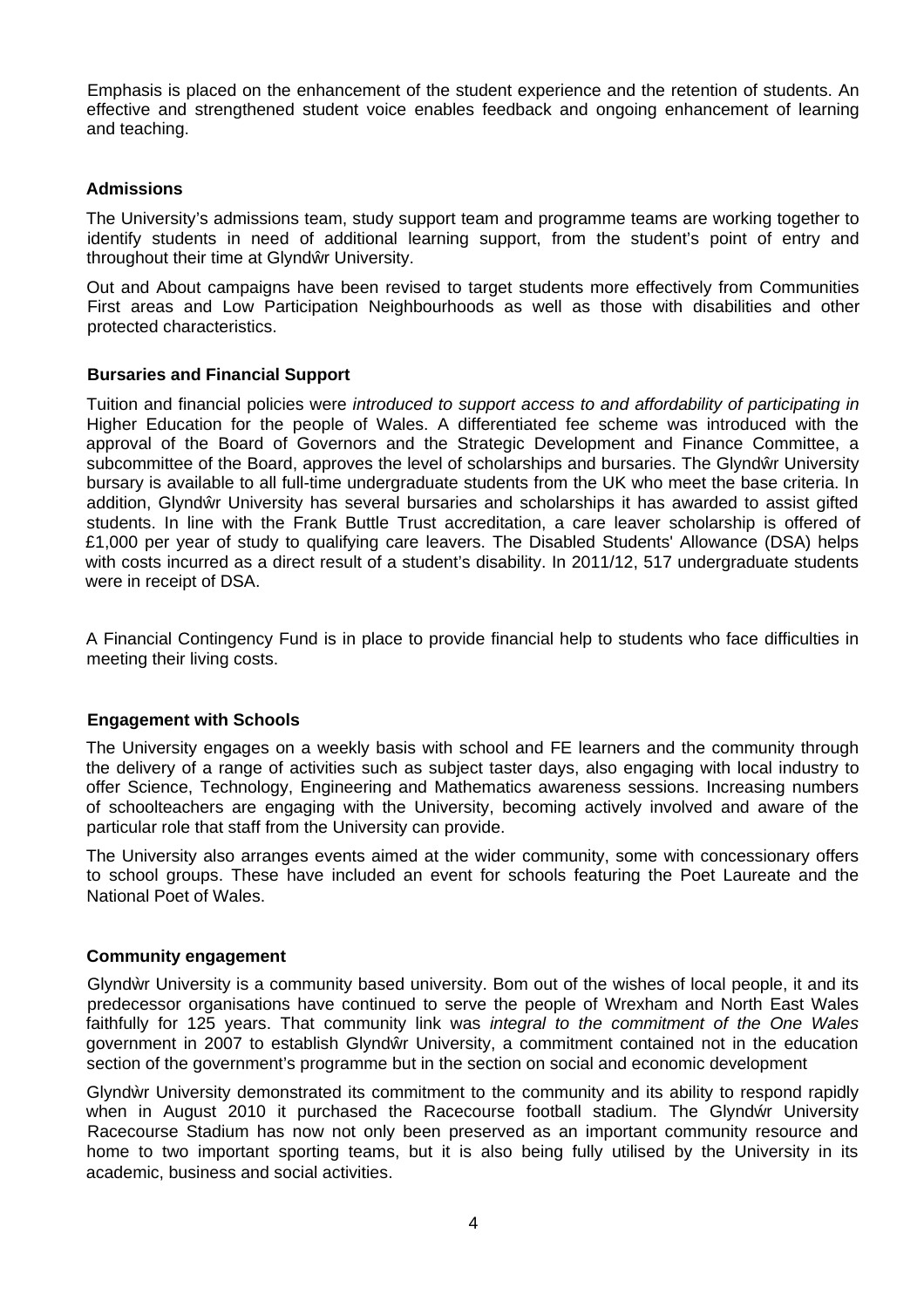Emphasis is placed on the enhancement of the student experience and the retention of students. An effective and strengthened student voice enables feedback and ongoing enhancement of learning and teaching.

### Admissions

The University's admissions team, study support team and programme teams are working together to identify students in need of additional learning support, from the student's point of entry and throughout their time at Glyndŵr University.

Out and About campaigns have been revised to target students more effectively from Communities First areas and Low Participation Neighbourhoods as well as those with disabilities and other protected characteristics.

### Bursaries and Financial Support

Tuition and financial policies were *introduced to support access to and affordability of participating in* Higher Education for the people of Wales. A differentiated fee scheme was introduced with the approval of the Board of Governors and the Strategic Development and Finance Committee, a subcommittee of the Board, approves the level of scholarships and bursaries. The Glyndŵr University bursary is available to all full-time undergraduate students from the UK who meet the base criteria. In addition, Glyndŵr University has several bursaries and scholarships it has awarded to assist gifted students. In line with the Frank Buttle Trust accreditation, a care leaver scholarship is offered of £1,000 per year of study to qualifying care leavers. The Disabled Students' Allowance (DSA) helps with costs incurred as a direct result of a student's disability. In 2011/12, 517 undergraduate students were in receipt of DSA.

A Financial Contingency Fund is in place to provide financial help to students who face difficulties in meeting their living costs.

### Engagement with Schools

The University engages on a weekly basis with school and FE learners and the community through the delivery of a range of activities such as subject taster days, also engaging with local industry to offer Science, Technology, Engineering and Mathematics awareness sessions. Increasing numbers of schoolteachers are engaging with the University, becoming actively involved and aware of the particular role that staff from the University can provide.

The University also arranges events aimed at the wider community, some with concessionary offers to school groups. These have included an event for schools featuring the Poet Laureate and the National Poet of Wales.

### Community engagement

Glyndŵr University is a community based university. Bom out of the wishes of local people, it and its predecessor organisations have continued to serve the people of Wrexham and North East Wales faithfully for 125 years. That community link was *integral to the commitment of the One Wales* government in 2007 to establish Glyndŵr University, a commitment contained not in the education section of the government's programme but in the section on social and economic development

Glyndŵr University demonstrated its commitment to the community and its ability to respond rapidly when in August 2010 it purchased the Racecourse football stadium. The Glyndŵr University Racecourse Stadium has now not only been preserved as an important community resource and home to two important sporting teams, but it is also being fully utilised by the University in its academic, business and social activities.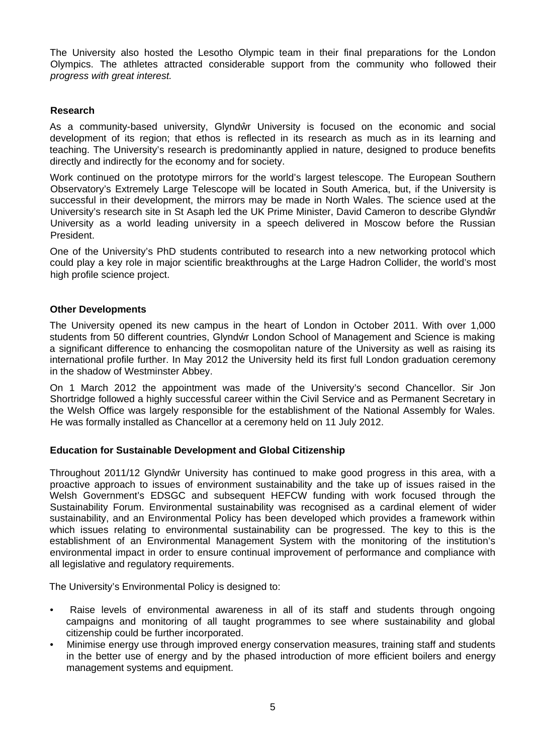The University also hosted the Lesotho Olympic team in their final preparations for the London Olympics. The athletes attracted considerable support from the community who followed their *progress with great interest.*

**Research**

As a community-based university, Glyndŵr University is focused on the economic and social development of its region; that ethos is reflected in its research as much as in its learning and teaching. The University's research is predominantly applied in nature, designed to produce benefits directly and indirectly for the economy and for society.

Work continued on the prototype mirrors for the world's largest telescope. The European Southern Observatory's Extremely Large Telescope will be located in South America, but, if the University is successful in their development, the mirrors may be made in North Wales. The science used at the University's research site in St Asaph led the UK Prime Minister, David Cameron to describe Glyndŵr University as a world leading university in a speech delivered in Moscow before the Russian President.

One of the University's PhD students contributed to research into a new networking protocol which could play a key role in major scientific breakthroughs at the Large Hadron Collider, the world's most high profile science project.

**Other Developments**

The University opened its new campus in the heart of London in October 2011. With over 1,000 students from 50 different countries, Glyndŵr London School of Management and Science is making a significant difference to enhancing the cosmopolitan nature of the University as well as raising its international profile further. In May 2012 the University held its first full London graduation ceremony in the shadow of Westminster Abbey.

On 1 March 2012 the appointment was made of the University's second Chancellor. Sir Jon Shortridge followed a highly successful career within the Civil Service and as Permanent Secretary in the Welsh Office was largely responsible for the establishment of the National Assembly for Wales. He was formally installed as Chancellor at a ceremony held on 11 July 2012.

**Education for Sustainable Development and Global Citizenship**

Throughout 2011/12 Glyndŵr University has continued to make good progress in this area, with a proactive approach to issues of environment sustainability and the take up of issues raised in the Welsh Government's EDSGC and subsequent HEFCW funding with work focused through the Sustainability Forum. Environmental sustainability was recognised as a cardinal element of wider sustainability, and an Environmental Policy has been developed which provides a framework within which issues relating to environmental sustainability can be progressed. The key to this is the establishment of an Environmental Management System with the monitoring of the institution's environmental impact in order to ensure continual improvement of performance and compliance with all legislative and regulatory requirements.

The University's Environmental Policy is designed to:

- Raise levels of environmental awareness in all of its staff and students through ongoing campaigns and monitoring of all taught programmes to see where sustainability and global citizenship could be further incorporated.
- Minimise energy use through improved energy conservation measures, training staff and students in the better use of energy and by the phased introduction of more efficient boilers and energy management systems and equipment.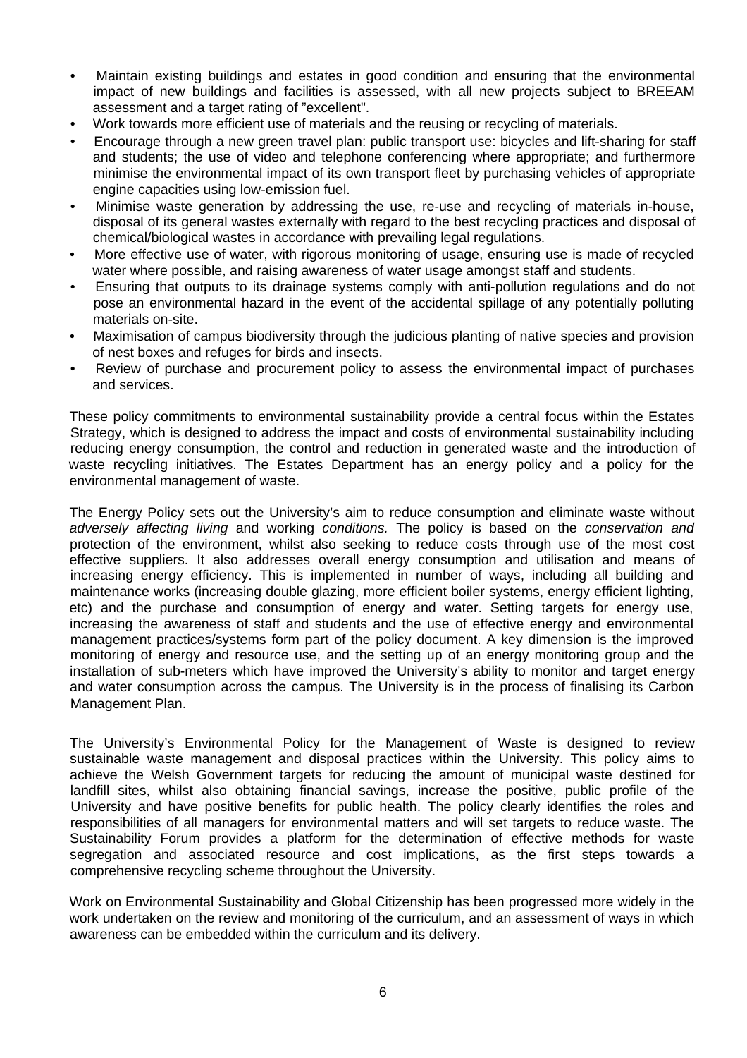- Maintain existing buildings and estates in good condition and ensuring that the environmental impact of new buildings and facilities is assessed, with all new projects subject to BREEAM assessment and a target rating of "excellent".
- Work towards more efficient use of materials and the reusing or recycling of materials.
- Encourage through a new green travel plan: public transport use: bicycles and lift-sharing for staff and students; the use of video and telephone conferencing where appropriate; and furthermore minimise the environmental impact of its own transport fleet by purchasing vehicles of appropriate engine capacities using low-emission fuel.
- Minimise waste generation by addressing the use, re-use and recycling of materials in-house, disposal of its general wastes externally with regard to the best recycling practices and disposal of chemical/biological wastes in accordance with prevailing legal regulations.
- More effective use of water, with rigorous monitoring of usage, ensuring use is made of recycled water where possible, and raising awareness of water usage amongst staff and students.
- Ensuring that outputs to its drainage systems comply with anti-pollution regulations and do not pose an environmental hazard in the event of the accidental spillage of any potentially polluting materials on-site.
- Maximisation of campus biodiversity through the judicious planting of native species and provision of nest boxes and refuges for birds and insects.
- Review of purchase and procurement policy to assess the environmental impact of purchases and services.

These policy commitments to environmental sustainability provide a central focus within the Estates Strategy, which is designed to address the impact and costs of environmental sustainability including reducing energy consumption, the control and reduction in generated waste and the introduction of waste recycling initiatives. The Estates Department has an energy policy and a policy for the environmental management of waste.

The Energy Policy sets out the University's aim to reduce consumption and eliminate waste without *adversely affecting living* and working *conditions.* The policy is based on the *conservation and* protection of the environment, whilst also seeking to reduce costs through use of the most cost effective suppliers. It also addresses overall energy consumption and utilisation and means of increasing energy efficiency. This is implemented in number of ways, including all building and maintenance works (increasing double glazing, more efficient boiler systems, energy efficient lighting, etc) and the purchase and consumption of energy and water. Setting targets for energy use, increasing the awareness of staff and students and the use of effective energy and environmental management practices/systems form part of the policy document. A key dimension is the improved monitoring of energy and resource use, and the setting up of an energy monitoring group and the installation of sub-meters which have improved the University's ability to monitor and target energy and water consumption across the campus. The University is in the process of finalising its Carbon Management Plan.

The University's Environmental Policy for the Management of Waste is designed to review sustainable waste management and disposal practices within the University. This policy aims to achieve the Welsh Government targets for reducing the amount of municipal waste destined for landfill sites, whilst also obtaining financial savings, increase the positive, public profile of the University and have positive benefits for public health. The policy clearly identifies the roles and responsibilities of all managers for environmental matters and will set targets to reduce waste. The Sustainability Forum provides a platform for the determination of effective methods for waste segregation and associated resource and cost implications, as the first steps towards a comprehensive recycling scheme throughout the University.

Work on Environmental Sustainability and Global Citizenship has been progressed more widely in the work undertaken on the review and monitoring of the curriculum, and an assessment of ways in which awareness can be embedded within the curriculum and its delivery.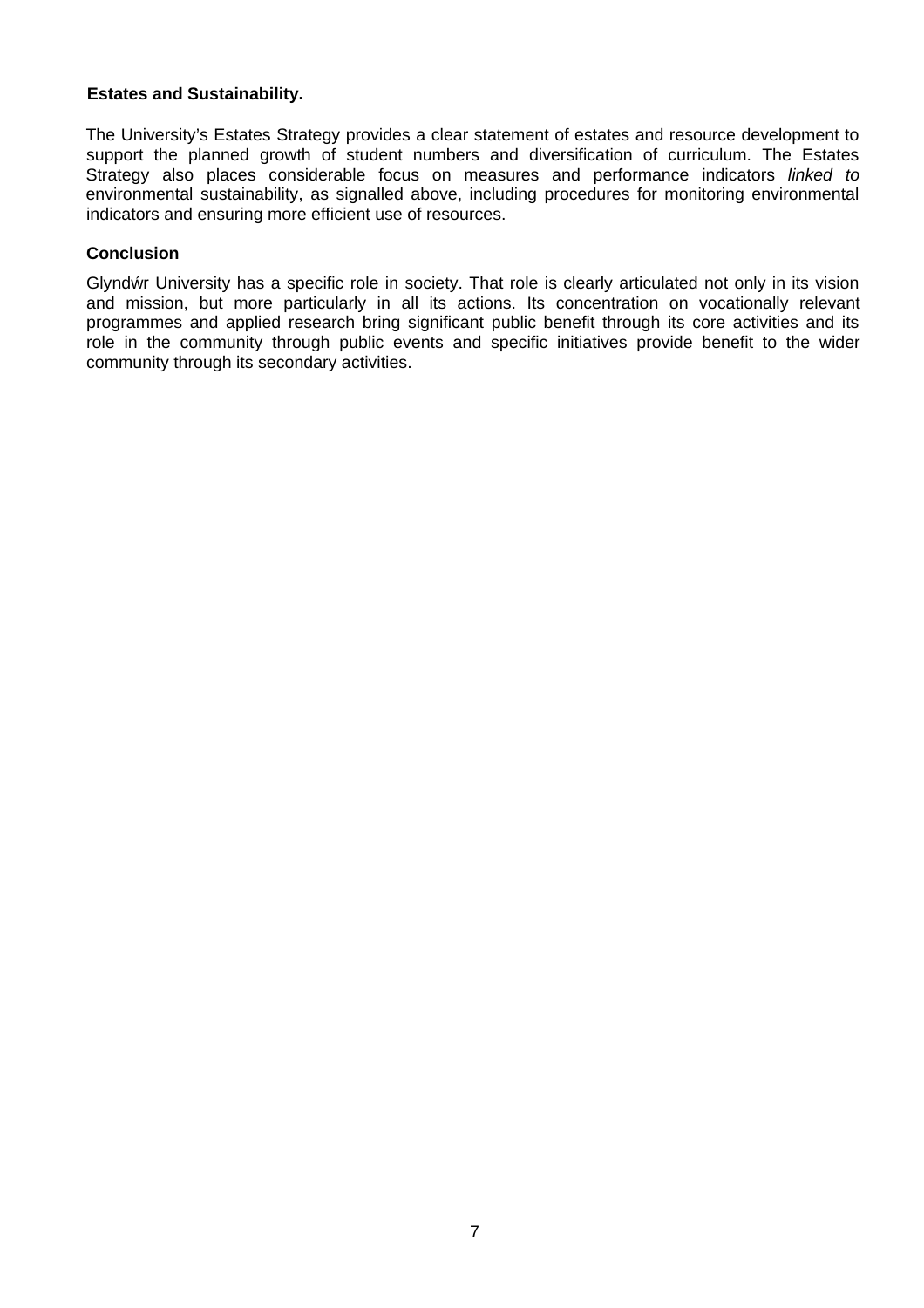**Estates and Sustainability.**

The University's Estates Strategy provides a clear statement of estates and resource development to support the planned growth of student numbers and diversification of curriculum. The Estates Strategy also places considerable focus on measures and performance indicators *linked to* environmental sustainability, as signalled above, including procedures for monitoring environmental indicators and ensuring more efficient use of resources.

**Conclusion**

Glyndŵr University has a specific role in society. That role is clearly articulated not only in its vision and mission, but more particularly in all its actions. Its concentration on vocationally relevant programmes and applied research bring significant public benefit through its core activities and its role in the community through public events and specific initiatives provide benefit to the wider community through its secondary activities.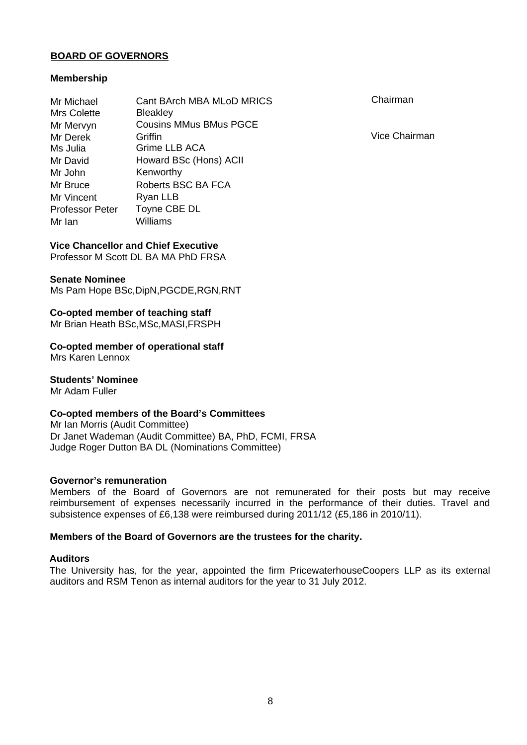## BOARD OF GOVERNORS

### Membership

| | | |
|---|---|---|
| Mr Michael | Cant BArch MBA MLoD MRICS | Chairman |
| Mrs Colette | Bleakley | |
| Mr Mervyn | Cousins MMus BMus PGCE | |
| Mr Derek | Griffin | Vice Chairman |
| Ms Julia | Grime LLB ACA | |
| Mr David | Howard BSc (Hons) ACII | |
| Mr John | Kenworthy | |
| Mr Bruce | Roberts BSC BA FCA | |
| Mr Vincent | Ryan LLB | |
| Professor Peter | Toyne CBE DL | |
| Mr Ian | Williams | |

**Vice Chancellor and Chief Executive**
Professor M Scott DL BA MA PhD FRSA

**Senate Nominee**
Ms Pam Hope BSc,DipN,PGCDE,RGN,RNT

**Co-opted member of teaching staff**
Mr Brian Heath BSc,MSc,MASI,FRSPH

**Co-opted member of operational staff**
Mrs Karen Lennox

**Students' Nominee**
Mr Adam Fuller

**Co-opted members of the Board's Committees**
Mr Ian Morris (Audit Committee)
Dr Janet Wademan (Audit Committee) BA, PhD, FCMI, FRSA
Judge Roger Dutton BA DL (Nominations Committee)

**Governor's remuneration**
Members of the Board of Governors are not remunerated for their posts but may receive reimbursement of expenses necessarily incurred in the performance of their duties. Travel and subsistence expenses of £6,138 were reimbursed during 2011/12 (£5,186 in 2010/11).

**Members of the Board of Governors are the trustees for the charity.**

**Auditors**
The University has, for the year, appointed the firm PricewaterhouseCoopers LLP as its external auditors and RSM Tenon as internal auditors for the year to 31 July 2012.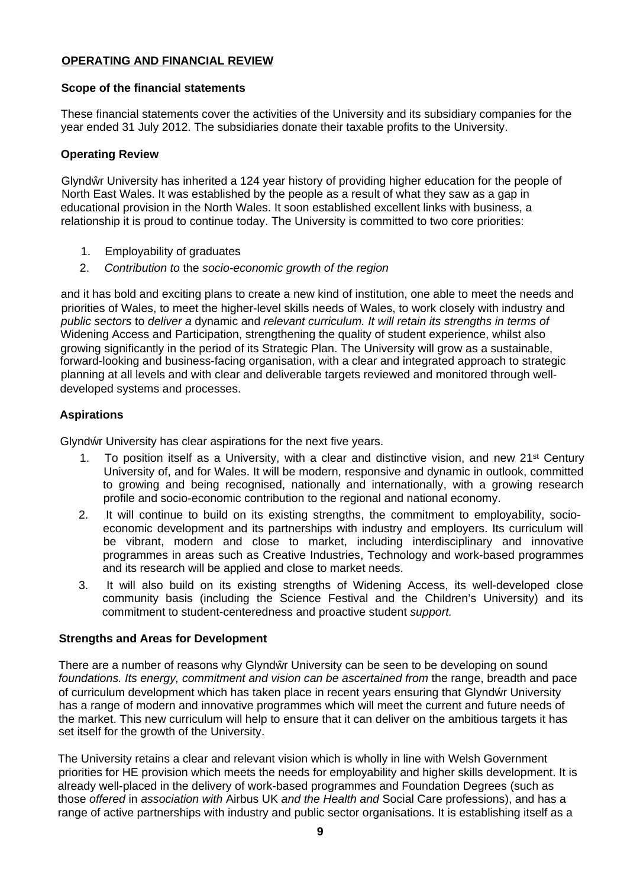## OPERATING AND FINANCIAL REVIEW

### Scope of the financial statements

These financial statements cover the activities of the University and its subsidiary companies for the year ended 31 July 2012. The subsidiaries donate their taxable profits to the University.

### Operating Review

Glyndŵr University has inherited a 124 year history of providing higher education for the people of North East Wales. It was established by the people as a result of what they saw as a gap in educational provision in the North Wales. It soon established excellent links with business, a relationship it is proud to continue today. The University is committed to two core priorities:

1. Employability of graduates
2. *Contribution to* the *socio-economic growth of the region*

and it has bold and exciting plans to create a new kind of institution, one able to meet the needs and priorities of Wales, to meet the higher-level skills needs of Wales, to work closely with industry and *public sectors* to *deliver a* dynamic and *relevant curriculum. It will retain its strengths in terms of* Widening Access and Participation, strengthening the quality of student experience, whilst also growing significantly in the period of its Strategic Plan. The University will grow as a sustainable, forward-looking and business-facing organisation, with a clear and integrated approach to strategic planning at all levels and with clear and deliverable targets reviewed and monitored through well-developed systems and processes.

### Aspirations

Glyndŵr University has clear aspirations for the next five years.

1. To position itself as a University, with a clear and distinctive vision, and new 21st Century University of, and for Wales. It will be modern, responsive and dynamic in outlook, committed to growing and being recognised, nationally and internationally, with a growing research profile and socio-economic contribution to the regional and national economy.
2. It will continue to build on its existing strengths, the commitment to employability, socio-economic development and its partnerships with industry and employers. Its curriculum will be vibrant, modern and close to market, including interdisciplinary and innovative programmes in areas such as Creative Industries, Technology and work-based programmes and its research will be applied and close to market needs.
3. It will also build on its existing strengths of Widening Access, its well-developed close community basis (including the Science Festival and the Children's University) and its commitment to student-centeredness and proactive student *support.*

### Strengths and Areas for Development

There are a number of reasons why Glyndŵr University can be seen to be developing on sound *foundations. Its energy, commitment and vision can be ascertained from* the range, breadth and pace of curriculum development which has taken place in recent years ensuring that Glyndŵr University has a range of modern and innovative programmes which will meet the current and future needs of the market. This new curriculum will help to ensure that it can deliver on the ambitious targets it has set itself for the growth of the University.

The University retains a clear and relevant vision which is wholly in line with Welsh Government priorities for HE provision which meets the needs for employability and higher skills development. It is already well-placed in the delivery of work-based programmes and Foundation Degrees (such as those *offered* in *association with* Airbus UK *and the Health and* Social Care professions), and has a range of active partnerships with industry and public sector organisations. It is establishing itself as a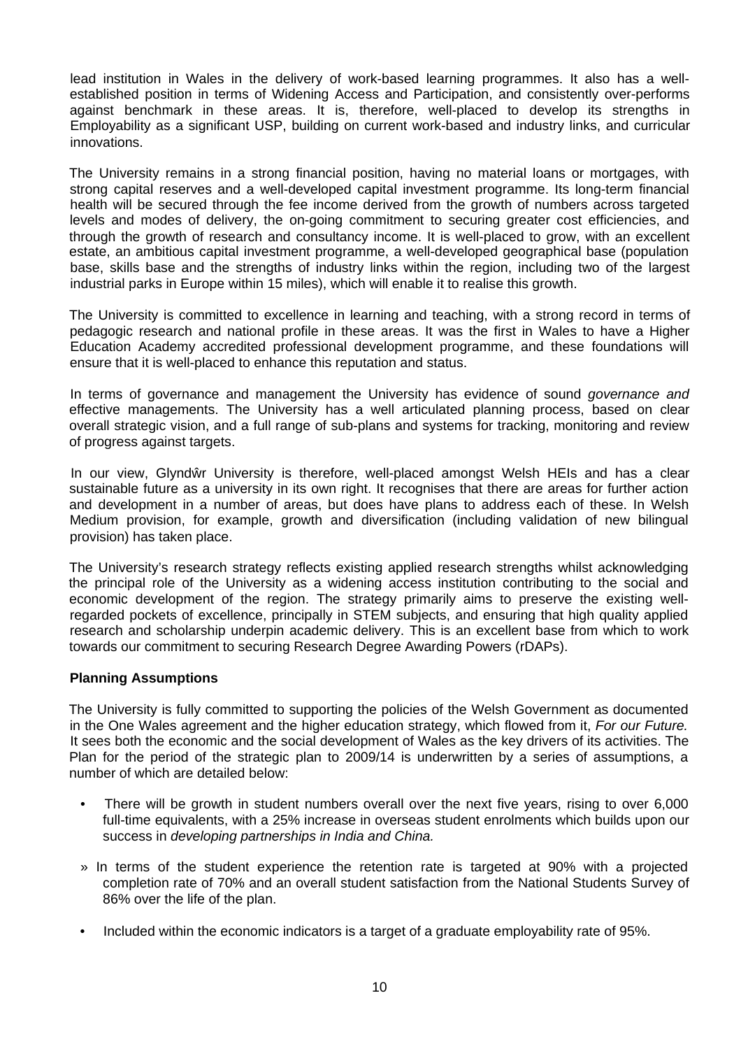lead institution in Wales in the delivery of work-based learning programmes. It also has a well-established position in terms of Widening Access and Participation, and consistently over-performs against benchmark in these areas. It is, therefore, well-placed to develop its strengths in Employability as a significant USP, building on current work-based and industry links, and curricular innovations.

The University remains in a strong financial position, having no material loans or mortgages, with strong capital reserves and a well-developed capital investment programme. Its long-term financial health will be secured through the fee income derived from the growth of numbers across targeted levels and modes of delivery, the on-going commitment to securing greater cost efficiencies, and through the growth of research and consultancy income. It is well-placed to grow, with an excellent estate, an ambitious capital investment programme, a well-developed geographical base (population base, skills base and the strengths of industry links within the region, including two of the largest industrial parks in Europe within 15 miles), which will enable it to realise this growth.

The University is committed to excellence in learning and teaching, with a strong record in terms of pedagogic research and national profile in these areas. It was the first in Wales to have a Higher Education Academy accredited professional development programme, and these foundations will ensure that it is well-placed to enhance this reputation and status.

In terms of governance and management the University has evidence of sound *governance and* effective managements. The University has a well articulated planning process, based on clear overall strategic vision, and a full range of sub-plans and systems for tracking, monitoring and review of progress against targets.

In our view, Glyndŵr University is therefore, well-placed amongst Welsh HEIs and has a clear sustainable future as a university in its own right. It recognises that there are areas for further action and development in a number of areas, but does have plans to address each of these. In Welsh Medium provision, for example, growth and diversification (including validation of new bilingual provision) has taken place.

The University's research strategy reflects existing applied research strengths whilst acknowledging the principal role of the University as a widening access institution contributing to the social and economic development of the region. The strategy primarily aims to preserve the existing well-regarded pockets of excellence, principally in STEM subjects, and ensuring that high quality applied research and scholarship underpin academic delivery. This is an excellent base from which to work towards our commitment to securing Research Degree Awarding Powers (rDAPs).

**Planning Assumptions**

The University is fully committed to supporting the policies of the Welsh Government as documented in the One Wales agreement and the higher education strategy, which flowed from it, *For our Future.* It sees both the economic and the social development of Wales as the key drivers of its activities. The Plan for the period of the strategic plan to 2009/14 is underwritten by a series of assumptions, a number of which are detailed below:

- There will be growth in student numbers overall over the next five years, rising to over 6,000 full-time equivalents, with a 25% increase in overseas student enrolments which builds upon our success in *developing partnerships in India and China.*
- In terms of the student experience the retention rate is targeted at 90% with a projected completion rate of 70% and an overall student satisfaction from the National Students Survey of 86% over the life of the plan.
- Included within the economic indicators is a target of a graduate employability rate of 95%.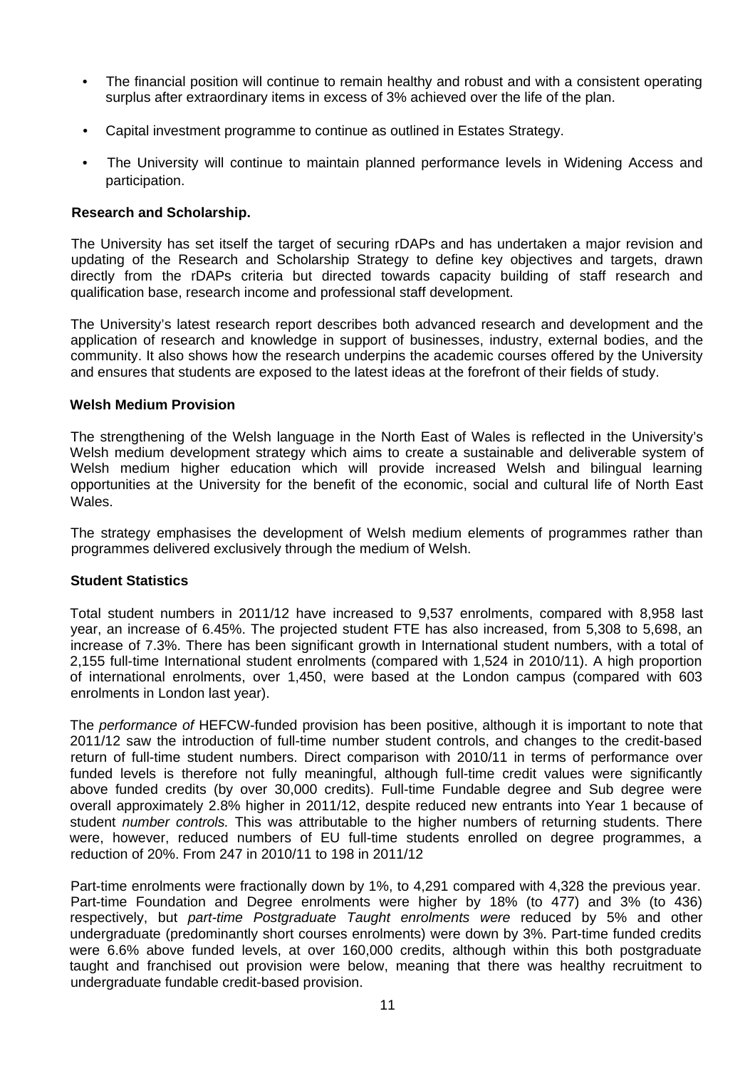- The financial position will continue to remain healthy and robust and with a consistent operating surplus after extraordinary items in excess of 3% achieved over the life of the plan.
- Capital investment programme to continue as outlined in Estates Strategy.
- The University will continue to maintain planned performance levels in Widening Access and participation.

**Research and Scholarship.**

The University has set itself the target of securing rDAPs and has undertaken a major revision and updating of the Research and Scholarship Strategy to define key objectives and targets, drawn directly from the rDAPs criteria but directed towards capacity building of staff research and qualification base, research income and professional staff development.

The University's latest research report describes both advanced research and development and the application of research and knowledge in support of businesses, industry, external bodies, and the community. It also shows how the research underpins the academic courses offered by the University and ensures that students are exposed to the latest ideas at the forefront of their fields of study.

**Welsh Medium Provision**

The strengthening of the Welsh language in the North East of Wales is reflected in the University's Welsh medium development strategy which aims to create a sustainable and deliverable system of Welsh medium higher education which will provide increased Welsh and bilingual learning opportunities at the University for the benefit of the economic, social and cultural life of North East Wales.

The strategy emphasises the development of Welsh medium elements of programmes rather than programmes delivered exclusively through the medium of Welsh.

**Student Statistics**

Total student numbers in 2011/12 have increased to 9,537 enrolments, compared with 8,958 last year, an increase of 6.45%. The projected student FTE has also increased, from 5,308 to 5,698, an increase of 7.3%. There has been significant growth in International student numbers, with a total of 2,155 full-time International student enrolments (compared with 1,524 in 2010/11). A high proportion of international enrolments, over 1,450, were based at the London campus (compared with 603 enrolments in London last year).

The *performance of* HEFCW-funded provision has been positive, although it is important to note that 2011/12 saw the introduction of full-time number student controls, and changes to the credit-based return of full-time student numbers. Direct comparison with 2010/11 in terms of performance over funded levels is therefore not fully meaningful, although full-time credit values were significantly above funded credits (by over 30,000 credits). Full-time Fundable degree and Sub degree were overall approximately 2.8% higher in 2011/12, despite reduced new entrants into Year 1 because of student *number controls.* This was attributable to the higher numbers of returning students. There were, however, reduced numbers of EU full-time students enrolled on degree programmes, a reduction of 20%. From 247 in 2010/11 to 198 in 2011/12

Part-time enrolments were fractionally down by 1%, to 4,291 compared with 4,328 the previous year. Part-time Foundation and Degree enrolments were higher by 18% (to 477) and 3% (to 436) respectively, but *part-time Postgraduate Taught enrolments were* reduced by 5% and other undergraduate (predominantly short courses enrolments) were down by 3%. Part-time funded credits were 6.6% above funded levels, at over 160,000 credits, although within this both postgraduate taught and franchised out provision were below, meaning that there was healthy recruitment to undergraduate fundable credit-based provision.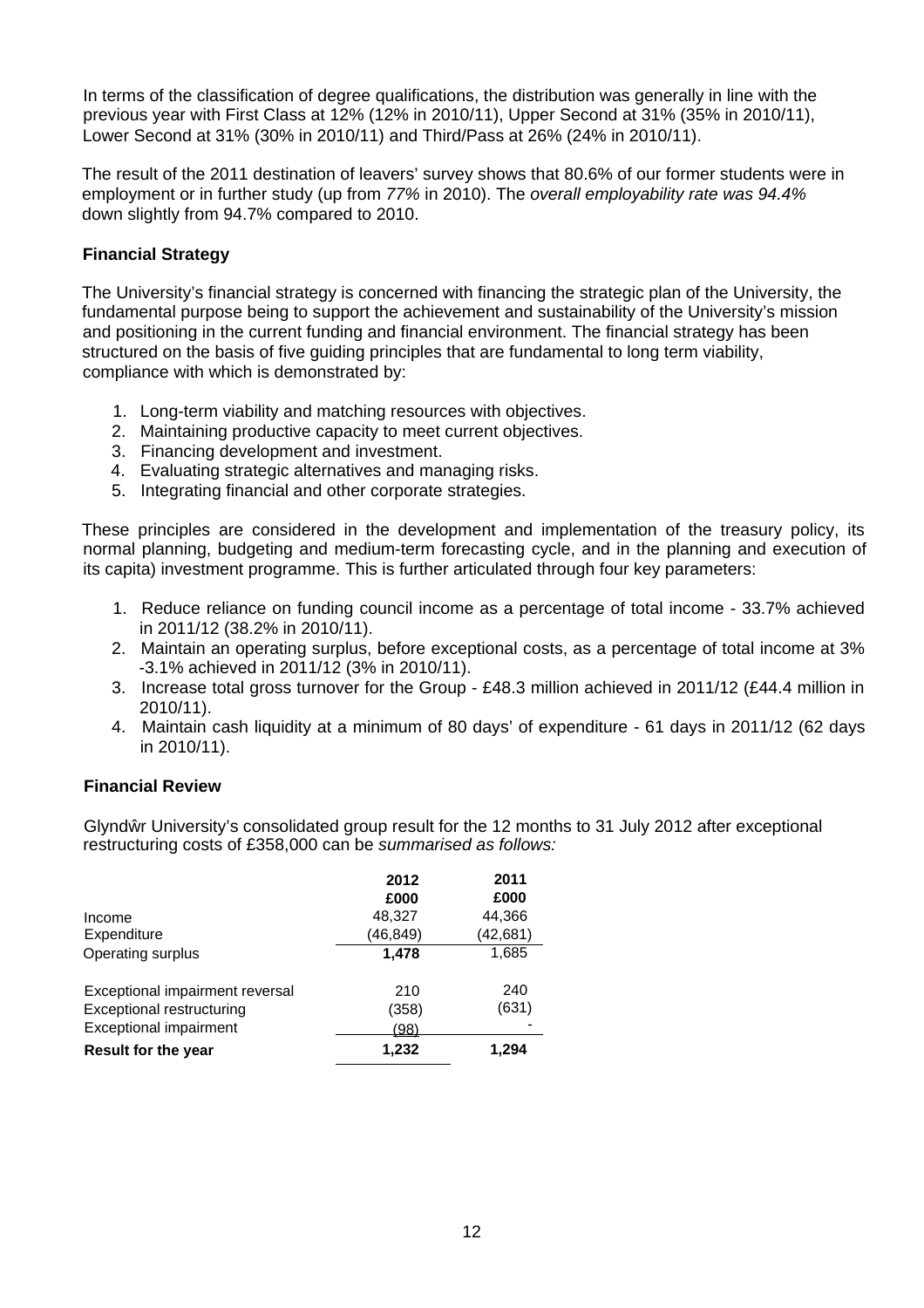In terms of the classification of degree qualifications, the distribution was generally in line with the previous year with First Class at 12% (12% in 2010/11), Upper Second at 31% (35% in 2010/11), Lower Second at 31% (30% in 2010/11) and Third/Pass at 26% (24% in 2010/11).

The result of the 2011 destination of leavers' survey shows that 80.6% of our former students were in employment or in further study (up from *77%* in 2010). The *overall employability rate was 94.4%* down slightly from 94.7% compared to 2010.

**Financial Strategy**

The University's financial strategy is concerned with financing the strategic plan of the University, the fundamental purpose being to support the achievement and sustainability of the University's mission and positioning in the current funding and financial environment. The financial strategy has been structured on the basis of five guiding principles that are fundamental to long term viability, compliance with which is demonstrated by:

1. Long-term viability and matching resources with objectives.
2. Maintaining productive capacity to meet current objectives.
3. Financing development and investment.
4. Evaluating strategic alternatives and managing risks.
5. Integrating financial and other corporate strategies.

These principles are considered in the development and implementation of the treasury policy, its normal planning, budgeting and medium-term forecasting cycle, and in the planning and execution of its capita) investment programme. This is further articulated through four key parameters:

1. Reduce reliance on funding council income as a percentage of total income - 33.7% achieved in 2011/12 (38.2% in 2010/11).
2. Maintain an operating surplus, before exceptional costs, as a percentage of total income at 3% -3.1% achieved in 2011/12 (3% in 2010/11).
3. Increase total gross turnover for the Group - £48.3 million achieved in 2011/12 (£44.4 million in 2010/11).
4. Maintain cash liquidity at a minimum of 80 days' of expenditure - 61 days in 2011/12 (62 days in 2010/11).

**Financial Review**

Glyndŵr University's consolidated group result for the 12 months to 31 July 2012 after exceptional restructuring costs of £358,000 can be *summarised as follows:*

| | 2012<br>£000 | 2011<br>£000 |
|---|---|---|
| Income | 48,327 | 44,366 |
| Expenditure | (46,849) | (42,681) |
| Operating surplus | **1,478** | 1,685 |
| | | |
| Exceptional impairment reversal | 210 | 240 |
| Exceptional restructuring | (358) | (631) |
| Exceptional impairment | (98) | - |
| **Result for the year** | **1,232** | **1,294** |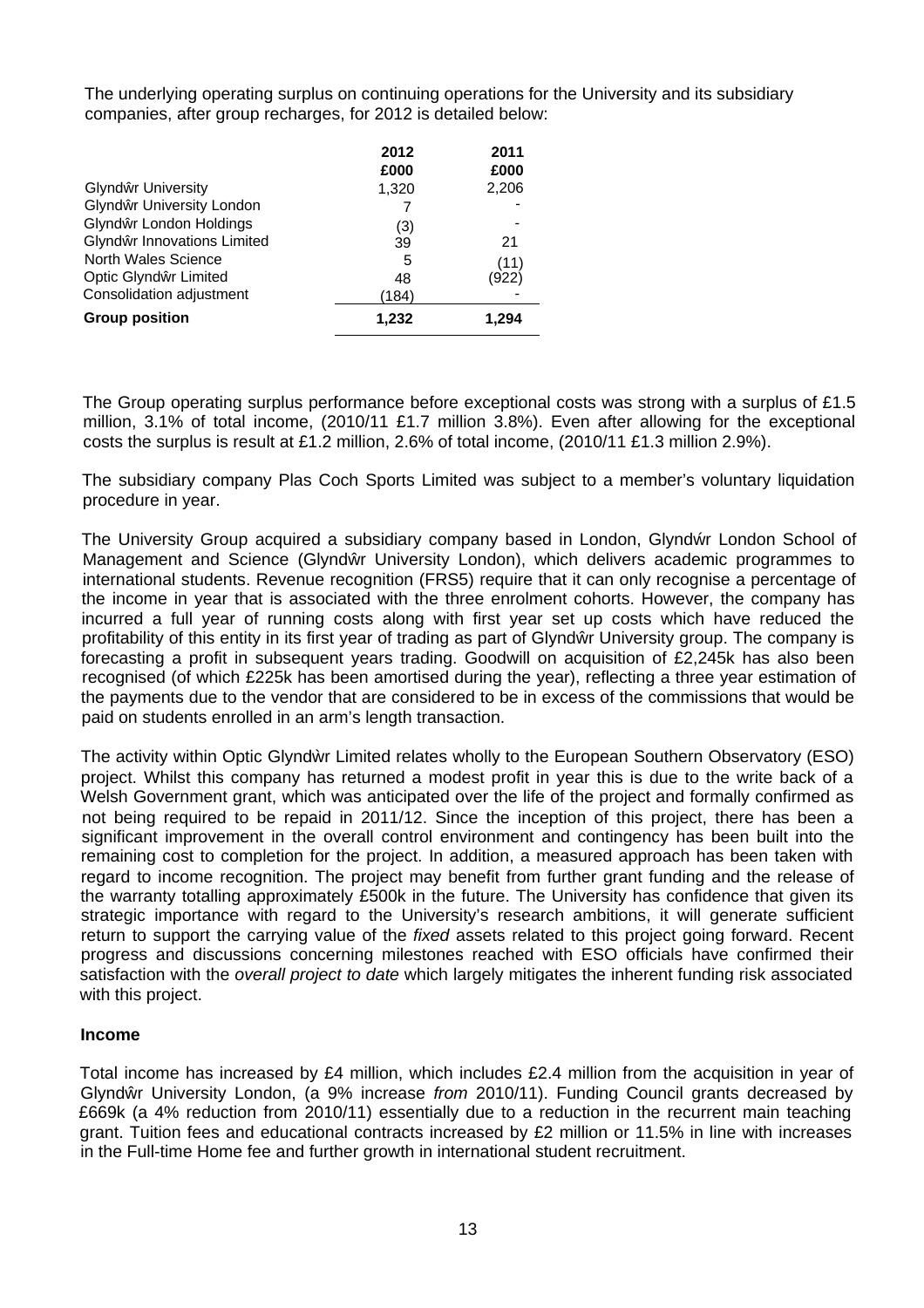The underlying operating surplus on continuing operations for the University and its subsidiary companies, after group recharges, for 2012 is detailed below:

| | 2012 | 2011 |
|---|---|---|
| | £000 | £000 |
| Glyndŵr University | 1,320 | 2,206 |
| Glyndŵr University London | 7 | - |
| Glyndŵr London Holdings | (3) | - |
| Glyndŵr Innovations Limited | 39 | 21 |
| North Wales Science | 5 | (11) |
| Optic Glyndŵr Limited | 48 | (922) |
| Consolidation adjustment | (184) | - |
| **Group position** | **1,232** | **1,294** |

The Group operating surplus performance before exceptional costs was strong with a surplus of £1.5 million, 3.1% of total income, (2010/11 £1.7 million 3.8%). Even after allowing for the exceptional costs the surplus is result at £1.2 million, 2.6% of total income, (2010/11 £1.3 million 2.9%).

The subsidiary company Plas Coch Sports Limited was subject to a member's voluntary liquidation procedure in year.

The University Group acquired a subsidiary company based in London, Glyndẃr London School of Management and Science (Glyndŵr University London), which delivers academic programmes to international students. Revenue recognition (FRS5) require that it can only recognise a percentage of the income in year that is associated with the three enrolment cohorts. However, the company has incurred a full year of running costs along with first year set up costs which have reduced the profitability of this entity in its first year of trading as part of Glyndŵr University group. The company is forecasting a profit in subsequent years trading. Goodwill on acquisition of £2,245k has also been recognised (of which £225k has been amortised during the year), reflecting a three year estimation of the payments due to the vendor that are considered to be in excess of the commissions that would be paid on students enrolled in an arm's length transaction.

The activity within Optic Glyndẁr Limited relates wholly to the European Southern Observatory (ESO) project. Whilst this company has returned a modest profit in year this is due to the write back of a Welsh Government grant, which was anticipated over the life of the project and formally confirmed as not being required to be repaid in 2011/12. Since the inception of this project, there has been a significant improvement in the overall control environment and contingency has been built into the remaining cost to completion for the project. In addition, a measured approach has been taken with regard to income recognition. The project may benefit from further grant funding and the release of the warranty totalling approximately £500k in the future. The University has confidence that given its strategic importance with regard to the University's research ambitions, it will generate sufficient return to support the carrying value of the *fixed* assets related to this project going forward. Recent progress and discussions concerning milestones reached with ESO officials have confirmed their satisfaction with the *overall project to date* which largely mitigates the inherent funding risk associated with this project.

**Income**

Total income has increased by £4 million, which includes £2.4 million from the acquisition in year of Glyndŵr University London, (a 9% increase *from* 2010/11). Funding Council grants decreased by £669k (a 4% reduction from 2010/11) essentially due to a reduction in the recurrent main teaching grant. Tuition fees and educational contracts increased by £2 million or 11.5% in line with increases in the Full-time Home fee and further growth in international student recruitment.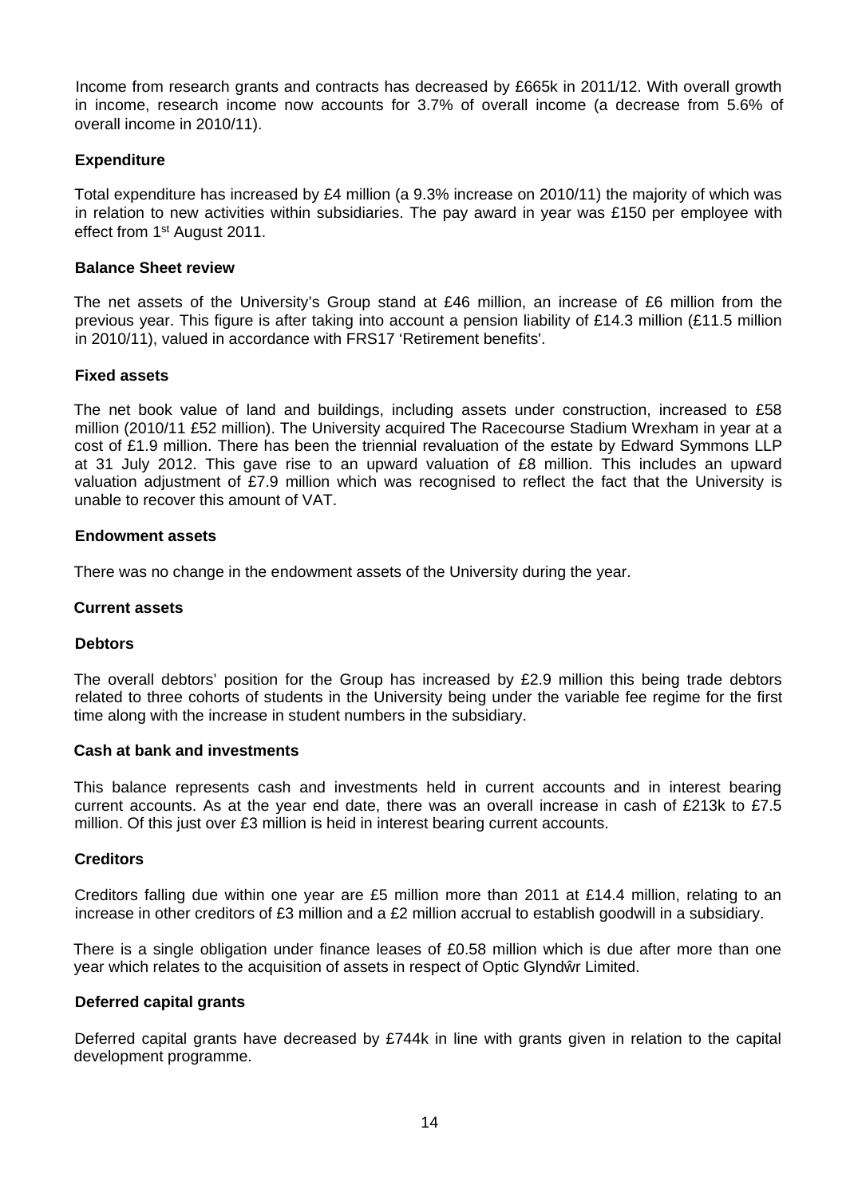Income from research grants and contracts has decreased by £665k in 2011/12. With overall growth in income, research income now accounts for 3.7% of overall income (a decrease from 5.6% of overall income in 2010/11).

**Expenditure**

Total expenditure has increased by £4 million (a 9.3% increase on 2010/11) the majority of which was in relation to new activities within subsidiaries. The pay award in year was £150 per employee with effect from 1st August 2011.

**Balance Sheet review**

The net assets of the University's Group stand at £46 million, an increase of £6 million from the previous year. This figure is after taking into account a pension liability of £14.3 million (£11.5 million in 2010/11), valued in accordance with FRS17 'Retirement benefits'.

**Fixed assets**

The net book value of land and buildings, including assets under construction, increased to £58 million (2010/11 £52 million). The University acquired The Racecourse Stadium Wrexham in year at a cost of £1.9 million. There has been the triennial revaluation of the estate by Edward Symmons LLP at 31 July 2012. This gave rise to an upward valuation of £8 million. This includes an upward valuation adjustment of £7.9 million which was recognised to reflect the fact that the University is unable to recover this amount of VAT.

**Endowment assets**

There was no change in the endowment assets of the University during the year.

**Current assets**

**Debtors**

The overall debtors' position for the Group has increased by £2.9 million this being trade debtors related to three cohorts of students in the University being under the variable fee regime for the first time along with the increase in student numbers in the subsidiary.

**Cash at bank and investments**

This balance represents cash and investments held in current accounts and in interest bearing current accounts. As at the year end date, there was an overall increase in cash of £213k to £7.5 million. Of this just over £3 million is heid in interest bearing current accounts.

**Creditors**

Creditors falling due within one year are £5 million more than 2011 at £14.4 million, relating to an increase in other creditors of £3 million and a £2 million accrual to establish goodwill in a subsidiary.

There is a single obligation under finance leases of £0.58 million which is due after more than one year which relates to the acquisition of assets in respect of Optic Glyndŵr Limited.

**Deferred capital grants**

Deferred capital grants have decreased by £744k in line with grants given in relation to the capital development programme.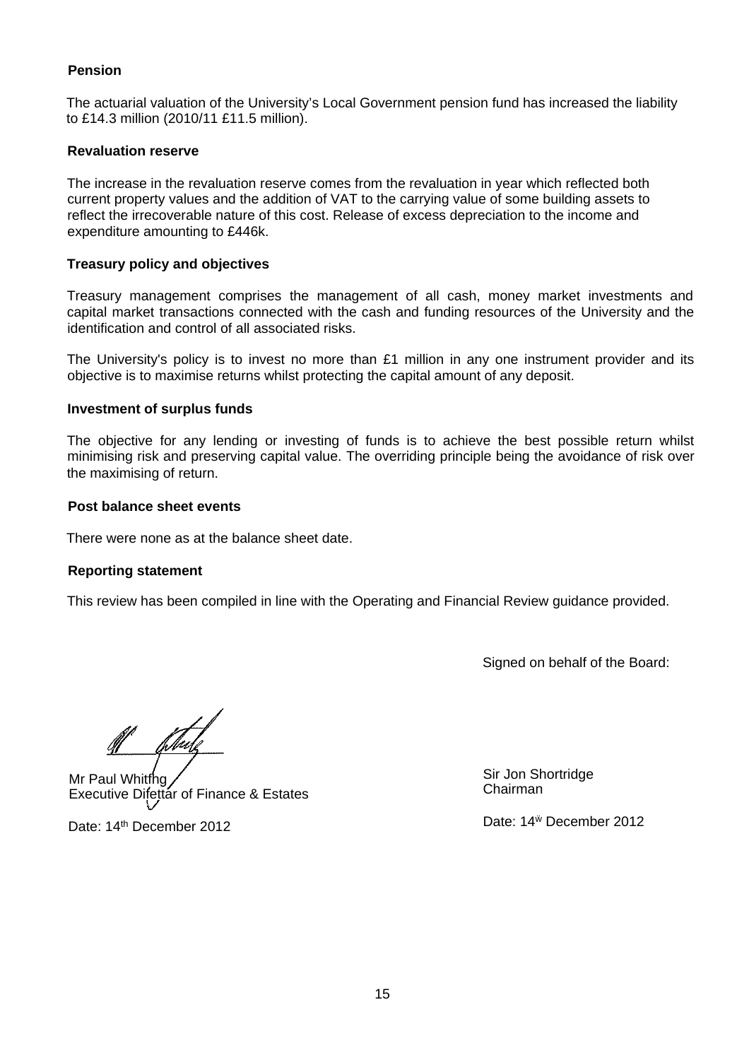**Pension**

The actuarial valuation of the University's Local Government pension fund has increased the liability to £14.3 million (2010/11 £11.5 million).

**Revaluation reserve**

The increase in the revaluation reserve comes from the revaluation in year which reflected both current property values and the addition of VAT to the carrying value of some building assets to reflect the irrecoverable nature of this cost. Release of excess depreciation to the income and expenditure amounting to £446k.

**Treasury policy and objectives**

Treasury management comprises the management of all cash, money market investments and capital market transactions connected with the cash and funding resources of the University and the identification and control of all associated risks.

The University's policy is to invest no more than £1 million in any one instrument provider and its objective is to maximise returns whilst protecting the capital amount of any deposit.

**Investment of surplus funds**

The objective for any lending or investing of funds is to achieve the best possible return whilst minimising risk and preserving capital value. The overriding principle being the avoidance of risk over the maximising of return.

**Post balance sheet events**

There were none as at the balance sheet date.

**Reporting statement**

This review has been compiled in line with the Operating and Financial Review guidance provided.

Signed on behalf of the Board:

Mr Paul Whiting
Executive Director of Finance & Estates

Date: 14th December 2012

Sir Jon Shortridge
Chairman

Date: 14th December 2012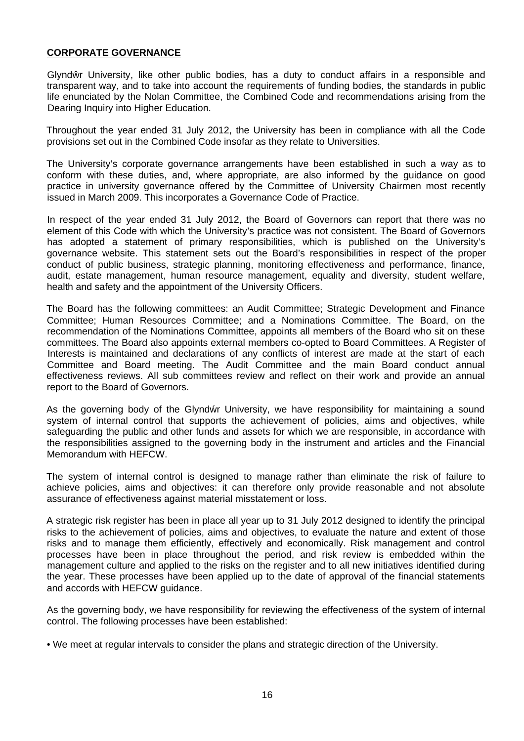## **CORPORATE GOVERNANCE**

Glyndŵr University, like other public bodies, has a duty to conduct affairs in a responsible and transparent way, and to take into account the requirements of funding bodies, the standards in public life enunciated by the Nolan Committee, the Combined Code and recommendations arising from the Dearing Inquiry into Higher Education.

Throughout the year ended 31 July 2012, the University has been in compliance with all the Code provisions set out in the Combined Code insofar as they relate to Universities.

The University's corporate governance arrangements have been established in such a way as to conform with these duties, and, where appropriate, are also informed by the guidance on good practice in university governance offered by the Committee of University Chairmen most recently issued in March 2009. This incorporates a Governance Code of Practice.

In respect of the year ended 31 July 2012, the Board of Governors can report that there was no element of this Code with which the University's practice was not consistent. The Board of Governors has adopted a statement of primary responsibilities, which is published on the University's governance website. This statement sets out the Board's responsibilities in respect of the proper conduct of public business, strategic planning, monitoring effectiveness and performance, finance, audit, estate management, human resource management, equality and diversity, student welfare, health and safety and the appointment of the University Officers.

The Board has the following committees: an Audit Committee; Strategic Development and Finance Committee; Human Resources Committee; and a Nominations Committee. The Board, on the recommendation of the Nominations Committee, appoints all members of the Board who sit on these committees. The Board also appoints external members co-opted to Board Committees. A Register of Interests is maintained and declarations of any conflicts of interest are made at the start of each Committee and Board meeting. The Audit Committee and the main Board conduct annual effectiveness reviews. All sub committees review and reflect on their work and provide an annual report to the Board of Governors.

As the governing body of the Glyndŵr University, we have responsibility for maintaining a sound system of internal control that supports the achievement of policies, aims and objectives, while safeguarding the public and other funds and assets for which we are responsible, in accordance with the responsibilities assigned to the governing body in the instrument and articles and the Financial Memorandum with HEFCW.

The system of internal control is designed to manage rather than eliminate the risk of failure to achieve policies, aims and objectives: it can therefore only provide reasonable and not absolute assurance of effectiveness against material misstatement or loss.

A strategic risk register has been in place all year up to 31 July 2012 designed to identify the principal risks to the achievement of policies, aims and objectives, to evaluate the nature and extent of those risks and to manage them efficiently, effectively and economically. Risk management and control processes have been in place throughout the period, and risk review is embedded within the management culture and applied to the risks on the register and to all new initiatives identified during the year. These processes have been applied up to the date of approval of the financial statements and accords with HEFCW guidance.

As the governing body, we have responsibility for reviewing the effectiveness of the system of internal control. The following processes have been established:

- We meet at regular intervals to consider the plans and strategic direction of the University.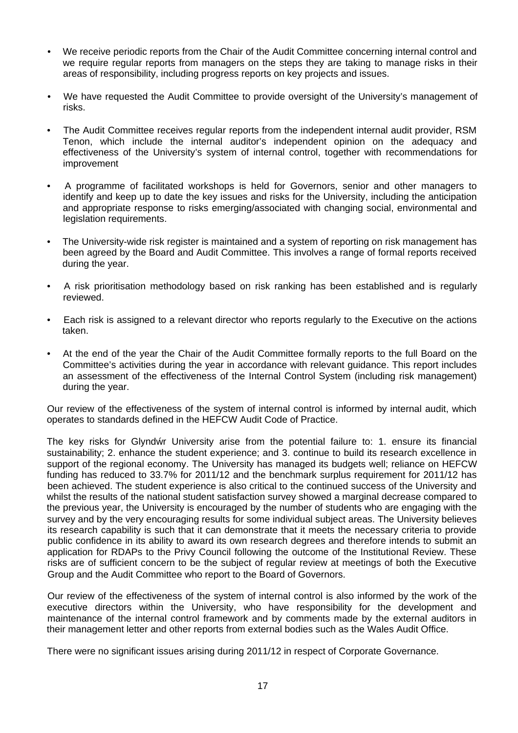- We receive periodic reports from the Chair of the Audit Committee concerning internal control and we require regular reports from managers on the steps they are taking to manage risks in their areas of responsibility, including progress reports on key projects and issues.

- We have requested the Audit Committee to provide oversight of the University's management of risks.

- The Audit Committee receives regular reports from the independent internal audit provider, RSM Tenon, which include the internal auditor's independent opinion on the adequacy and effectiveness of the University's system of internal control, together with recommendations for improvement

- A programme of facilitated workshops is held for Governors, senior and other managers to identify and keep up to date the key issues and risks for the University, including the anticipation and appropriate response to risks emerging/associated with changing social, environmental and legislation requirements.

- The University-wide risk register is maintained and a system of reporting on risk management has been agreed by the Board and Audit Committee. This involves a range of formal reports received during the year.

- A risk prioritisation methodology based on risk ranking has been established and is regularly reviewed.

- Each risk is assigned to a relevant director who reports regularly to the Executive on the actions taken.

- At the end of the year the Chair of the Audit Committee formally reports to the full Board on the Committee's activities during the year in accordance with relevant guidance. This report includes an assessment of the effectiveness of the Internal Control System (including risk management) during the year.

Our review of the effectiveness of the system of internal control is informed by internal audit, which operates to standards defined in the HEFCW Audit Code of Practice.

The key risks for Glyndŵr University arise from the potential failure to: 1. ensure its financial sustainability; 2. enhance the student experience; and 3. continue to build its research excellence in support of the regional economy. The University has managed its budgets well; reliance on HEFCW funding has reduced to 33.7% for 2011/12 and the benchmark surplus requirement for 2011/12 has been achieved. The student experience is also critical to the continued success of the University and whilst the results of the national student satisfaction survey showed a marginal decrease compared to the previous year, the University is encouraged by the number of students who are engaging with the survey and by the very encouraging results for some individual subject areas. The University believes its research capability is such that it can demonstrate that it meets the necessary criteria to provide public confidence in its ability to award its own research degrees and therefore intends to submit an application for RDAPs to the Privy Council following the outcome of the Institutional Review. These risks are of sufficient concern to be the subject of regular review at meetings of both the Executive Group and the Audit Committee who report to the Board of Governors.

Our review of the effectiveness of the system of internal control is also informed by the work of the executive directors within the University, who have responsibility for the development and maintenance of the internal control framework and by comments made by the external auditors in their management letter and other reports from external bodies such as the Wales Audit Office.

There were no significant issues arising during 2011/12 in respect of Corporate Governance.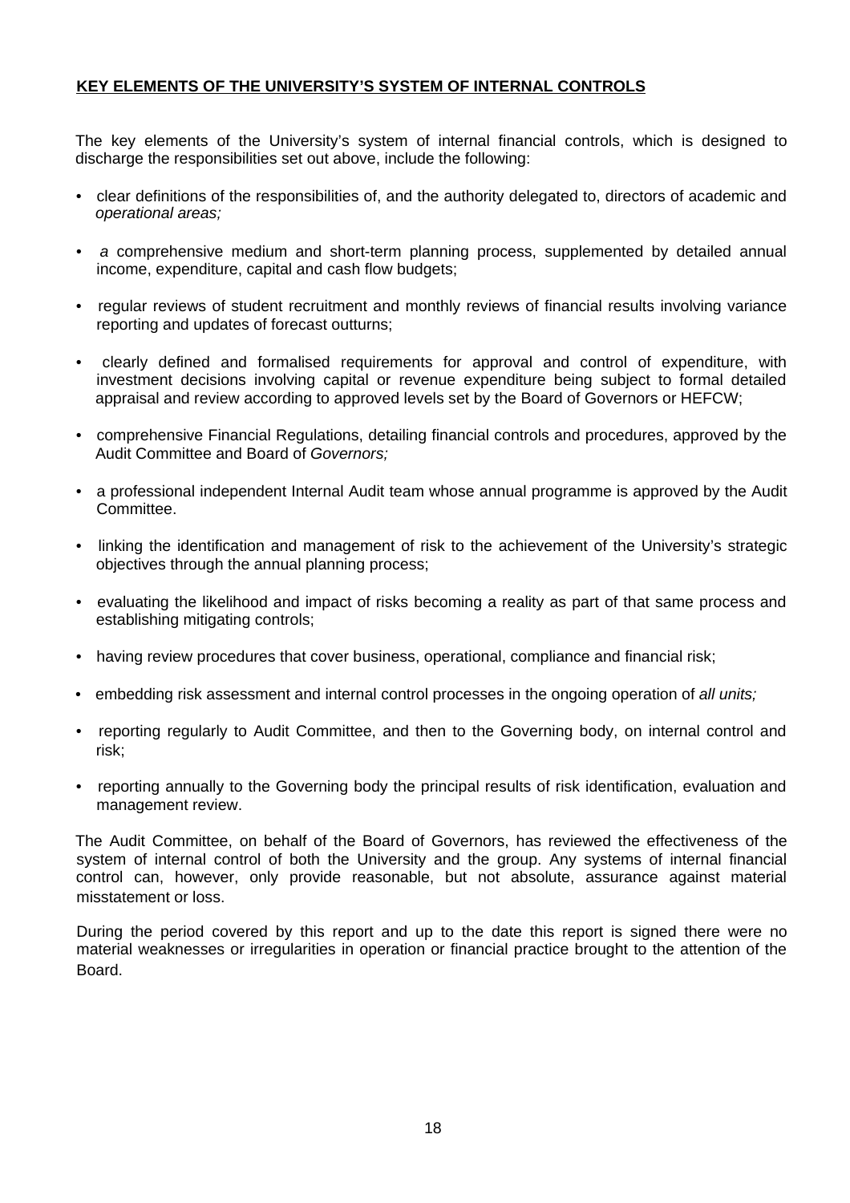**KEY ELEMENTS OF THE UNIVERSITY'S SYSTEM OF INTERNAL CONTROLS**

The key elements of the University's system of internal financial controls, which is designed to discharge the responsibilities set out above, include the following:

- clear definitions of the responsibilities of, and the authority delegated to, directors of academic and *operational areas;*
- *a* comprehensive medium and short-term planning process, supplemented by detailed annual income, expenditure, capital and cash flow budgets;
- regular reviews of student recruitment and monthly reviews of financial results involving variance reporting and updates of forecast outturns;
- clearly defined and formalised requirements for approval and control of expenditure, with investment decisions involving capital or revenue expenditure being subject to formal detailed appraisal and review according to approved levels set by the Board of Governors or HEFCW;
- comprehensive Financial Regulations, detailing financial controls and procedures, approved by the Audit Committee and Board of *Governors;*
- a professional independent Internal Audit team whose annual programme is approved by the Audit Committee.
- linking the identification and management of risk to the achievement of the University's strategic objectives through the annual planning process;
- evaluating the likelihood and impact of risks becoming a reality as part of that same process and establishing mitigating controls;
- having review procedures that cover business, operational, compliance and financial risk;
- embedding risk assessment and internal control processes in the ongoing operation of *all units;*
- reporting regularly to Audit Committee, and then to the Governing body, on internal control and risk;
- reporting annually to the Governing body the principal results of risk identification, evaluation and management review.

The Audit Committee, on behalf of the Board of Governors, has reviewed the effectiveness of the system of internal control of both the University and the group. Any systems of internal financial control can, however, only provide reasonable, but not absolute, assurance against material misstatement or loss.

During the period covered by this report and up to the date this report is signed there were no material weaknesses or irregularities in operation or financial practice brought to the attention of the Board.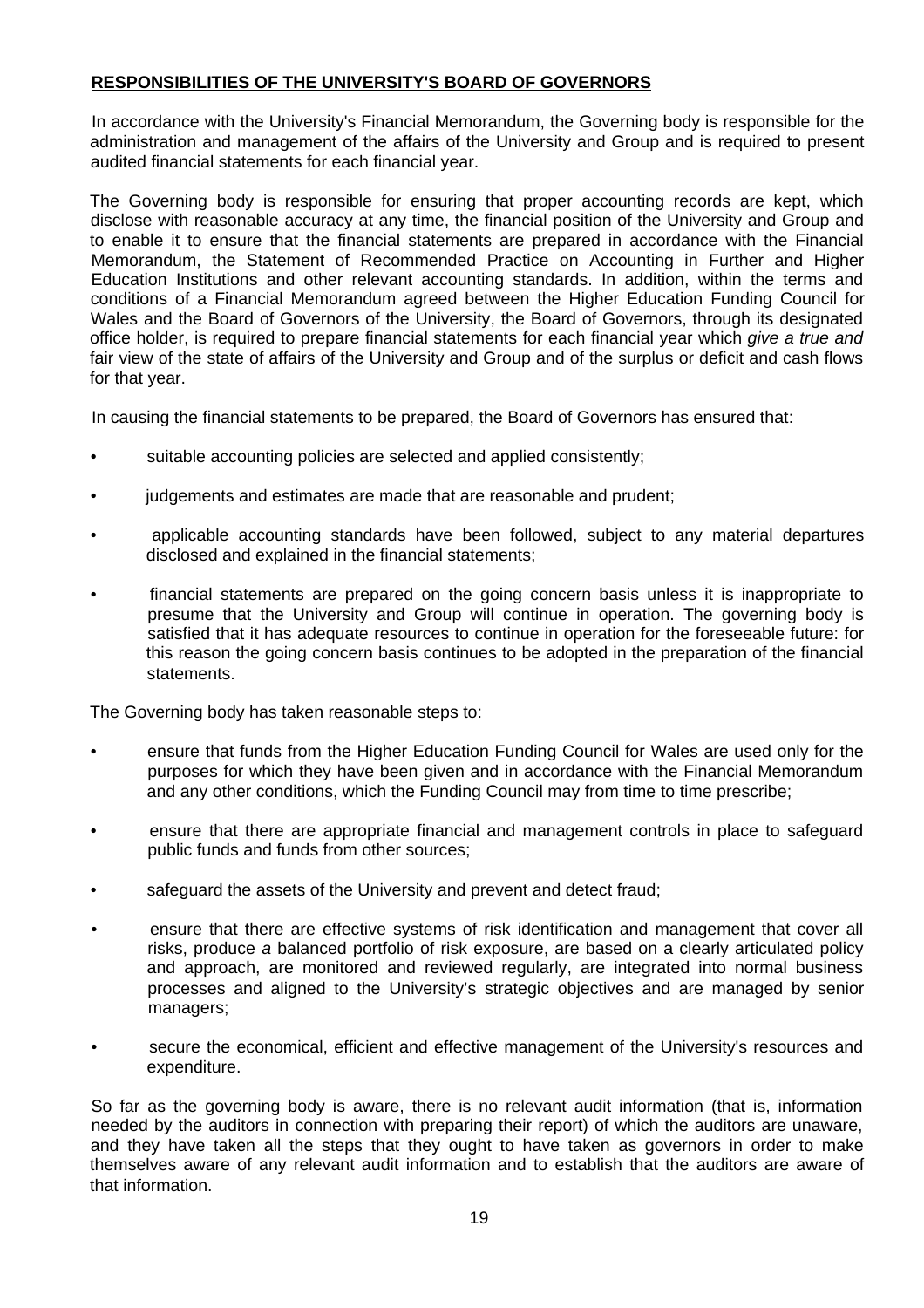## **RESPONSIBILITIES OF THE UNIVERSITY'S BOARD OF GOVERNORS**

In accordance with the University's Financial Memorandum, the Governing body is responsible for the administration and management of the affairs of the University and Group and is required to present audited financial statements for each financial year.

The Governing body is responsible for ensuring that proper accounting records are kept, which disclose with reasonable accuracy at any time, the financial position of the University and Group and to enable it to ensure that the financial statements are prepared in accordance with the Financial Memorandum, the Statement of Recommended Practice on Accounting in Further and Higher Education Institutions and other relevant accounting standards. In addition, within the terms and conditions of a Financial Memorandum agreed between the Higher Education Funding Council for Wales and the Board of Governors of the University, the Board of Governors, through its designated office holder, is required to prepare financial statements for each financial year which *give a true and* fair view of the state of affairs of the University and Group and of the surplus or deficit and cash flows for that year.

In causing the financial statements to be prepared, the Board of Governors has ensured that:

- suitable accounting policies are selected and applied consistently;
- judgements and estimates are made that are reasonable and prudent;
- applicable accounting standards have been followed, subject to any material departures disclosed and explained in the financial statements;
- financial statements are prepared on the going concern basis unless it is inappropriate to presume that the University and Group will continue in operation. The governing body is satisfied that it has adequate resources to continue in operation for the foreseeable future: for this reason the going concern basis continues to be adopted in the preparation of the financial statements.

The Governing body has taken reasonable steps to:

- ensure that funds from the Higher Education Funding Council for Wales are used only for the purposes for which they have been given and in accordance with the Financial Memorandum and any other conditions, which the Funding Council may from time to time prescribe;
- ensure that there are appropriate financial and management controls in place to safeguard public funds and funds from other sources;
- safeguard the assets of the University and prevent and detect fraud;
- ensure that there are effective systems of risk identification and management that cover all risks, produce *a* balanced portfolio of risk exposure, are based on a clearly articulated policy and approach, are monitored and reviewed regularly, are integrated into normal business processes and aligned to the University's strategic objectives and are managed by senior managers;
- secure the economical, efficient and effective management of the University's resources and expenditure.

So far as the governing body is aware, there is no relevant audit information (that is, information needed by the auditors in connection with preparing their report) of which the auditors are unaware, and they have taken all the steps that they ought to have taken as governors in order to make themselves aware of any relevant audit information and to establish that the auditors are aware of that information.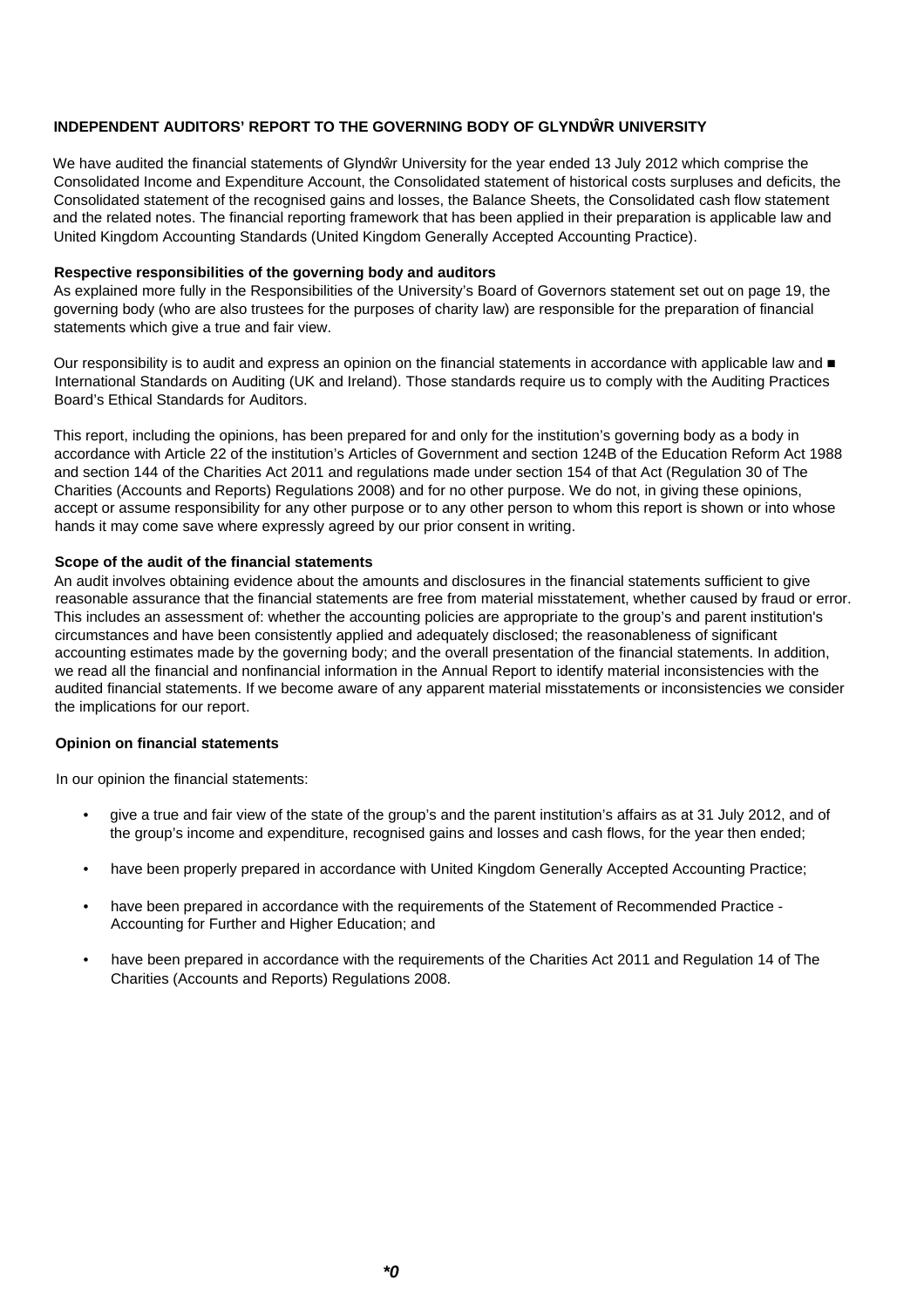**INDEPENDENT AUDITORS' REPORT TO THE GOVERNING BODY OF GLYNDŴR UNIVERSITY**

We have audited the financial statements of Glyndŵr University for the year ended 13 July 2012 which comprise the Consolidated Income and Expenditure Account, the Consolidated statement of historical costs surpluses and deficits, the Consolidated statement of the recognised gains and losses, the Balance Sheets, the Consolidated cash flow statement and the related notes. The financial reporting framework that has been applied in their preparation is applicable law and United Kingdom Accounting Standards (United Kingdom Generally Accepted Accounting Practice).

**Respective responsibilities of the governing body and auditors**

As explained more fully in the Responsibilities of the University's Board of Governors statement set out on page 19, the governing body (who are also trustees for the purposes of charity law) are responsible for the preparation of financial statements which give a true and fair view.

Our responsibility is to audit and express an opinion on the financial statements in accordance with applicable law and ■ International Standards on Auditing (UK and Ireland). Those standards require us to comply with the Auditing Practices Board's Ethical Standards for Auditors.

This report, including the opinions, has been prepared for and only for the institution's governing body as a body in accordance with Article 22 of the institution's Articles of Government and section 124B of the Education Reform Act 1988 and section 144 of the Charities Act 2011 and regulations made under section 154 of that Act (Regulation 30 of The Charities (Accounts and Reports) Regulations 2008) and for no other purpose. We do not, in giving these opinions, accept or assume responsibility for any other purpose or to any other person to whom this report is shown or into whose hands it may come save where expressly agreed by our prior consent in writing.

**Scope of the audit of the financial statements**

An audit involves obtaining evidence about the amounts and disclosures in the financial statements sufficient to give reasonable assurance that the financial statements are free from material misstatement, whether caused by fraud or error. This includes an assessment of: whether the accounting policies are appropriate to the group's and parent institution's circumstances and have been consistently applied and adequately disclosed; the reasonableness of significant accounting estimates made by the governing body; and the overall presentation of the financial statements. In addition, we read all the financial and nonfinancial information in the Annual Report to identify material inconsistencies with the audited financial statements. If we become aware of any apparent material misstatements or inconsistencies we consider the implications for our report.

**Opinion on financial statements**

In our opinion the financial statements:

- give a true and fair view of the state of the group's and the parent institution's affairs as at 31 July 2012, and of the group's income and expenditure, recognised gains and losses and cash flows, for the year then ended;
- have been properly prepared in accordance with United Kingdom Generally Accepted Accounting Practice;
- have been prepared in accordance with the requirements of the Statement of Recommended Practice - Accounting for Further and Higher Education; and
- have been prepared in accordance with the requirements of the Charities Act 2011 and Regulation 14 of The Charities (Accounts and Reports) Regulations 2008.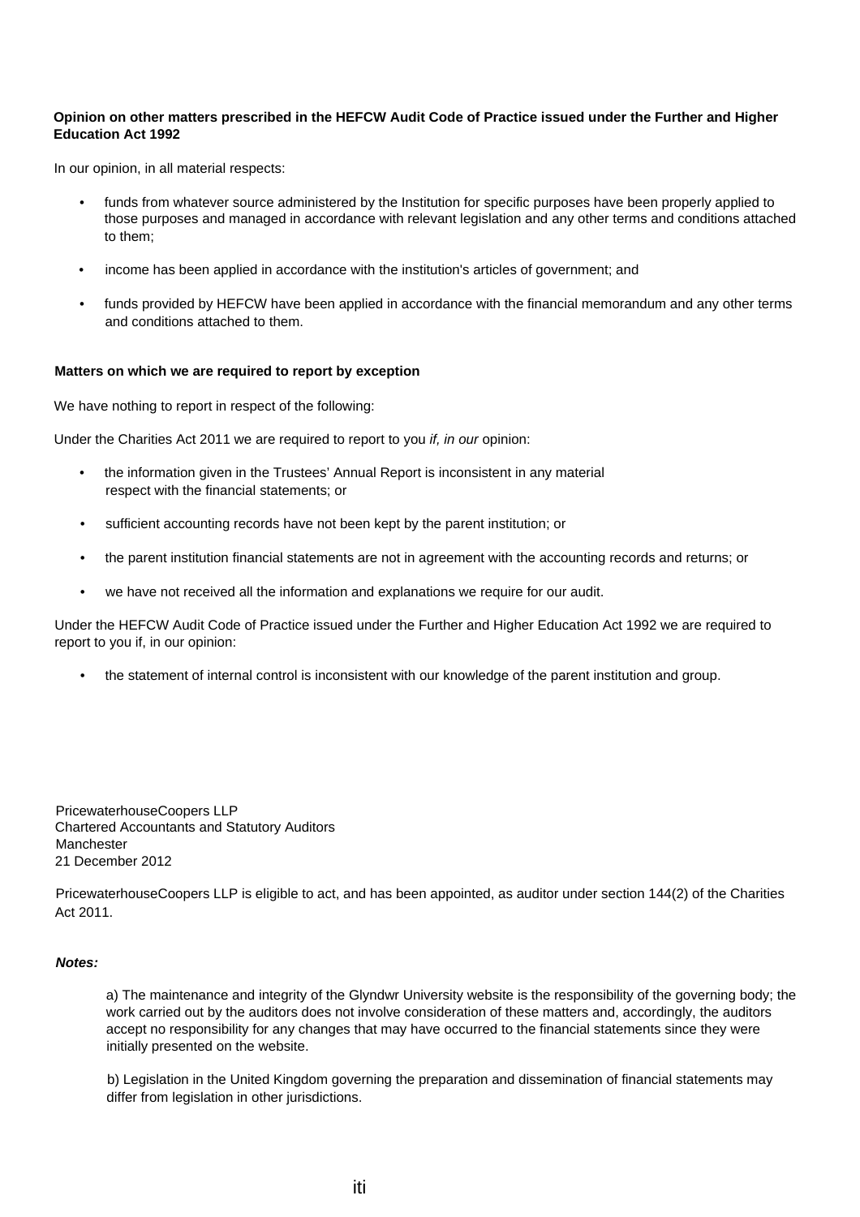**Opinion on other matters prescribed in the HEFCW Audit Code of Practice issued under the Further and Higher Education Act 1992**

In our opinion, in all material respects:

- funds from whatever source administered by the Institution for specific purposes have been properly applied to those purposes and managed in accordance with relevant legislation and any other terms and conditions attached to them;
- income has been applied in accordance with the institution's articles of government; and
- funds provided by HEFCW have been applied in accordance with the financial memorandum and any other terms and conditions attached to them.

**Matters on which we are required to report by exception**

We have nothing to report in respect of the following:

Under the Charities Act 2011 we are required to report to you *if, in our* opinion:

- the information given in the Trustees' Annual Report is inconsistent in any material respect with the financial statements; or
- sufficient accounting records have not been kept by the parent institution; or
- the parent institution financial statements are not in agreement with the accounting records and returns; or
- we have not received all the information and explanations we require for our audit.

Under the HEFCW Audit Code of Practice issued under the Further and Higher Education Act 1992 we are required to report to you if, in our opinion:

- the statement of internal control is inconsistent with our knowledge of the parent institution and group.

PricewaterhouseCoopers LLP
Chartered Accountants and Statutory Auditors
Manchester
21 December 2012

PricewaterhouseCoopers LLP is eligible to act, and has been appointed, as auditor under section 144(2) of the Charities Act 2011.

***Notes:***

a) The maintenance and integrity of the Glyndwr University website is the responsibility of the governing body; the work carried out by the auditors does not involve consideration of these matters and, accordingly, the auditors accept no responsibility for any changes that may have occurred to the financial statements since they were initially presented on the website.

b) Legislation in the United Kingdom governing the preparation and dissemination of financial statements may differ from legislation in other jurisdictions.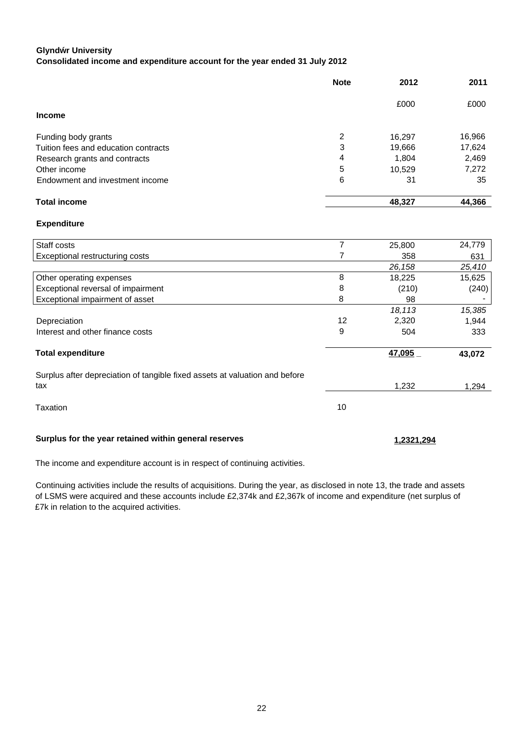**Glyndŵr University**

**Consolidated income and expenditure account for the year ended 31 July 2012**

| | Note | 2012 | 2011 |
|---|---|---|---|
| | | £000 | £000 |
| **Income** | | | |
| Funding body grants | 2 | 16,297 | 16,966 |
| Tuition fees and education contracts | 3 | 19,666 | 17,624 |
| Research grants and contracts | 4 | 1,804 | 2,469 |
| Other income | 5 | 10,529 | 7,272 |
| Endowment and investment income | 6 | 31 | 35 |
| **Total income** | | **48,327** | **44,366** |
| **Expenditure** | | | |
| Staff costs | 7 | 25,800 | 24,779 |
| Exceptional restructuring costs | 7 | 358 | 631 |
| | | *26,158* | *25,410* |
| Other operating expenses | 8 | 18,225 | 15,625 |
| Exceptional reversal of impairment | 8 | (210) | (240) |
| Exceptional impairment of asset | 8 | 98 | - |
| | | *18,113* | *15,385* |
| Depreciation | 12 | 2,320 | 1,944 |
| Interest and other finance costs | 9 | 504 | 333 |
| **Total expenditure** | | **47,095** | **43,072** |
| Surplus after depreciation of tangible fixed assets at valuation and before tax | | 1,232 | 1,294 |
| Taxation | 10 | | |
| **Surplus for the year retained within general reserves** | | **1,232** | **1,294** |

The income and expenditure account is in respect of continuing activities.

Continuing activities include the results of acquisitions. During the year, as disclosed in note 13, the trade and assets of LSMS were acquired and these accounts include £2,374k and £2,367k of income and expenditure (net surplus of £7k in relation to the acquired activities.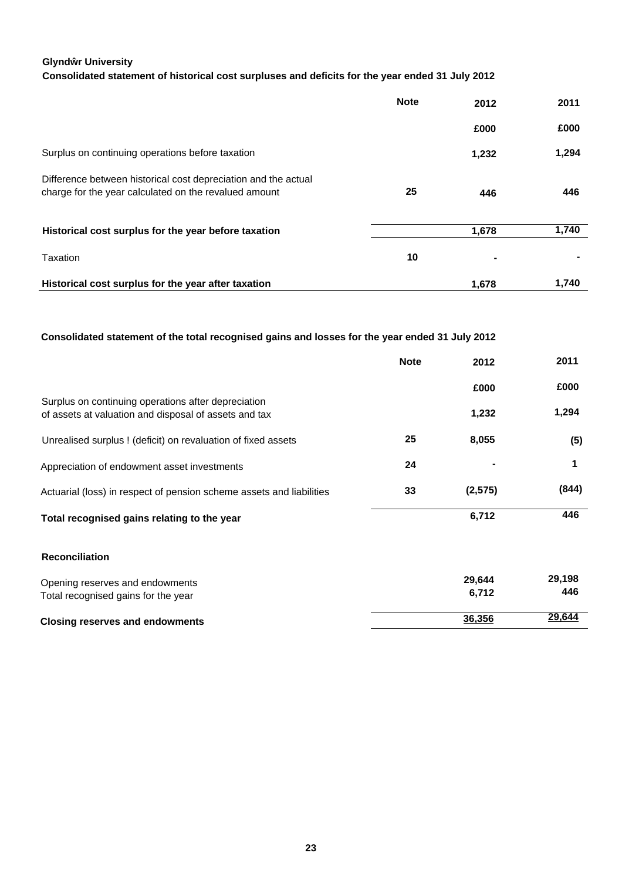**Glyndŵr University**

**Consolidated statement of historical cost surpluses and deficits for the year ended 31 July 2012**

| | Note | 2012 | 2011 |
|---|---|---|---|
| | | £000 | £000 |
| Surplus on continuing operations before taxation | | 1,232 | 1,294 |
| Difference between historical cost depreciation and the actual charge for the year calculated on the revalued amount | 25 | 446 | 446 |
| **Historical cost surplus for the year before taxation** | | 1,678 | 1,740 |
| Taxation | 10 | - | - |
| **Historical cost surplus for the year after taxation** | | 1,678 | 1,740 |

**Consolidated statement of the total recognised gains and losses for the year ended 31 July 2012**

| | Note | 2012 | 2011 |
|---|---|---|---|
| | | £000 | £000 |
| Surplus on continuing operations after depreciation of assets at valuation and disposal of assets and tax | | 1,232 | 1,294 |
| Unrealised surplus ! (deficit) on revaluation of fixed assets | 25 | 8,055 | (5) |
| Appreciation of endowment asset investments | 24 | - | 1 |
| Actuarial (loss) in respect of pension scheme assets and liabilities | 33 | (2,575) | (844) |
| **Total recognised gains relating to the year** | | 6,712 | 446 |
| | | | |
| **Reconciliation** | | | |
| Opening reserves and endowments | | 29,644 | 29,198 |
| Total recognised gains for the year | | 6,712 | 446 |
| **Closing reserves and endowments** | | 36,356 | 29,644 |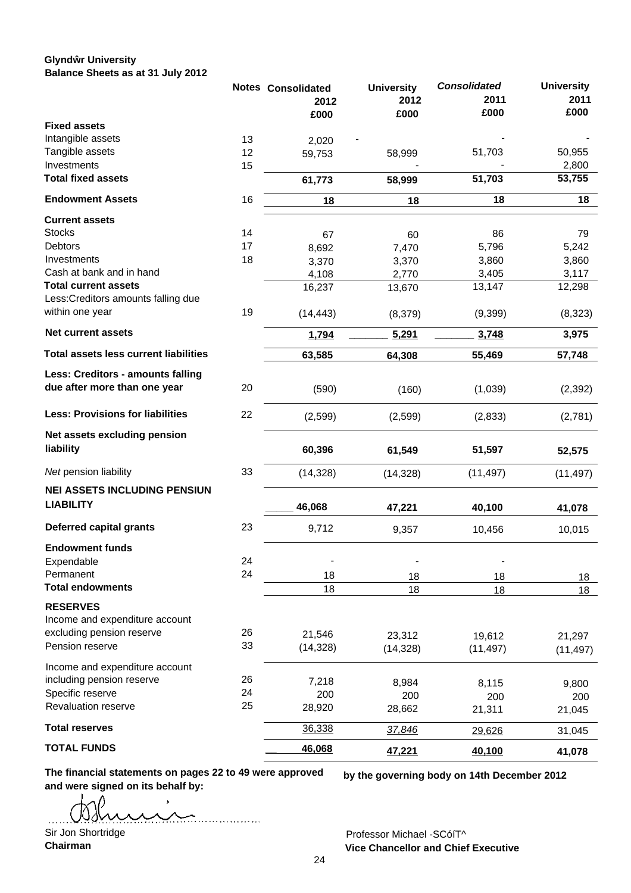**Glyndŵr University**
**Balance Sheets as at 31 July 2012**

| | Notes | Consolidated 2012 £000 | University 2012 £000 | *Consolidated* 2011 £000 | University 2011 £000 |
|---|---|---|---|---|---|
| **Fixed assets** | | | | | |
| Intangible assets | 13 | 2,020 | - | - | - |
| Tangible assets | 12 | 59,753 | 58,999 | 51,703 | 50,955 |
| Investments | 15 | | - | - | 2,800 |
| **Total fixed assets** | | **61,773** | **58,999** | **51,703** | **53,755** |
| **Endowment Assets** | 16 | **18** | **18** | **18** | **18** |
| **Current assets** | | | | | |
| Stocks | 14 | 67 | 60 | 86 | 79 |
| Debtors | 17 | 8,692 | 7,470 | 5,796 | 5,242 |
| Investments | 18 | 3,370 | 3,370 | 3,860 | 3,860 |
| Cash at bank and in hand | | 4,108 | 2,770 | 3,405 | 3,117 |
| **Total current assets** | | 16,237 | 13,670 | 13,147 | 12,298 |
| Less:Creditors amounts falling due within one year | 19 | (14,443) | (8,379) | (9,399) | (8,323) |
| **Net current assets** | | **1,794** | **5,291** | **3,748** | **3,975** |
| **Total assets less current liabilities** | | **63,585** | **64,308** | **55,469** | **57,748** |
| **Less: Creditors - amounts falling due after more than one year** | 20 | (590) | (160) | (1,039) | (2,392) |
| **Less: Provisions for liabilities** | 22 | (2,599) | (2,599) | (2,833) | (2,781) |
| **Net assets excluding pension liability** | | **60,396** | **61,549** | **51,597** | **52,575** |
| *Net* pension liability | 33 | (14,328) | (14,328) | (11,497) | (11,497) |
| **NEI ASSETS INCLUDING PENSIUN LIABILITY** | | **46,068** | **47,221** | **40,100** | **41,078** |
| **Deferred capital grants** | 23 | 9,712 | 9,357 | 10,456 | 10,015 |
| **Endowment funds** | | | | | |
| Expendable | 24 | - | - | - | |
| Permanent | 24 | 18 | 18 | 18 | 18 |
| **Total endowments** | | 18 | 18 | 18 | 18 |
| **RESERVES** | | | | | |
| Income and expenditure account excluding pension reserve | 26 | 21,546 | 23,312 | 19,612 | 21,297 |
| Pension reserve | 33 | (14,328) | (14,328) | (11,497) | (11,497) |
| Income and expenditure account including pension reserve | 26 | 7,218 | 8,984 | 8,115 | 9,800 |
| Specific reserve | 24 | 200 | 200 | 200 | 200 |
| Revaluation reserve | 25 | 28,920 | 28,662 | 21,311 | 21,045 |
| **Total reserves** | | 36,338 | *37,846* | 29,626 | 31,045 |
| **TOTAL FUNDS** | | **46,068** | **47,221** | **40,100** | **41,078** |

**The financial statements on pages 22 to 49 were approved by the governing body on 14th December 2012 and were signed on its behalf by:**

Sir Jon Shortridge
**Chairman**

Professor Michael -SCóíT^
**Vice Chancellor and Chief Executive**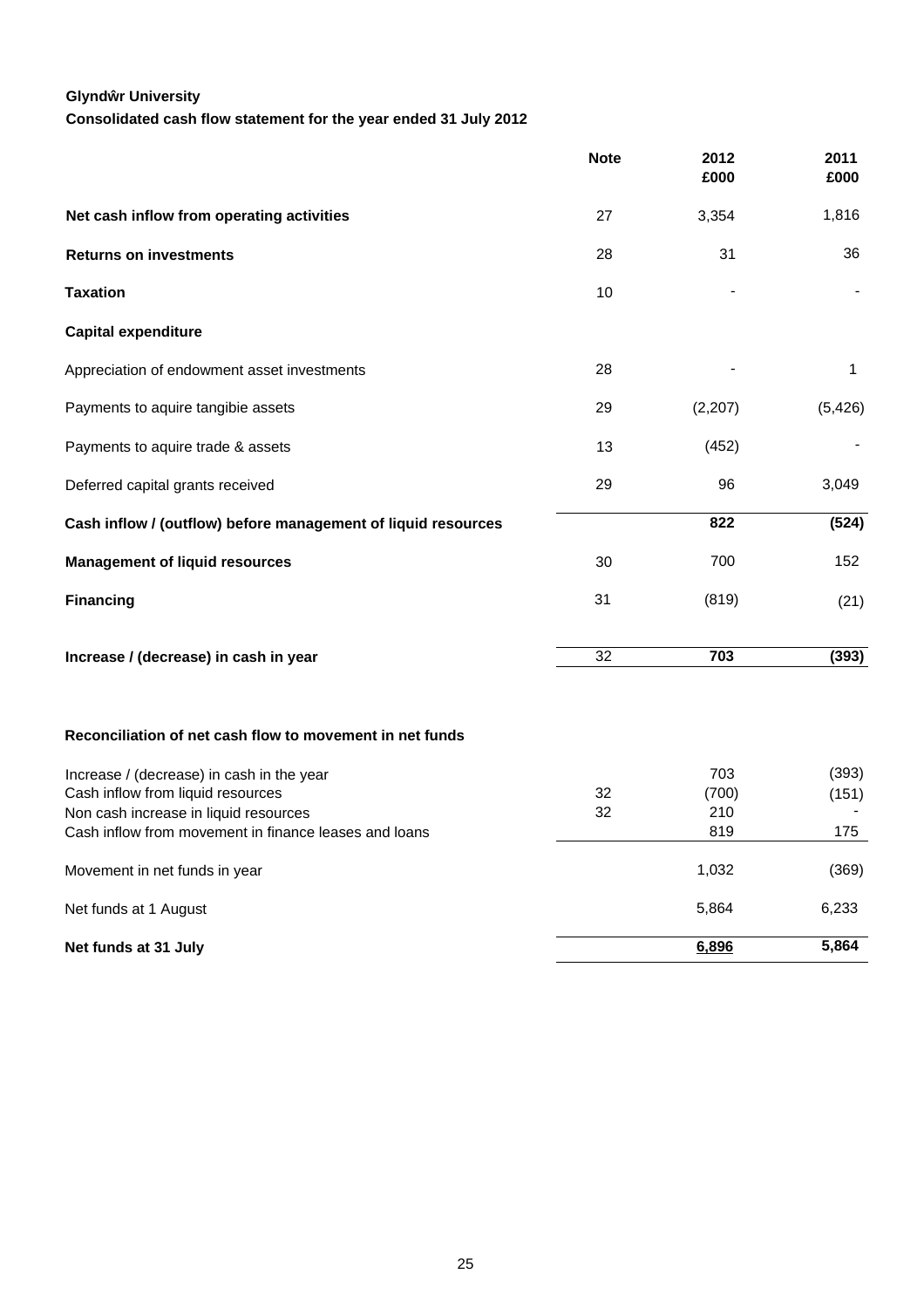**Glyndŵr University**

**Consolidated cash flow statement for the year ended 31 July 2012**

| | Note | 2012 £000 | 2011 £000 |
|---|---|---|---|
| **Net cash inflow from operating activities** | 27 | 3,354 | 1,816 |
| **Returns on investments** | 28 | 31 | 36 |
| **Taxation** | 10 | - | - |
| **Capital expenditure** | | | |
| Appreciation of endowment asset investments | 28 | - | 1 |
| Payments to aquire tangibie assets | 29 | (2,207) | (5,426) |
| Payments to aquire trade & assets | 13 | (452) | - |
| Deferred capital grants received | 29 | 96 | 3,049 |
| **Cash inflow / (outflow) before management of liquid resources** | | **822** | **(524)** |
| **Management of liquid resources** | 30 | 700 | 152 |
| **Financing** | 31 | (819) | (21) |
| **Increase / (decrease) in cash in year** | 32 | **703** | **(393)** |

**Reconciliation of net cash flow to movement in net funds**

| | Note | 2012 £000 | 2011 £000 |
|---|---|---|---|
| Increase / (decrease) in cash in the year | | 703 | (393) |
| Cash inflow from liquid resources | 32 | (700) | (151) |
| Non cash increase in liquid resources | 32 | 210 | - |
| Cash inflow from movement in finance leases and loans | | 819 | 175 |
| Movement in net funds in year | | 1,032 | (369) |
| Net funds at 1 August | | 5,864 | 6,233 |
| **Net funds at 31 July** | | **6,896** | **5,864** |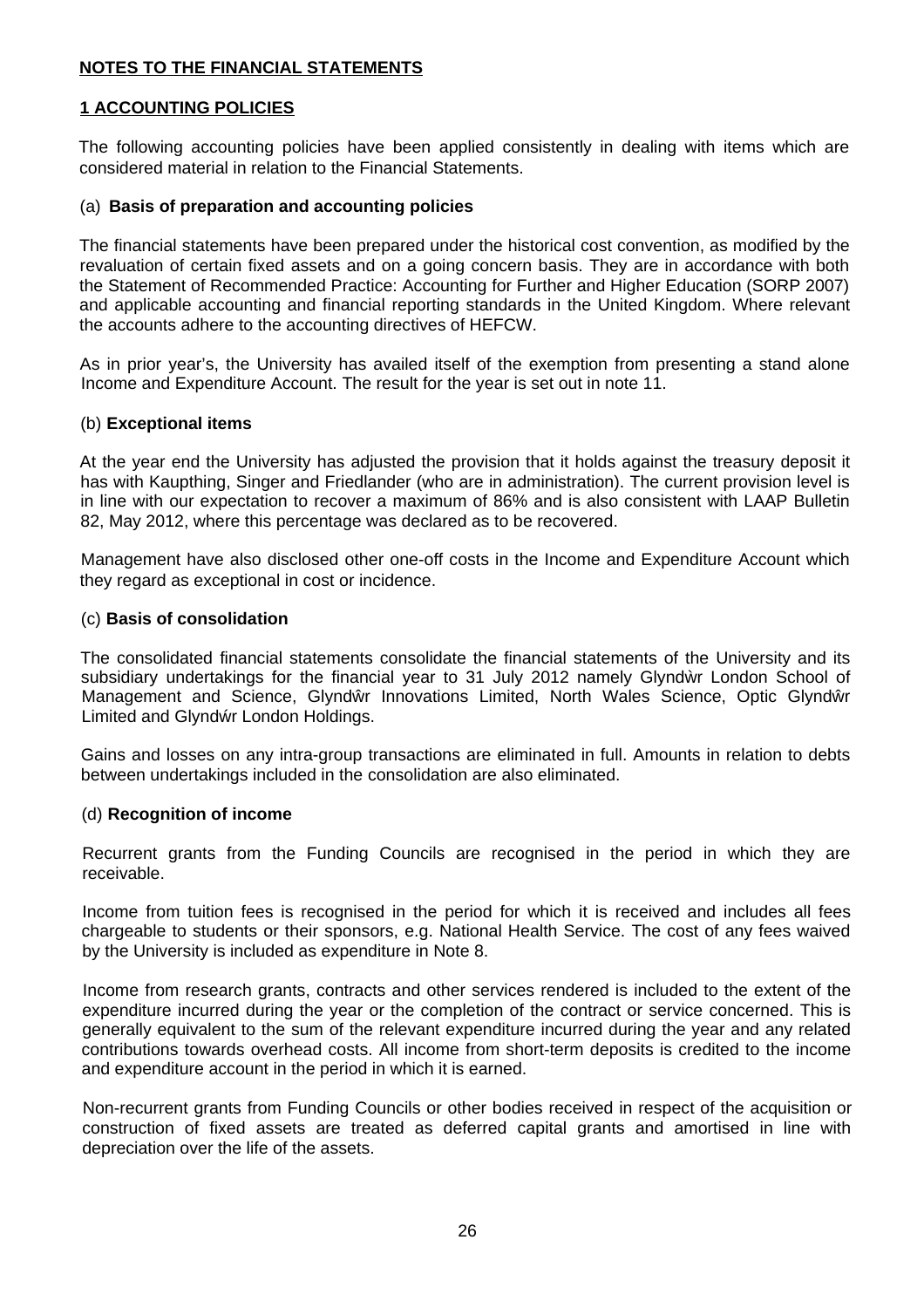**NOTES TO THE FINANCIAL STATEMENTS**

**1 ACCOUNTING POLICIES**

The following accounting policies have been applied consistently in dealing with items which are considered material in relation to the Financial Statements.

(a) **Basis of preparation and accounting policies**

The financial statements have been prepared under the historical cost convention, as modified by the revaluation of certain fixed assets and on a going concern basis. They are in accordance with both the Statement of Recommended Practice: Accounting for Further and Higher Education (SORP 2007) and applicable accounting and financial reporting standards in the United Kingdom. Where relevant the accounts adhere to the accounting directives of HEFCW.

As in prior year's, the University has availed itself of the exemption from presenting a stand alone Income and Expenditure Account. The result for the year is set out in note 11.

(b) **Exceptional items**

At the year end the University has adjusted the provision that it holds against the treasury deposit it has with Kaupthing, Singer and Friedlander (who are in administration). The current provision level is in line with our expectation to recover a maximum of 86% and is also consistent with LAAP Bulletin 82, May 2012, where this percentage was declared as to be recovered.

Management have also disclosed other one-off costs in the Income and Expenditure Account which they regard as exceptional in cost or incidence.

(c) **Basis of consolidation**

The consolidated financial statements consolidate the financial statements of the University and its subsidiary undertakings for the financial year to 31 July 2012 namely Glyndẁr London School of Management and Science, Glyndŵr Innovations Limited, North Wales Science, Optic Glyndŵr Limited and Glyndẃr London Holdings.

Gains and losses on any intra-group transactions are eliminated in full. Amounts in relation to debts between undertakings included in the consolidation are also eliminated.

(d) **Recognition of income**

Recurrent grants from the Funding Councils are recognised in the period in which they are receivable.

Income from tuition fees is recognised in the period for which it is received and includes all fees chargeable to students or their sponsors, e.g. National Health Service. The cost of any fees waived by the University is included as expenditure in Note 8.

Income from research grants, contracts and other services rendered is included to the extent of the expenditure incurred during the year or the completion of the contract or service concerned. This is generally equivalent to the sum of the relevant expenditure incurred during the year and any related contributions towards overhead costs. All income from short-term deposits is credited to the income and expenditure account in the period in which it is earned.

Non-recurrent grants from Funding Councils or other bodies received in respect of the acquisition or construction of fixed assets are treated as deferred capital grants and amortised in line with depreciation over the life of the assets.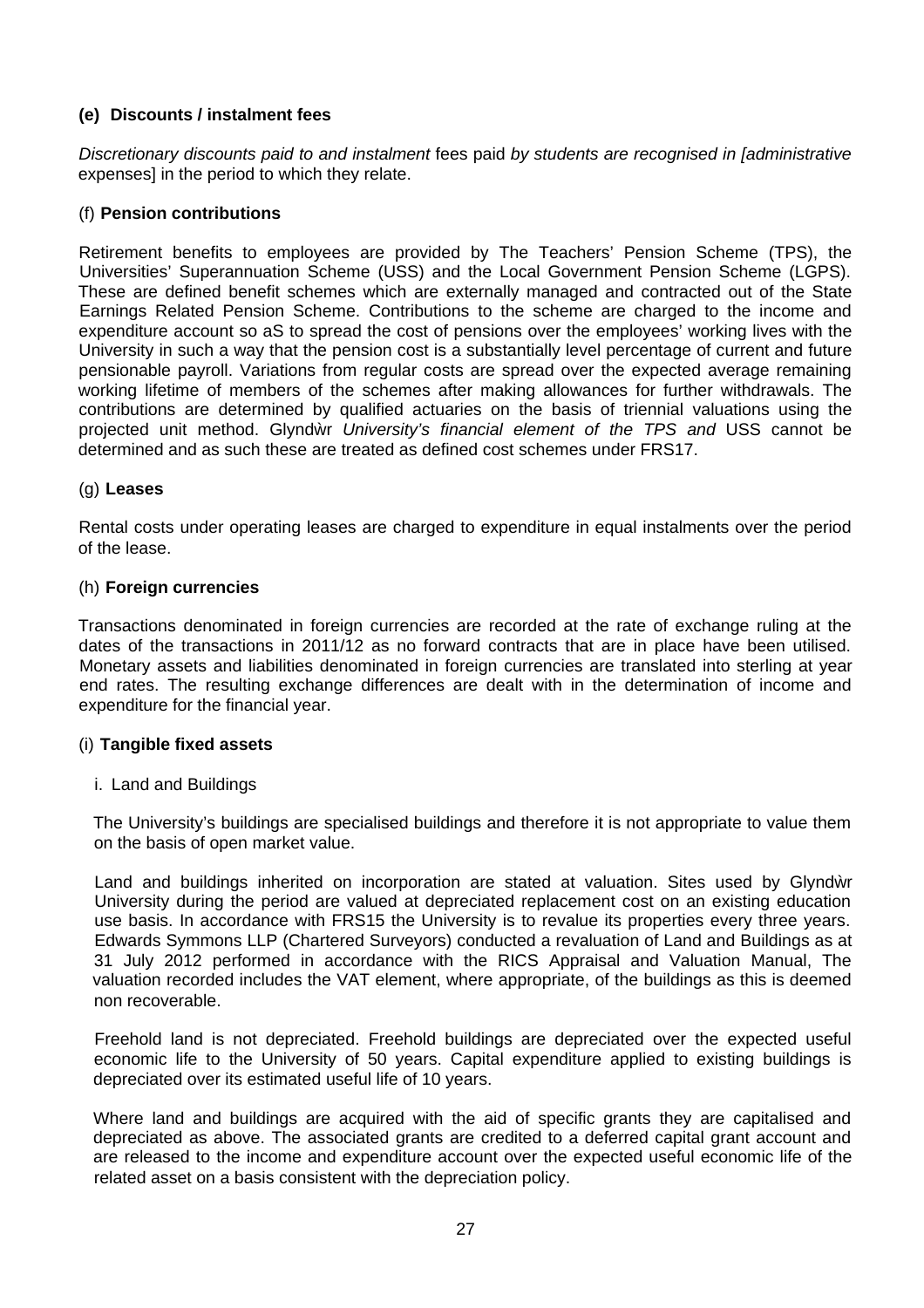**(e) Discounts / instalment fees**

*Discretionary discounts paid to and instalment* fees paid *by students are recognised in [administrative* expenses] in the period to which they relate.

(f) **Pension contributions**

Retirement benefits to employees are provided by The Teachers' Pension Scheme (TPS), the Universities' Superannuation Scheme (USS) and the Local Government Pension Scheme (LGPS). These are defined benefit schemes which are externally managed and contracted out of the State Earnings Related Pension Scheme. Contributions to the scheme are charged to the income and expenditure account so aS to spread the cost of pensions over the employees' working lives with the University in such a way that the pension cost is a substantially level percentage of current and future pensionable payroll. Variations from regular costs are spread over the expected average remaining working lifetime of members of the schemes after making allowances for further withdrawals. The contributions are determined by qualified actuaries on the basis of triennial valuations using the projected unit method. Glyndŵr *University's financial element of the TPS and* USS cannot be determined and as such these are treated as defined cost schemes under FRS17.

(g) **Leases**

Rental costs under operating leases are charged to expenditure in equal instalments over the period of the lease.

(h) **Foreign currencies**

Transactions denominated in foreign currencies are recorded at the rate of exchange ruling at the dates of the transactions in 2011/12 as no forward contracts that are in place have been utilised. Monetary assets and liabilities denominated in foreign currencies are translated into sterling at year end rates. The resulting exchange differences are dealt with in the determination of income and expenditure for the financial year.

(i) **Tangible fixed assets**

i. Land and Buildings

The University's buildings are specialised buildings and therefore it is not appropriate to value them on the basis of open market value.

Land and buildings inherited on incorporation are stated at valuation. Sites used by Glyndŵr University during the period are valued at depreciated replacement cost on an existing education use basis. In accordance with FRS15 the University is to revalue its properties every three years. Edwards Symmons LLP (Chartered Surveyors) conducted a revaluation of Land and Buildings as at 31 July 2012 performed in accordance with the RICS Appraisal and Valuation Manual, The valuation recorded includes the VAT element, where appropriate, of the buildings as this is deemed non recoverable.

Freehold land is not depreciated. Freehold buildings are depreciated over the expected useful economic life to the University of 50 years. Capital expenditure applied to existing buildings is depreciated over its estimated useful life of 10 years.

Where land and buildings are acquired with the aid of specific grants they are capitalised and depreciated as above. The associated grants are credited to a deferred capital grant account and are released to the income and expenditure account over the expected useful economic life of the related asset on a basis consistent with the depreciation policy.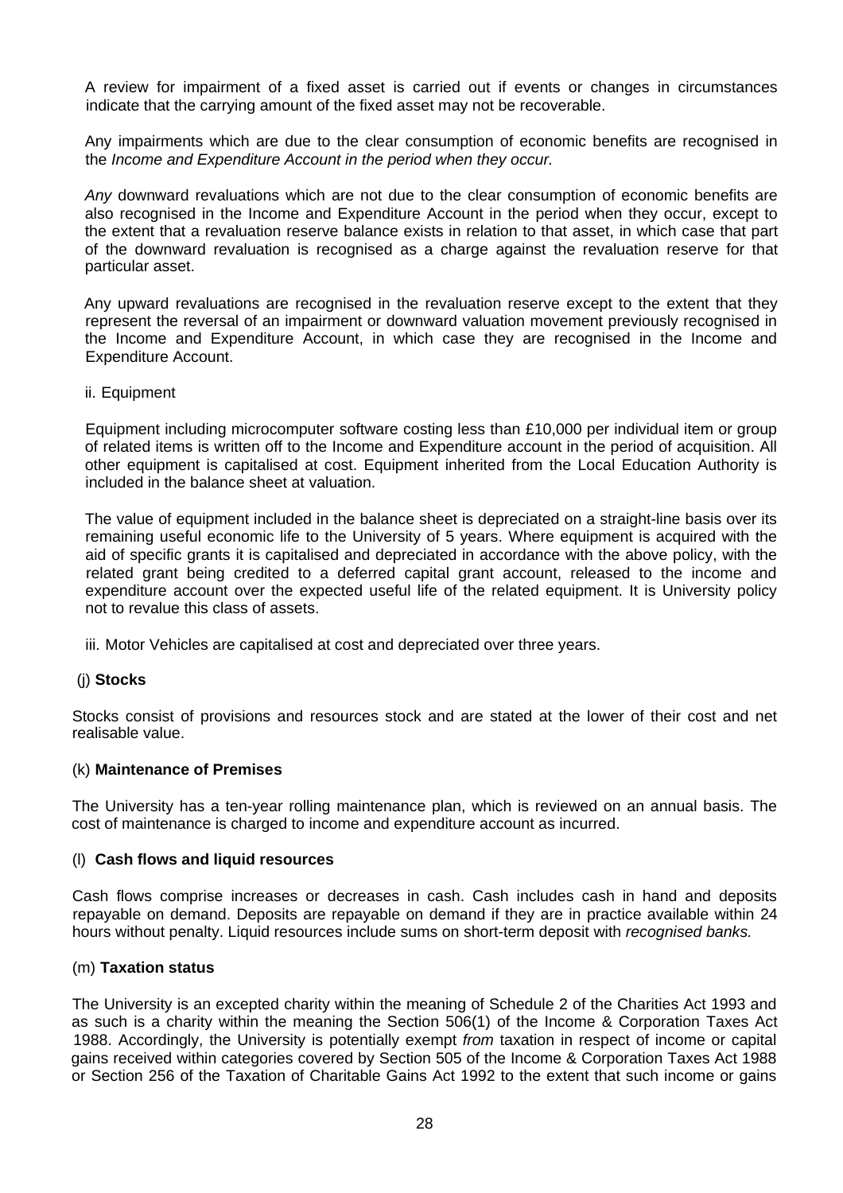A review for impairment of a fixed asset is carried out if events or changes in circumstances indicate that the carrying amount of the fixed asset may not be recoverable.

Any impairments which are due to the clear consumption of economic benefits are recognised in the *Income and Expenditure Account in the period when they occur.*

*Any* downward revaluations which are not due to the clear consumption of economic benefits are also recognised in the Income and Expenditure Account in the period when they occur, except to the extent that a revaluation reserve balance exists in relation to that asset, in which case that part of the downward revaluation is recognised as a charge against the revaluation reserve for that particular asset.

Any upward revaluations are recognised in the revaluation reserve except to the extent that they represent the reversal of an impairment or downward valuation movement previously recognised in the Income and Expenditure Account, in which case they are recognised in the Income and Expenditure Account.

ii. Equipment

Equipment including microcomputer software costing less than £10,000 per individual item or group of related items is written off to the Income and Expenditure account in the period of acquisition. All other equipment is capitalised at cost. Equipment inherited from the Local Education Authority is included in the balance sheet at valuation.

The value of equipment included in the balance sheet is depreciated on a straight-line basis over its remaining useful economic life to the University of 5 years. Where equipment is acquired with the aid of specific grants it is capitalised and depreciated in accordance with the above policy, with the related grant being credited to a deferred capital grant account, released to the income and expenditure account over the expected useful life of the related equipment. It is University policy not to revalue this class of assets.

iii. Motor Vehicles are capitalised at cost and depreciated over three years.

(j) **Stocks**

Stocks consist of provisions and resources stock and are stated at the lower of their cost and net realisable value.

(k) **Maintenance of Premises**

The University has a ten-year rolling maintenance plan, which is reviewed on an annual basis. The cost of maintenance is charged to income and expenditure account as incurred.

(l) **Cash flows and liquid resources**

Cash flows comprise increases or decreases in cash. Cash includes cash in hand and deposits repayable on demand. Deposits are repayable on demand if they are in practice available within 24 hours without penalty. Liquid resources include sums on short-term deposit with *recognised banks.*

(m) **Taxation status**

The University is an excepted charity within the meaning of Schedule 2 of the Charities Act 1993 and as such is a charity within the meaning the Section 506(1) of the Income & Corporation Taxes Act 1988. Accordingly, the University is potentially exempt *from* taxation in respect of income or capital gains received within categories covered by Section 505 of the Income & Corporation Taxes Act 1988 or Section 256 of the Taxation of Charitable Gains Act 1992 to the extent that such income or gains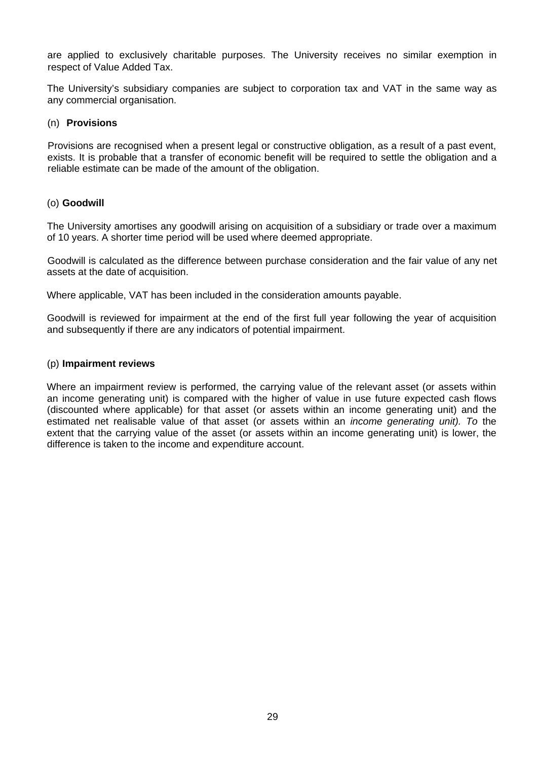are applied to exclusively charitable purposes. The University receives no similar exemption in respect of Value Added Tax.

The University's subsidiary companies are subject to corporation tax and VAT in the same way as any commercial organisation.

(n) **Provisions**

Provisions are recognised when a present legal or constructive obligation, as a result of a past event, exists. It is probable that a transfer of economic benefit will be required to settle the obligation and a reliable estimate can be made of the amount of the obligation.

(o) **Goodwill**

The University amortises any goodwill arising on acquisition of a subsidiary or trade over a maximum of 10 years. A shorter time period will be used where deemed appropriate.

Goodwill is calculated as the difference between purchase consideration and the fair value of any net assets at the date of acquisition.

Where applicable, VAT has been included in the consideration amounts payable.

Goodwill is reviewed for impairment at the end of the first full year following the year of acquisition and subsequently if there are any indicators of potential impairment.

(p) **Impairment reviews**

Where an impairment review is performed, the carrying value of the relevant asset (or assets within an income generating unit) is compared with the higher of value in use future expected cash flows (discounted where applicable) for that asset (or assets within an income generating unit) and the estimated net realisable value of that asset (or assets within an *income generating unit). To* the extent that the carrying value of the asset (or assets within an income generating unit) is lower, the difference is taken to the income and expenditure account.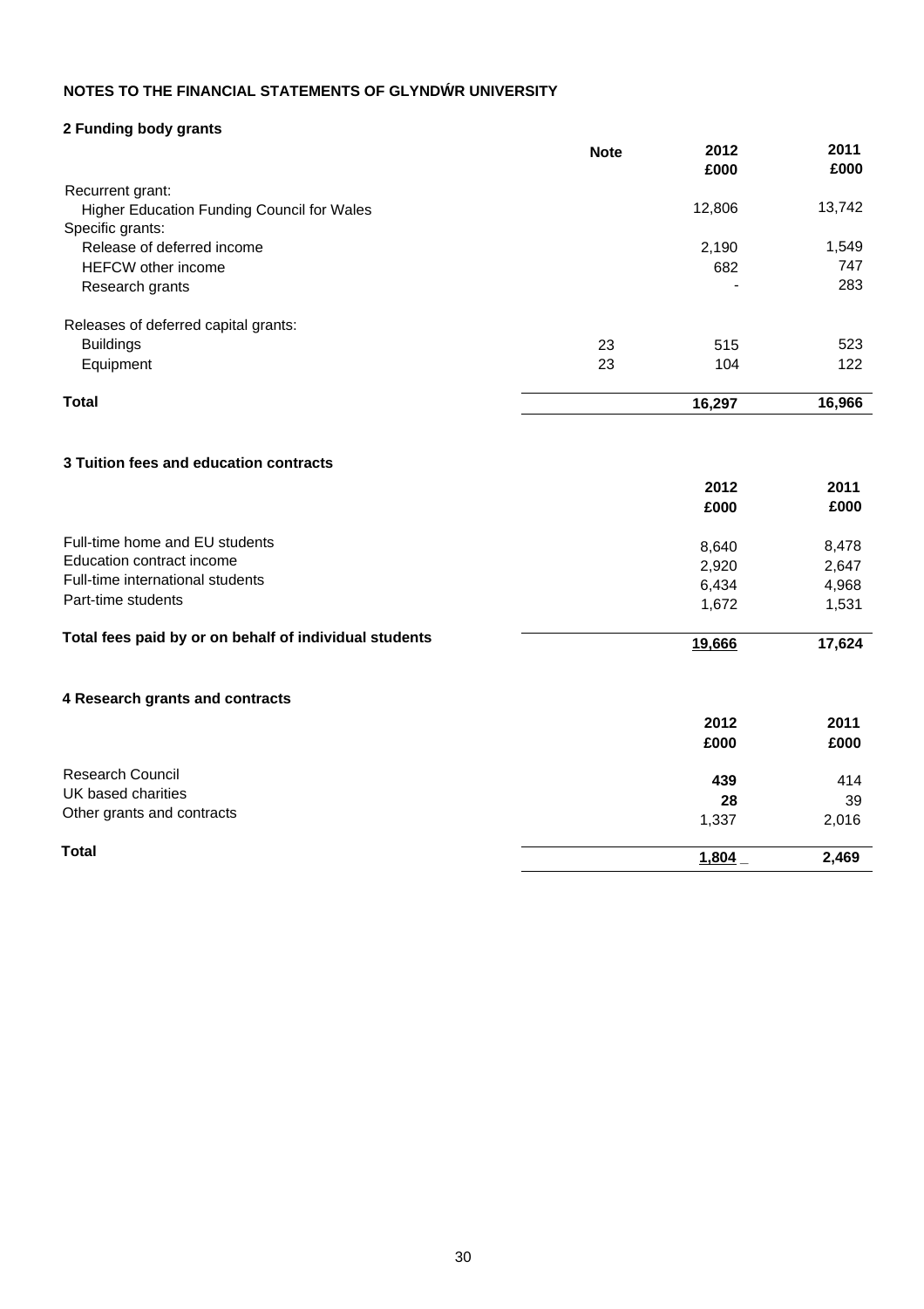## NOTES TO THE FINANCIAL STATEMENTS OF GLYNDŴR UNIVERSITY

### 2 Funding body grants

| | Note | 2012 £000 | 2011 £000 |
|---|---|---|---|
| Recurrent grant: | | | |
| Higher Education Funding Council for Wales | | 12,806 | 13,742 |
| Specific grants: | | | |
| Release of deferred income | | 2,190 | 1,549 |
| HEFCW other income | | 682 | 747 |
| Research grants | | - | 283 |
| Releases of deferred capital grants: | | | |
| Buildings | 23 | 515 | 523 |
| Equipment | 23 | 104 | 122 |
| **Total** | | **16,297** | **16,966** |

### 3 Tuition fees and education contracts

| | 2012 £000 | 2011 £000 |
|---|---|---|
| Full-time home and EU students | 8,640 | 8,478 |
| Education contract income | 2,920 | 2,647 |
| Full-time international students | 6,434 | 4,968 |
| Part-time students | 1,672 | 1,531 |
| **Total fees paid by or on behalf of individual students** | **19,666** | **17,624** |

### 4 Research grants and contracts

| | 2012 £000 | 2011 £000 |
|---|---|---|
| Research Council | **439** | 414 |
| UK based charities | **28** | 39 |
| Other grants and contracts | 1,337 | 2,016 |
| **Total** | **1,804** | **2,469** |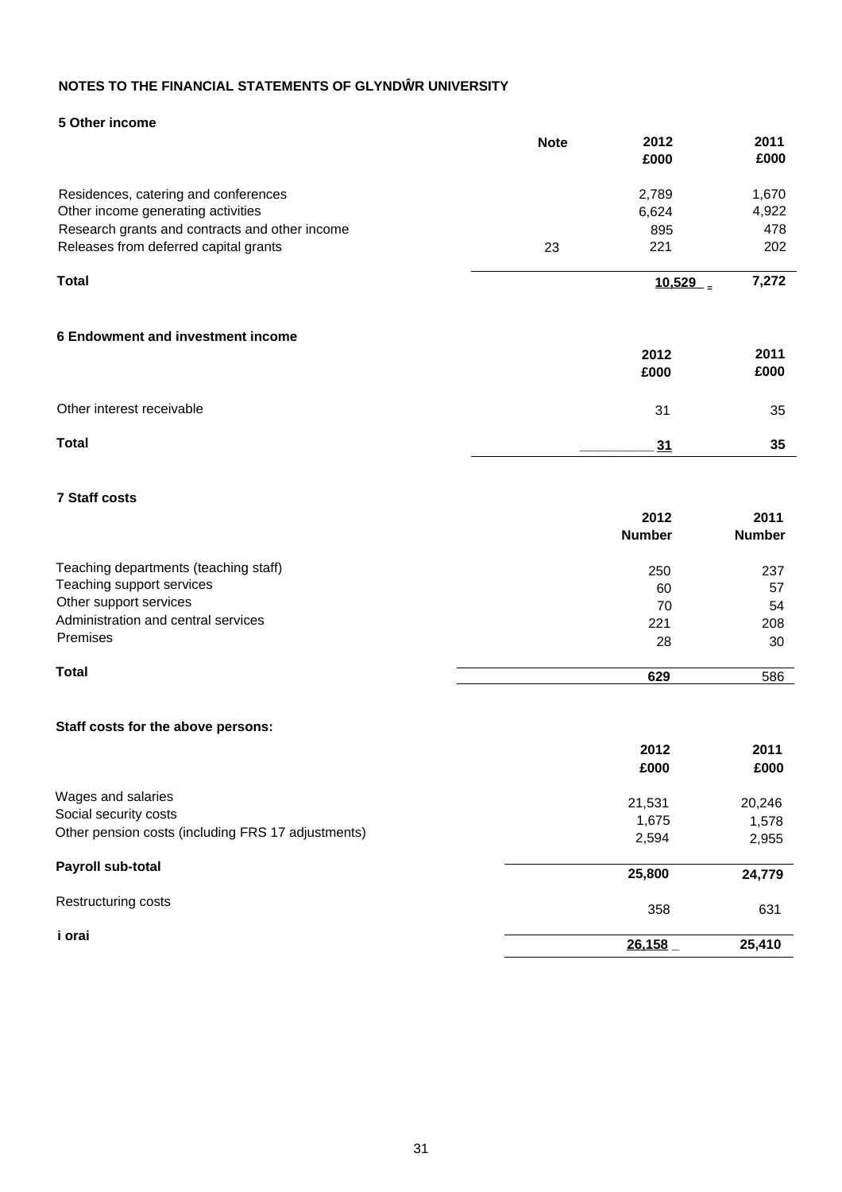## NOTES TO THE FINANCIAL STATEMENTS OF GLYNDŴR UNIVERSITY

### 5 Other income

| | Note | 2012 £000 | 2011 £000 |
|---|---|---|---|
| Residences, catering and conferences | | 2,789 | 1,670 |
| Other income generating activities | | 6,624 | 4,922 |
| Research grants and contracts and other income | | 895 | 478 |
| Releases from deferred capital grants | 23 | 221 | 202 |
| **Total** | | **10,529** | **7,272** |

### 6 Endowment and investment income

| | 2012 £000 | 2011 £000 |
|---|---|---|
| Other interest receivable | 31 | 35 |
| **Total** | **31** | **35** |

### 7 Staff costs

| | 2012 Number | 2011 Number |
|---|---|---|
| Teaching departments (teaching staff) | 250 | 237 |
| Teaching support services | 60 | 57 |
| Other support services | 70 | 54 |
| Administration and central services | 221 | 208 |
| Premises | 28 | 30 |
| **Total** | **629** | 586 |

**Staff costs for the above persons:**

| | 2012 £000 | 2011 £000 |
|---|---|---|
| Wages and salaries | 21,531 | 20,246 |
| Social security costs | 1,675 | 1,578 |
| Other pension costs (including FRS 17 adjustments) | 2,594 | 2,955 |
| **Payroll sub-total** | **25,800** | **24,779** |
| Restructuring costs | 358 | 631 |
| **i orai** | **26,158** | **25,410** |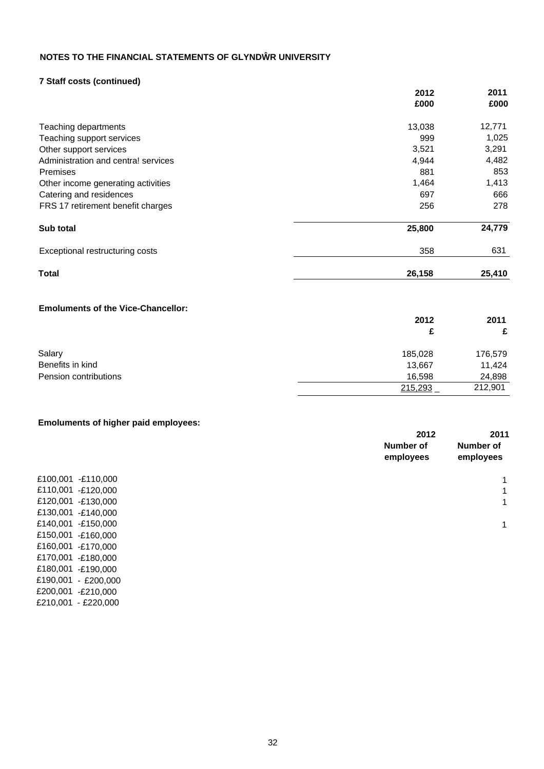## NOTES TO THE FINANCIAL STATEMENTS OF GLYNDŴR UNIVERSITY

### 7 Staff costs (continued)

| | 2012 £000 | 2011 £000 |
|---|---|---|
| Teaching departments | 13,038 | 12,771 |
| Teaching support services | 999 | 1,025 |
| Other support services | 3,521 | 3,291 |
| Administration and centra! services | 4,944 | 4,482 |
| Premises | 881 | 853 |
| Other income generating activities | 1,464 | 1,413 |
| Catering and residences | 697 | 666 |
| FRS 17 retirement benefit charges | 256 | 278 |
| **Sub total** | **25,800** | **24,779** |
| Exceptional restructuring costs | 358 | 631 |
| **Total** | **26,158** | **25,410** |

**Emoluments of the Vice-Chancellor:**

| | 2012 £ | 2011 £ |
|---|---|---|
| Salary | 185,028 | 176,579 |
| Benefits in kind | 13,667 | 11,424 |
| Pension contributions | 16,598 | 24,898 |
| | 215,293 | 212,901 |

**Emoluments of higher paid employees:**

| | 2012 Number of employees | 2011 Number of employees |
|---|---|---|
| £100,001 -£110,000 | | 1 |
| £110,001 -£120,000 | | 1 |
| £120,001 -£130,000 | | 1 |
| £130,001 -£140,000 | | |
| £140,001 -£150,000 | | 1 |
| £150,001 -£160,000 | | |
| £160,001 -£170,000 | | |
| £170,001 -£180,000 | | |
| £180,001 -£190,000 | | |
| £190,001 - £200,000 | | |
| £200,001 -£210,000 | | |
| £210,001 - £220,000 | | |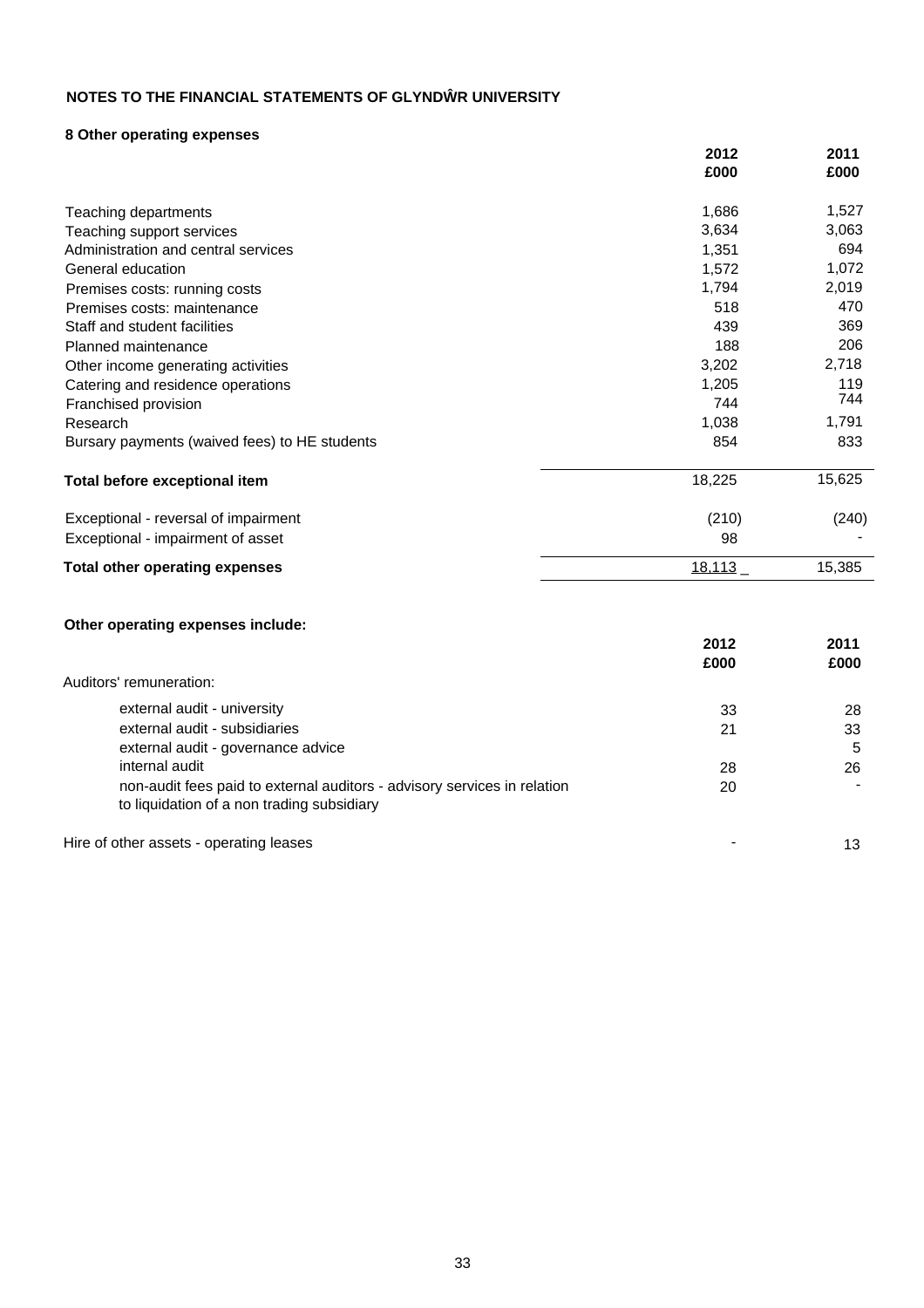## NOTES TO THE FINANCIAL STATEMENTS OF GLYNDŴR UNIVERSITY

### 8 Other operating expenses

| | 2012 £000 | 2011 £000 |
|---|---|---|
| Teaching departments | 1,686 | 1,527 |
| Teaching support services | 3,634 | 3,063 |
| Administration and central services | 1,351 | 694 |
| General education | 1,572 | 1,072 |
| Premises costs: running costs | 1,794 | 2,019 |
| Premises costs: maintenance | 518 | 470 |
| Staff and student facilities | 439 | 369 |
| Planned maintenance | 188 | 206 |
| Other income generating activities | 3,202 | 2,718 |
| Catering and residence operations | 1,205 | 119 |
| Franchised provision | 744 | 744 |
| Research | 1,038 | 1,791 |
| Bursary payments (waived fees) to HE students | 854 | 833 |
| **Total before exceptional item** | 18,225 | 15,625 |
| Exceptional - reversal of impairment | (210) | (240) |
| Exceptional - impairment of asset | 98 | - |
| **Total other operating expenses** | 18,113 | 15,385 |

**Other operating expenses include:**

| | 2012 £000 | 2011 £000 |
|---|---|---|
| Auditors' remuneration: | | |
| external audit - university | 33 | 28 |
| external audit - subsidiaries | 21 | 33 |
| external audit - governance advice | | 5 |
| internal audit | 28 | 26 |
| non-audit fees paid to external auditors - advisory services in relation to liquidation of a non trading subsidiary | 20 | - |
| Hire of other assets - operating leases | - | 13 |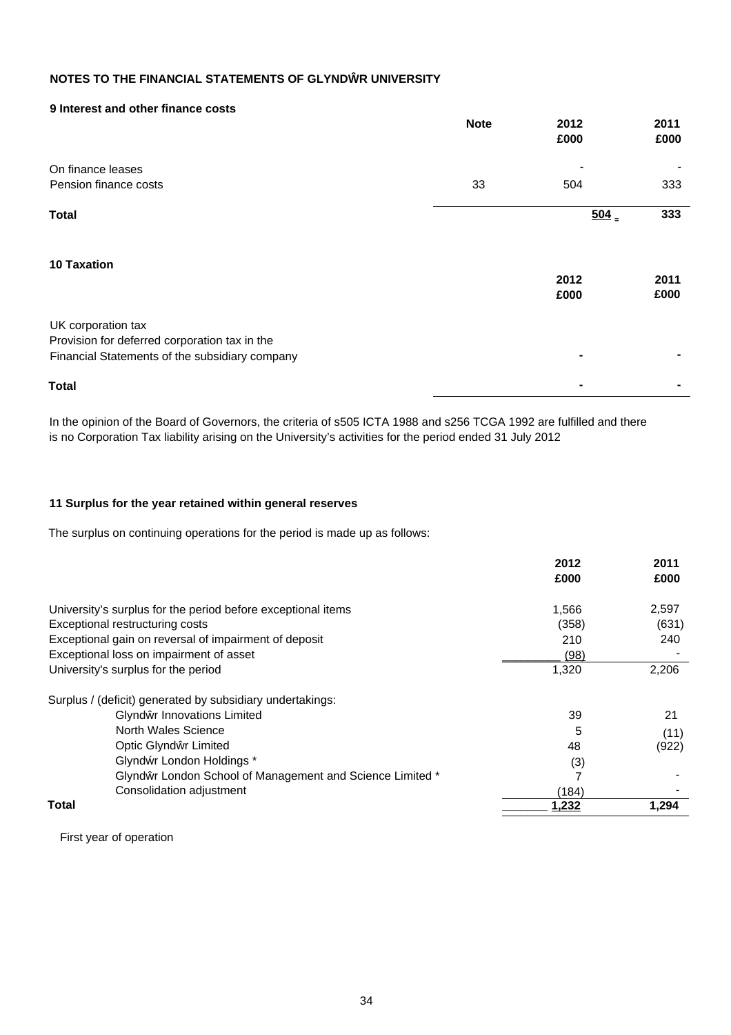## NOTES TO THE FINANCIAL STATEMENTS OF GLYNDŴR UNIVERSITY

### 9 Interest and other finance costs

| | Note | 2012 £000 | 2011 £000 |
|---|---|---|---|
| On finance leases | | - | - |
| Pension finance costs | 33 | 504 | 333 |
| **Total** | | **504** | **333** |

### 10 Taxation

| | 2012 £000 | 2011 £000 |
|---|---|---|
| UK corporation tax | | |
| Provision for deferred corporation tax in the Financial Statements of the subsidiary company | - | - |
| **Total** | - | - |

In the opinion of the Board of Governors, the criteria of s505 ICTA 1988 and s256 TCGA 1992 are fulfilled and there is no Corporation Tax liability arising on the University's activities for the period ended 31 July 2012

### 11 Surplus for the year retained within general reserves

The surplus on continuing operations for the period is made up as follows:

| | 2012 £000 | 2011 £000 |
|---|---|---|
| University's surplus for the period before exceptional items | 1,566 | 2,597 |
| Exceptional restructuring costs | (358) | (631) |
| Exceptional gain on reversal of impairment of deposit | 210 | 240 |
| Exceptional loss on impairment of asset | (98) | - |
| University's surplus for the period | 1,320 | 2,206 |
| Surplus / (deficit) generated by subsidiary undertakings: | | |
| Glyndŵr Innovations Limited | 39 | 21 |
| North Wales Science | 5 | (11) |
| Optic Glyndŵr Limited | 48 | (922) |
| Glyndŵr London Holdings * | (3) | |
| Glyndŵr London School of Management and Science Limited * | 7 | - |
| Consolidation adjustment | (184) | - |
| **Total** | **1,232** | **1,294** |

First year of operation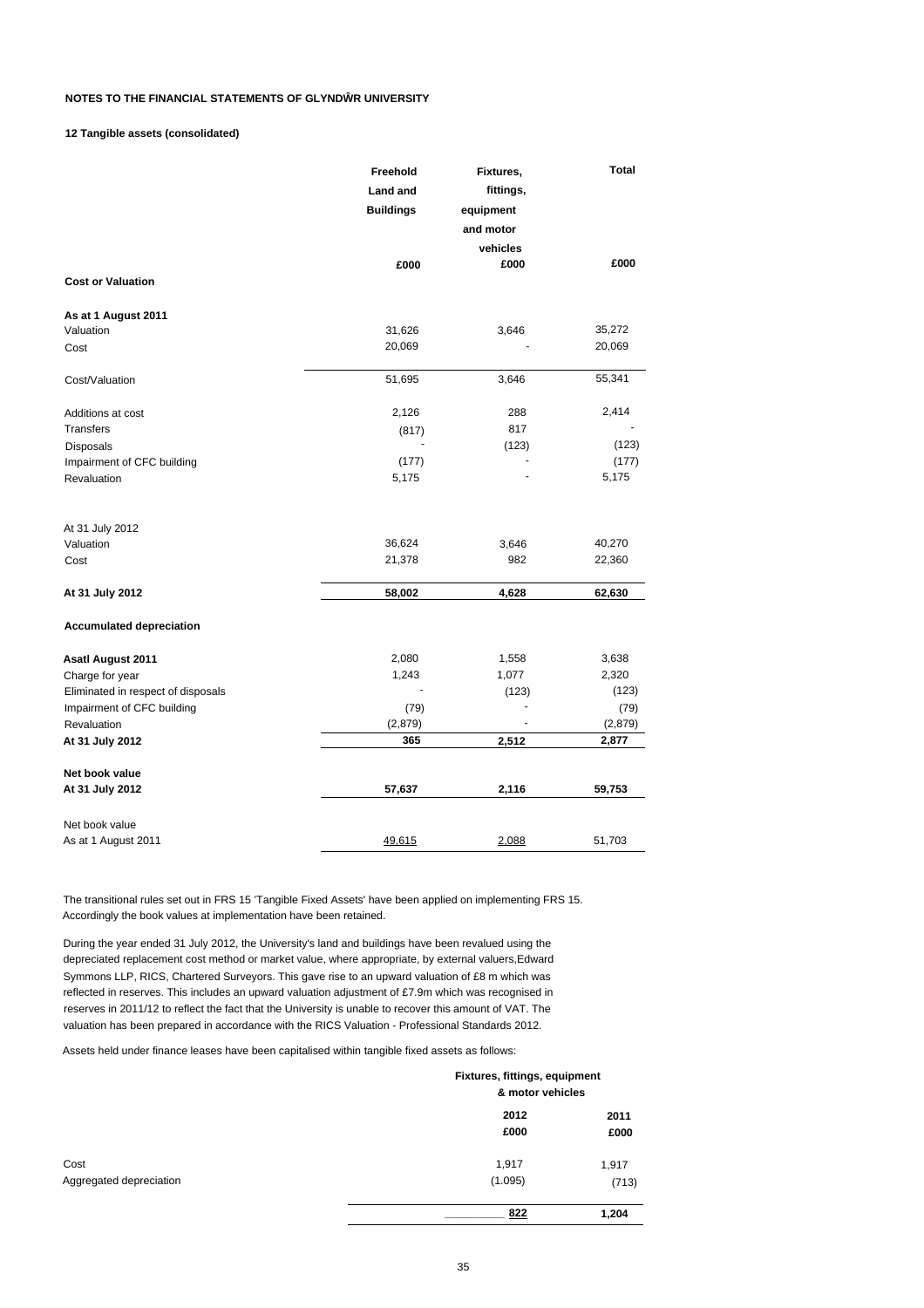**NOTES TO THE FINANCIAL STATEMENTS OF GLYNDŴR UNIVERSITY**

**12 Tangible assets (consolidated)**

| | Freehold Land and Buildings | Fixtures, fittings, equipment and motor vehicles | Total |
|---|---|---|---|
| | £000 | £000 | £000 |
| **Cost or Valuation** | | | |
| **As at 1 August 2011** | | | |
| Valuation | 31,626 | 3,646 | 35,272 |
| Cost | 20,069 | - | 20,069 |
| Cost/Valuation | 51,695 | 3,646 | 55,341 |
| Additions at cost | 2,126 | 288 | 2,414 |
| Transfers | (817) | 817 | - |
| Disposals | - | (123) | (123) |
| Impairment of CFC building | (177) | - | (177) |
| Revaluation | 5,175 | - | 5,175 |
| At 31 July 2012 | | | |
| Valuation | 36,624 | 3,646 | 40,270 |
| Cost | 21,378 | 982 | 22,360 |
| **At 31 July 2012** | **58,002** | **4,628** | **62,630** |
| **Accumulated depreciation** | | | |
| **Asatl August 2011** | 2,080 | 1,558 | 3,638 |
| Charge for year | 1,243 | 1,077 | 2,320 |
| Eliminated in respect of disposals | - | (123) | (123) |
| Impairment of CFC building | (79) | - | (79) |
| Revaluation | (2,879) | - | (2,879) |
| **At 31 July 2012** | **365** | **2,512** | **2,877** |
| **Net book value** | | | |
| **At 31 July 2012** | **57,637** | **2,116** | **59,753** |
| Net book value | | | |
| As at 1 August 2011 | 49,615 | 2,088 | 51,703 |

The transitional rules set out in FRS 15 'Tangible Fixed Assets' have been applied on implementing FRS 15. Accordingly the book values at implementation have been retained.

During the year ended 31 July 2012, the University's land and buildings have been revalued using the depreciated replacement cost method or market value, where appropriate, by external valuers,Edward Symmons LLP, RICS, Chartered Surveyors. This gave rise to an upward valuation of £8 m which was reflected in reserves. This includes an upward valuation adjustment of £7.9m which was recognised in reserves in 2011/12 to reflect the fact that the University is unable to recover this amount of VAT. The valuation has been prepared in accordance with the RICS Valuation - Professional Standards 2012.

Assets held under finance leases have been capitalised within tangible fixed assets as follows:

| | Fixtures, fittings, equipment & motor vehicles | |
|---|---|---|
| | 2012 | 2011 |
| | £000 | £000 |
| Cost | 1,917 | 1,917 |
| Aggregated depreciation | (1.095) | (713) |
| | 822 | 1,204 |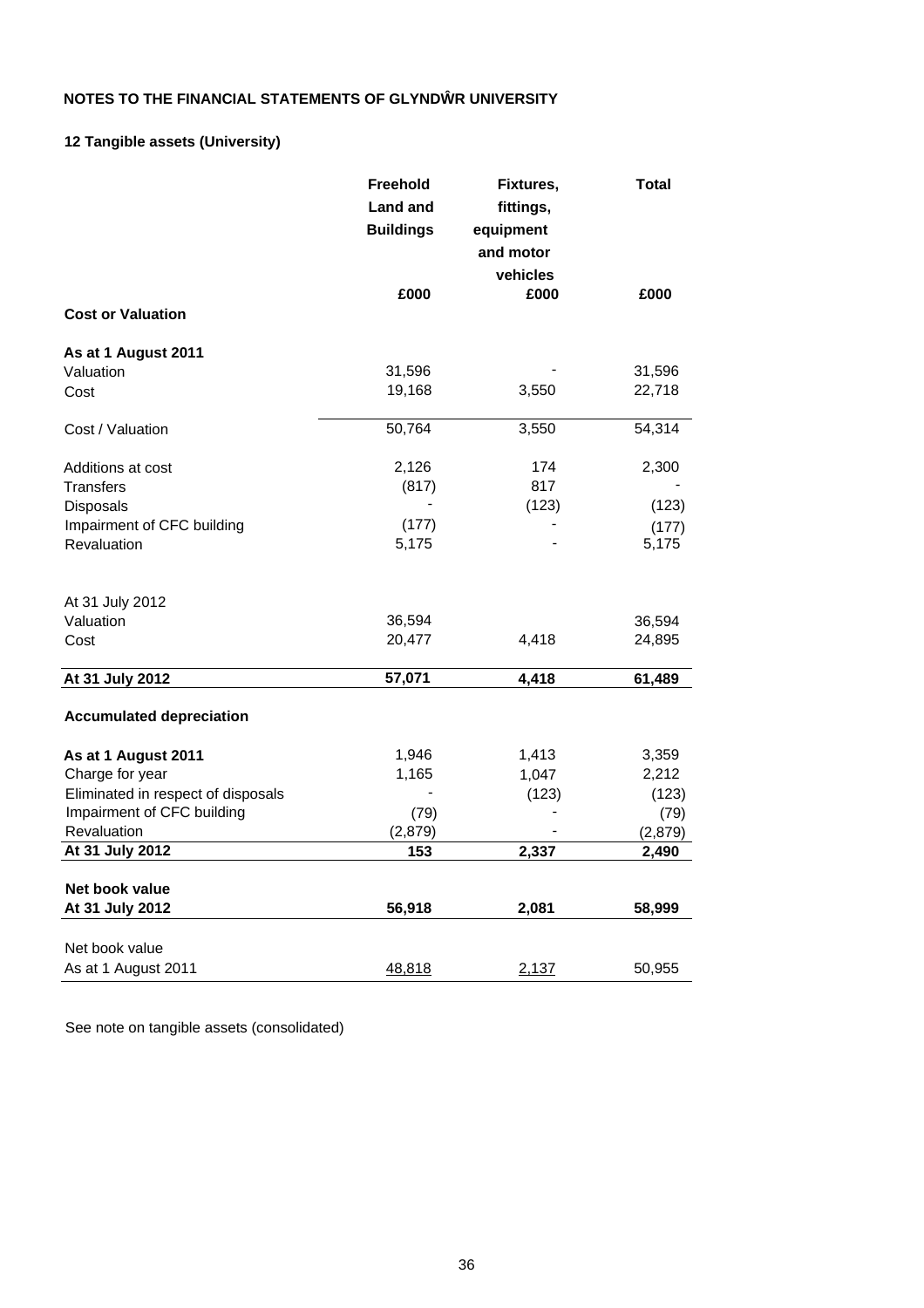# NOTES TO THE FINANCIAL STATEMENTS OF GLYNDŴR UNIVERSITY

## 12 Tangible assets (University)

| | Freehold Land and Buildings | Fixtures, fittings, equipment and motor vehicles | Total |
|---|---|---|---|
| | £000 | £000 | £000 |
| **Cost or Valuation** | | | |
| **As at 1 August 2011** | | | |
| Valuation | 31,596 | - | 31,596 |
| Cost | 19,168 | 3,550 | 22,718 |
| Cost / Valuation | 50,764 | 3,550 | 54,314 |
| Additions at cost | 2,126 | 174 | 2,300 |
| Transfers | (817) | 817 | - |
| Disposals | - | (123) | (123) |
| Impairment of CFC building | (177) | - | (177) |
| Revaluation | 5,175 | - | 5,175 |
| At 31 July 2012 | | | |
| Valuation | 36,594 | | 36,594 |
| Cost | 20,477 | 4,418 | 24,895 |
| **At 31 July 2012** | **57,071** | **4,418** | **61,489** |
| **Accumulated depreciation** | | | |
| **As at 1 August 2011** | 1,946 | 1,413 | 3,359 |
| Charge for year | 1,165 | 1,047 | 2,212 |
| Eliminated in respect of disposals | - | (123) | (123) |
| Impairment of CFC building | (79) | - | (79) |
| Revaluation | (2,879) | - | (2,879) |
| **At 31 July 2012** | **153** | **2,337** | **2,490** |
| **Net book value** | | | |
| **At 31 July 2012** | **56,918** | **2,081** | **58,999** |
| Net book value | | | |
| As at 1 August 2011 | 48,818 | 2,137 | 50,955 |

See note on tangible assets (consolidated)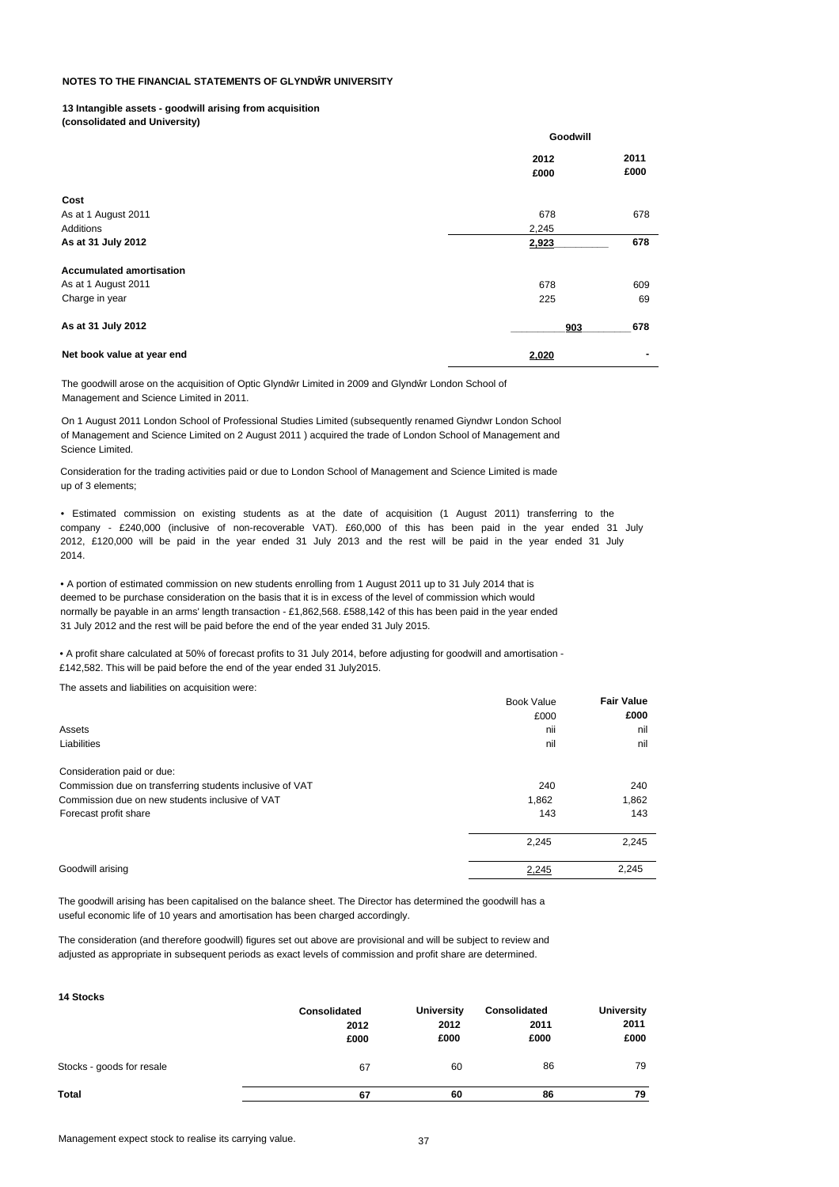**NOTES TO THE FINANCIAL STATEMENTS OF GLYNDŴR UNIVERSITY**

**13 Intangible assets - goodwill arising from acquisition**
**(consolidated and University)**

| | Goodwill | |
|---|---|---|
| | **2012** | **2011** |
| | **£000** | **£000** |
| **Cost** | | |
| As at 1 August 2011 | 678 | 678 |
| Additions | 2,245 | |
| **As at 31 July 2012** | **2,923** | **678** |
| **Accumulated amortisation** | | |
| As at 1 August 2011 | 678 | 609 |
| Charge in year | 225 | 69 |
| **As at 31 July 2012** | **903** | **678** |
| **Net book value at year end** | **2,020** | **-** |

The goodwill arose on the acquisition of Optic Glyndŵr Limited in 2009 and Glyndŵr London School of Management and Science Limited in 2011.

On 1 August 2011 London School of Professional Studies Limited (subsequently renamed Giyndwr London School of Management and Science Limited on 2 August 2011 ) acquired the trade of London School of Management and Science Limited.

Consideration for the trading activities paid or due to London School of Management and Science Limited is made up of 3 elements;

• Estimated commission on existing students as at the date of acquisition (1 August 2011) transferring to the company - £240,000 (inclusive of non-recoverable VAT). £60,000 of this has been paid in the year ended 31 July 2012, £120,000 will be paid in the year ended 31 July 2013 and the rest will be paid in the year ended 31 July 2014.

• A portion of estimated commission on new students enrolling from 1 August 2011 up to 31 July 2014 that is deemed to be purchase consideration on the basis that it is in excess of the level of commission which would normally be payable in an arms' length transaction - £1,862,568. £588,142 of this has been paid in the year ended 31 July 2012 and the rest will be paid before the end of the year ended 31 July 2015.

• A profit share calculated at 50% of forecast profits to 31 July 2014, before adjusting for goodwill and amortisation - £142,582. This will be paid before the end of the year ended 31 July2015.

The assets and liabilities on acquisition were:

| | Book Value | **Fair Value** |
|---|---|---|
| | £000 | **£000** |
| Assets | nii | nil |
| Liabilities | nil | nil |
| Consideration paid or due: | | |
| Commission due on transferring students inclusive of VAT | 240 | 240 |
| Commission due on new students inclusive of VAT | 1,862 | 1,862 |
| Forecast profit share | 143 | 143 |
| | 2,245 | 2,245 |
| Goodwill arising | 2,245 | 2,245 |

The goodwill arising has been capitalised on the balance sheet. The Director has determined the goodwill has a useful economic life of 10 years and amortisation has been charged accordingly.

The consideration (and therefore goodwill) figures set out above are provisional and will be subject to review and adjusted as appropriate in subsequent periods as exact levels of commission and profit share are determined.

**14 Stocks**

| | **Consolidated** | **University** | **Consolidated** | **University** |
|---|---|---|---|---|
| | **2012** | **2012** | **2011** | **2011** |
| | **£000** | **£000** | **£000** | **£000** |
| Stocks - goods for resale | 67 | 60 | 86 | 79 |
| **Total** | **67** | **60** | **86** | **79** |

Management expect stock to realise its carrying value.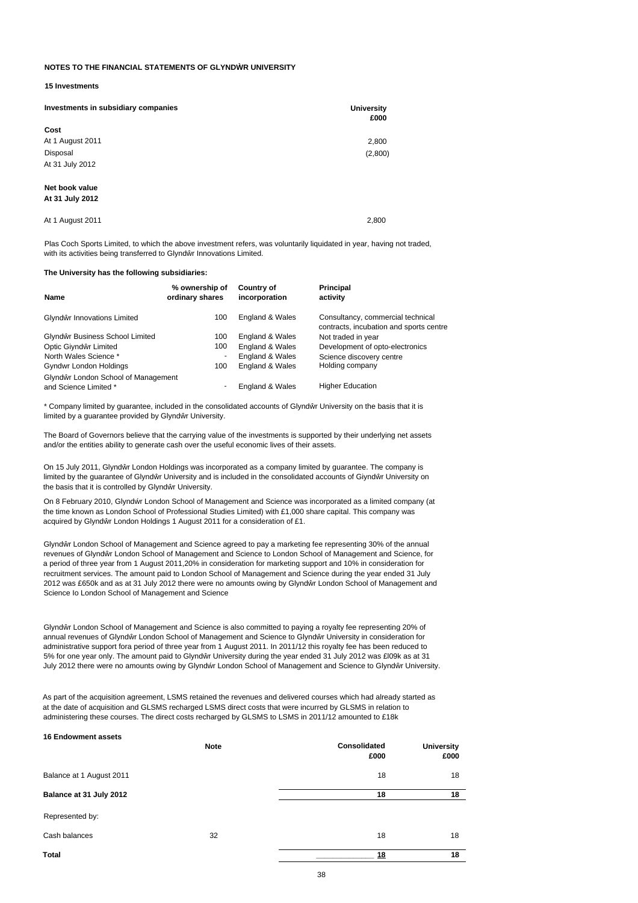**NOTES TO THE FINANCIAL STATEMENTS OF GLYNDŴR UNIVERSITY**

**15 Investments**

| **Investments in subsidiary companies** | **University £000** |
|---|---|
| **Cost** | |
| At 1 August 2011 | 2,800 |
| Disposal | (2,800) |
| At 31 July 2012 | |
| | |
| **Net book value** | |
| **At 31 July 2012** | |
| | |
| At 1 August 2011 | 2,800 |

Plas Coch Sports Limited, to which the above investment refers, was voluntarily liquidated in year, having not traded, with its activities being transferred to Glyndŵr Innovations Limited.

**The University has the following subsidiaries:**

| **Name** | **% ownership of ordinary shares** | **Country of incorporation** | **Principal activity** |
|---|---|---|---|
| Glyndŵr Innovations Limited | 100 | England & Wales | Consultancy, commercial technical contracts, incubation and sports centre |
| Glyndŵr Business School Limited | 100 | England & Wales | Not traded in year |
| Optic Glyndŵr Limited | 100 | England & Wales | Development of opto-electronics |
| North Wales Science * | - | England & Wales | Science discovery centre |
| Gyndwr London Holdings | 100 | England & Wales | Holding company |
| Glyndŵr London School of Management and Science Limited * | - | England & Wales | Higher Education |

\* Company limited by guarantee, included in the consolidated accounts of Glyndŵr University on the basis that it is limited by a guarantee provided by Glyndŵr University.

The Board of Governors believe that the carrying value of the investments is supported by their underlying net assets and/or the entities ability to generate cash over the useful economic lives of their assets.

On 15 July 2011, Glyndŵr London Holdings was incorporated as a company limited by guarantee. The company is limited by the guarantee of Glyndŵr University and is included in the consolidated accounts of Glyndŵr University on the basis that it is controlled by Glyndŵr University.

On 8 February 2010, Glyndŵr London School of Management and Science was incorporated as a limited company (at the time known as London School of Professional Studies Limited) with £1,000 share capital. This company was acquired by Glyndŵr London Holdings 1 August 2011 for a consideration of £1.

Glyndŵr London School of Management and Science agreed to pay a marketing fee representing 30% of the annual revenues of Glyndŵr London School of Management and Science to London School of Management and Science, for a period of three year from 1 August 2011,20% in consideration for marketing support and 10% in consideration for recruitment services. The amount paid to London School of Management and Science during the year ended 31 July 2012 was £650k and as at 31 July 2012 there were no amounts owing by Glyndŵr London School of Management and Science Io London School of Management and Science

Glyndŵr London School of Management and Science is also committed to paying a royalty fee representing 20% of annual revenues of Glyndŵr London School of Management and Science to Glyndŵr University in consideration for administrative support fora period of three year from 1 August 2011. In 2011/12 this royalty fee has been reduced to 5% for one year only. The amount paid to Glyndŵr University during the year ended 31 July 2012 was £l09k as at 31 July 2012 there were no amounts owing by Glyndŵr London School of Management and Science to Glyndŵr University.

As part of the acquisition agreement, LSMS retained the revenues and delivered courses which had already started as at the date of acquisition and GLSMS recharged LSMS direct costs that were incurred by GLSMS in relation to administering these courses. The direct costs recharged by GLSMS to LSMS in 2011/12 amounted to £18k

**16 Endowment assets**

| | **Note** | **Consolidated £000** | **University £000** |
|---|---|---|---|
| Balance at 1 August 2011 | | 18 | 18 |
| **Balance at 31 July 2012** | | **18** | **18** |
| Represented by: | | | |
| Cash balances | 32 | 18 | 18 |
| **Total** | | **18** | **18** |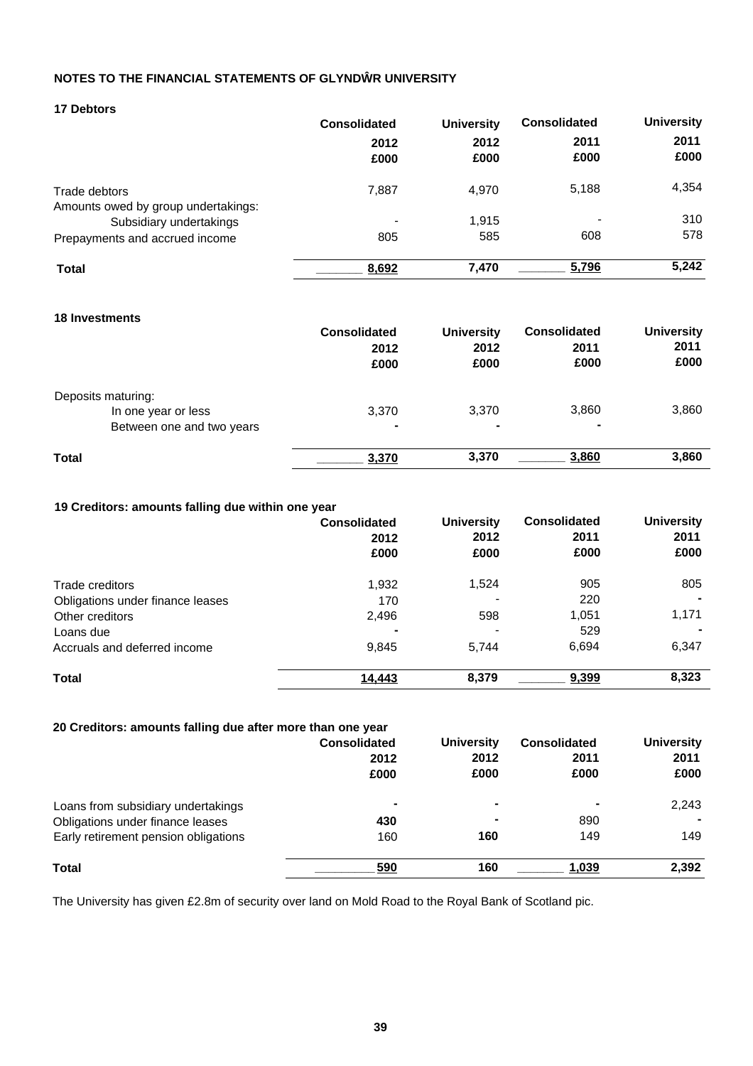## NOTES TO THE FINANCIAL STATEMENTS OF GLYNDŴR UNIVERSITY

### 17 Debtors

| | Consolidated 2012 £000 | University 2012 £000 | Consolidated 2011 £000 | University 2011 £000 |
|---|---|---|---|---|
| Trade debtors | 7,887 | 4,970 | 5,188 | 4,354 |
| Amounts owed by group undertakings: | | | | |
| Subsidiary undertakings | - | 1,915 | - | 310 |
| Prepayments and accrued income | 805 | 585 | 608 | 578 |
| **Total** | **8,692** | **7,470** | **5,796** | **5,242** |

### 18 Investments

| | Consolidated 2012 £000 | University 2012 £000 | Consolidated 2011 £000 | University 2011 £000 |
|---|---|---|---|---|
| Deposits maturing: | | | | |
| In one year or less | 3,370 | 3,370 | 3,860 | 3,860 |
| Between one and two years | - | - | - | |
| **Total** | **3,370** | **3,370** | **3,860** | **3,860** |

### 19 Creditors: amounts falling due within one year

| | Consolidated 2012 £000 | University 2012 £000 | Consolidated 2011 £000 | University 2011 £000 |
|---|---|---|---|---|
| Trade creditors | 1,932 | 1,524 | 905 | 805 |
| Obligations under finance leases | 170 | - | 220 | - |
| Other creditors | 2,496 | 598 | 1,051 | 1,171 |
| Loans due | - | - | 529 | - |
| Accruals and deferred income | 9,845 | 5,744 | 6,694 | 6,347 |
| **Total** | **14,443** | **8,379** | **9,399** | **8,323** |

### 20 Creditors: amounts falling due after more than one year

| | Consolidated 2012 £000 | University 2012 £000 | Consolidated 2011 £000 | University 2011 £000 |
|---|---|---|---|---|
| Loans from subsidiary undertakings | - | - | - | 2,243 |
| Obligations under finance leases | 430 | - | 890 | - |
| Early retirement pension obligations | 160 | 160 | 149 | 149 |
| **Total** | **590** | **160** | **1,039** | **2,392** |

The University has given £2.8m of security over land on Mold Road to the Royal Bank of Scotland pic.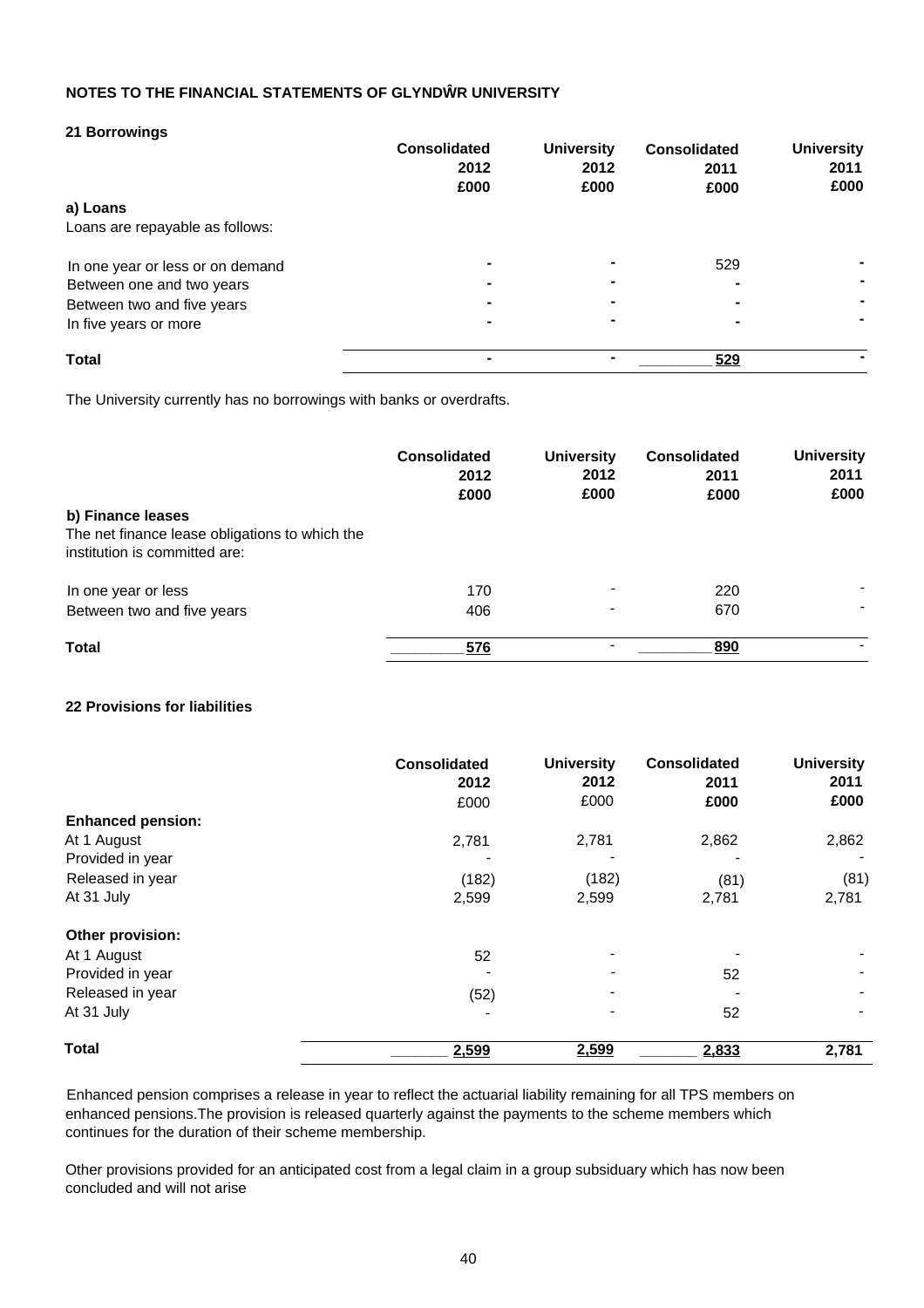## NOTES TO THE FINANCIAL STATEMENTS OF GLYNDŴR UNIVERSITY

### 21 Borrowings

| | Consolidated 2012 £000 | University 2012 £000 | Consolidated 2011 £000 | University 2011 £000 |
|---|---|---|---|---|
| **a) Loans** | | | | |
| Loans are repayable as follows: | | | | |
| In one year or less or on demand | - | - | 529 | - |
| Between one and two years | - | - | - | - |
| Between two and five years | - | - | - | - |
| In five years or more | - | - | - | - |
| **Total** | - | - | 529 | - |

The University currently has no borrowings with banks or overdrafts.

| | Consolidated 2012 £000 | University 2012 £000 | Consolidated 2011 £000 | University 2011 £000 |
|---|---|---|---|---|
| **b) Finance leases** | | | | |
| The net finance lease obligations to which the institution is committed are: | | | | |
| In one year or less | 170 | - | 220 | - |
| Between two and five years | 406 | - | 670 | - |
| **Total** | 576 | - | 890 | - |

### 22 Provisions for liabilities

| | Consolidated 2012 £000 | University 2012 £000 | Consolidated 2011 £000 | University 2011 £000 |
|---|---|---|---|---|
| **Enhanced pension:** | | | | |
| At 1 August | 2,781 | 2,781 | 2,862 | 2,862 |
| Provided in year | - | - | - | - |
| Released in year | (182) | (182) | (81) | (81) |
| At 31 July | 2,599 | 2,599 | 2,781 | 2,781 |
| **Other provision:** | | | | |
| At 1 August | 52 | - | - | - |
| Provided in year | - | - | 52 | - |
| Released in year | (52) | - | - | - |
| At 31 July | - | - | 52 | - |
| **Total** | 2,599 | 2,599 | 2,833 | 2,781 |

Enhanced pension comprises a release in year to reflect the actuarial liability remaining for all TPS members on enhanced pensions.The provision is released quarterly against the payments to the scheme members which continues for the duration of their scheme membership.

Other provisions provided for an anticipated cost from a legal claim in a group subsiduary which has now been concluded and will not arise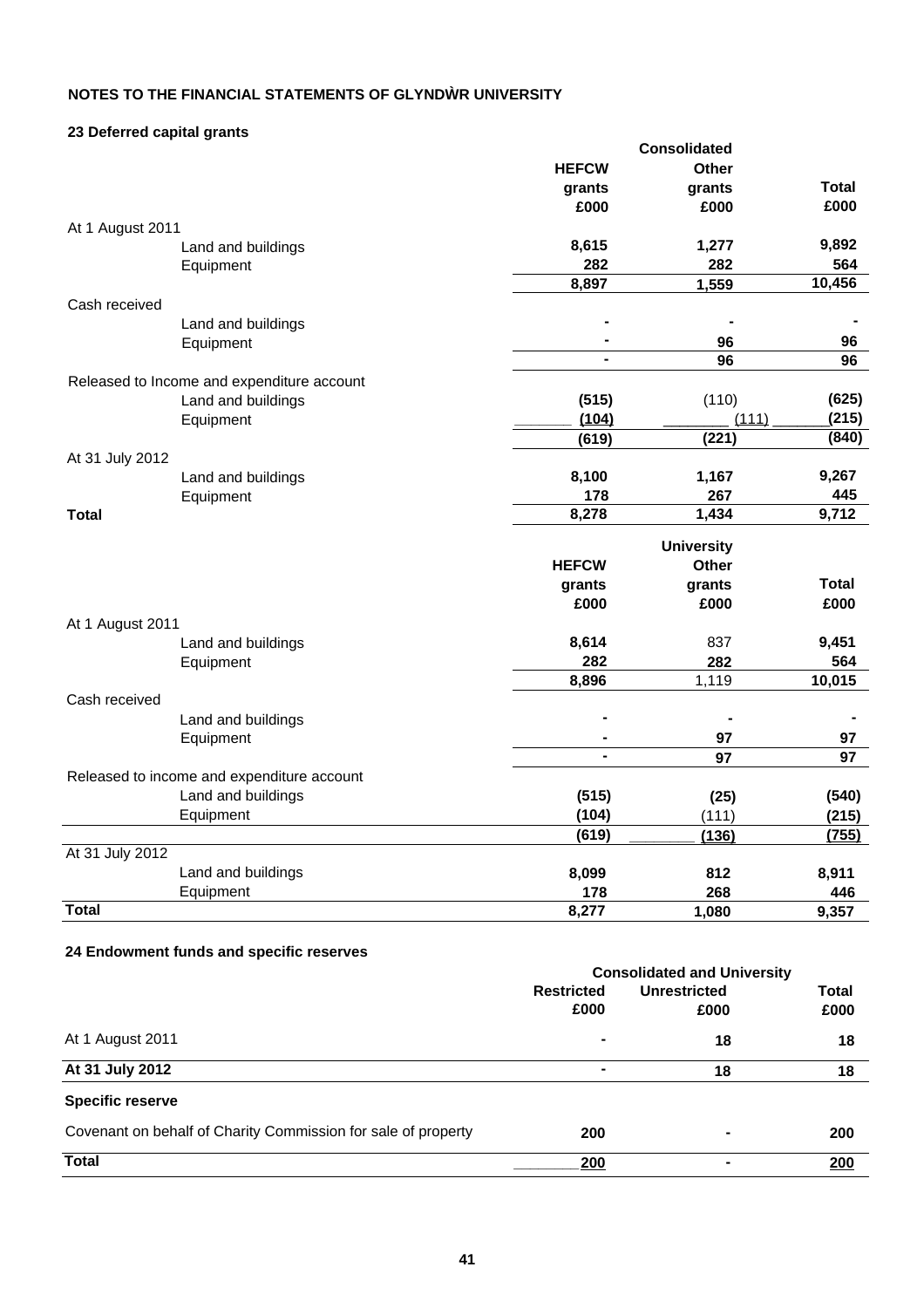## NOTES TO THE FINANCIAL STATEMENTS OF GLYNDŴR UNIVERSITY

### 23 Deferred capital grants

| | Consolidated | | |
|---|---|---|---|
| | HEFCW grants £000 | Other grants £000 | Total £000 |
| **At 1 August 2011** | | | |
| Land and buildings | 8,615 | 1,277 | 9,892 |
| Equipment | 282 | 282 | 564 |
| | 8,897 | 1,559 | 10,456 |
| **Cash received** | | | |
| Land and buildings | - | - | - |
| Equipment | - | 96 | 96 |
| | - | 96 | 96 |
| **Released to Income and expenditure account** | | | |
| Land and buildings | (515) | (110) | (625) |
| Equipment | (104) | (111) | (215) |
| | (619) | (221) | (840) |
| **At 31 July 2012** | | | |
| Land and buildings | 8,100 | 1,167 | 9,267 |
| Equipment | 178 | 267 | 445 |
| **Total** | 8,278 | 1,434 | 9,712 |

| | University | | |
|---|---|---|---|
| | HEFCW grants £000 | Other grants £000 | Total £000 |
| **At 1 August 2011** | | | |
| Land and buildings | 8,614 | 837 | 9,451 |
| Equipment | 282 | 282 | 564 |
| | 8,896 | 1,119 | 10,015 |
| **Cash received** | | | |
| Land and buildings | - | - | - |
| Equipment | - | 97 | 97 |
| | - | 97 | 97 |
| **Released to income and expenditure account** | | | |
| Land and buildings | (515) | (25) | (540) |
| Equipment | (104) | (111) | (215) |
| | (619) | (136) | (755) |
| **At 31 July 2012** | | | |
| Land and buildings | 8,099 | 812 | 8,911 |
| Equipment | 178 | 268 | 446 |
| **Total** | 8,277 | 1,080 | 9,357 |

### 24 Endowment funds and specific reserves

| | Consolidated and University | | |
|---|---|---|---|
| | Restricted £000 | Unrestricted £000 | Total £000 |
| At 1 August 2011 | - | 18 | 18 |
| **At 31 July 2012** | - | 18 | 18 |
| **Specific reserve** | | | |
| Covenant on behalf of Charity Commission for sale of property | 200 | - | 200 |
| **Total** | 200 | - | 200 |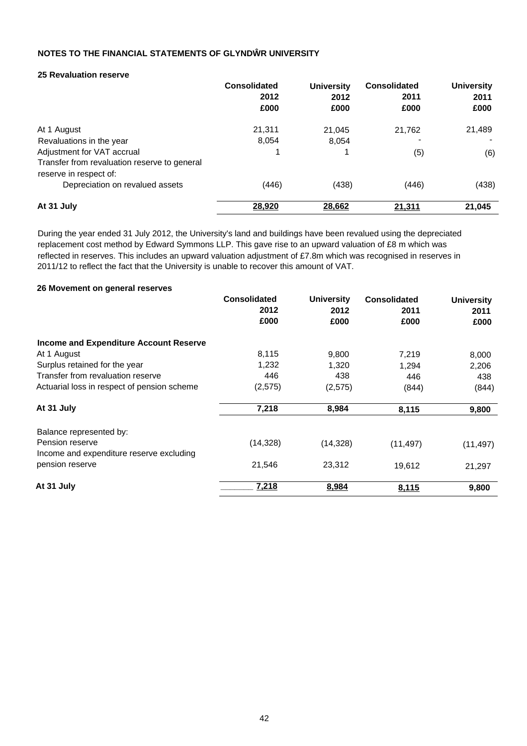## NOTES TO THE FINANCIAL STATEMENTS OF GLYNDŴR UNIVERSITY

### 25 Revaluation reserve

| | Consolidated 2012 £000 | University 2012 £000 | Consolidated 2011 £000 | University 2011 £000 |
|---|---|---|---|---|
| At 1 August | 21,311 | 21,045 | 21,762 | 21,489 |
| Revaluations in the year | 8,054 | 8,054 | - | - |
| Adjustment for VAT accrual | 1 | 1 | (5) | (6) |
| Transfer from revaluation reserve to general reserve in respect of: | | | | |
| Depreciation on revalued assets | (446) | (438) | (446) | (438) |
| **At 31 July** | **28,920** | **28,662** | **21,311** | **21,045** |

During the year ended 31 July 2012, the University's land and buildings have been revalued using the depreciated replacement cost method by Edward Symmons LLP. This gave rise to an upward valuation of £8 m which was reflected in reserves. This includes an upward valuation adjustment of £7.8m which was recognised in reserves in 2011/12 to reflect the fact that the University is unable to recover this amount of VAT.

### 26 Movement on general reserves

| | Consolidated 2012 £000 | University 2012 £000 | Consolidated 2011 £000 | University 2011 £000 |
|---|---|---|---|---|
| **Income and Expenditure Account Reserve** | | | | |
| At 1 August | 8,115 | 9,800 | 7,219 | 8,000 |
| Surplus retained for the year | 1,232 | 1,320 | 1,294 | 2,206 |
| Transfer from revaluation reserve | 446 | 438 | 446 | 438 |
| Actuarial loss in respect of pension scheme | (2,575) | (2,575) | (844) | (844) |
| **At 31 July** | **7,218** | **8,984** | **8,115** | **9,800** |
| Balance represented by: | | | | |
| Pension reserve | (14,328) | (14,328) | (11,497) | (11,497) |
| Income and expenditure reserve excluding pension reserve | 21,546 | 23,312 | 19,612 | 21,297 |
| **At 31 July** | **7,218** | **8,984** | **8,115** | **9,800** |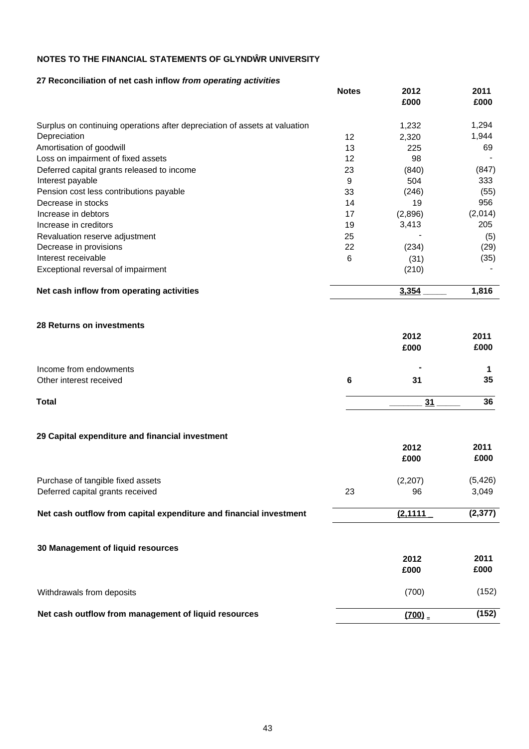## NOTES TO THE FINANCIAL STATEMENTS OF GLYNDŴR UNIVERSITY

### 27 Reconciliation of net cash inflow *from operating activities*

| | Notes | 2012 £000 | 2011 £000 |
|---|---|---|---|
| Surplus on continuing operations after depreciation of assets at valuation | | 1,232 | 1,294 |
| Depreciation | 12 | 2,320 | 1,944 |
| Amortisation of goodwill | 13 | 225 | 69 |
| Loss on impairment of fixed assets | 12 | 98 | - |
| Deferred capital grants released to income | 23 | (840) | (847) |
| Interest payable | 9 | 504 | 333 |
| Pension cost less contributions payable | 33 | (246) | (55) |
| Decrease in stocks | 14 | 19 | 956 |
| Increase in debtors | 17 | (2,896) | (2,014) |
| Increase in creditors | 19 | 3,413 | 205 |
| Revaluation reserve adjustment | 25 | - | (5) |
| Decrease in provisions | 22 | (234) | (29) |
| Interest receivable | 6 | (31) | (35) |
| Exceptional reversal of impairment | | (210) | - |
| **Net cash inflow from operating activities** | | **3,354** | **1,816** |

### 28 Returns on investments

| | | 2012 £000 | 2011 £000 |
|---|---|---|---|
| Income from endowments | | **-** | **1** |
| Other interest received | **6** | **31** | **35** |
| **Total** | | **31** | **36** |

### 29 Capital expenditure and financial investment

| | | 2012 £000 | 2011 £000 |
|---|---|---|---|
| Purchase of tangible fixed assets | | (2,207) | (5,426) |
| Deferred capital grants received | 23 | 96 | 3,049 |
| **Net cash outflow from capital expenditure and financial investment** | | **(2,1111** | **(2,377)** |

### 30 Management of liquid resources

| | 2012 £000 | 2011 £000 |
|---|---|---|
| Withdrawals from deposits | (700) | (152) |
| **Net cash outflow from management of liquid resources** | **(700)** | **(152)** |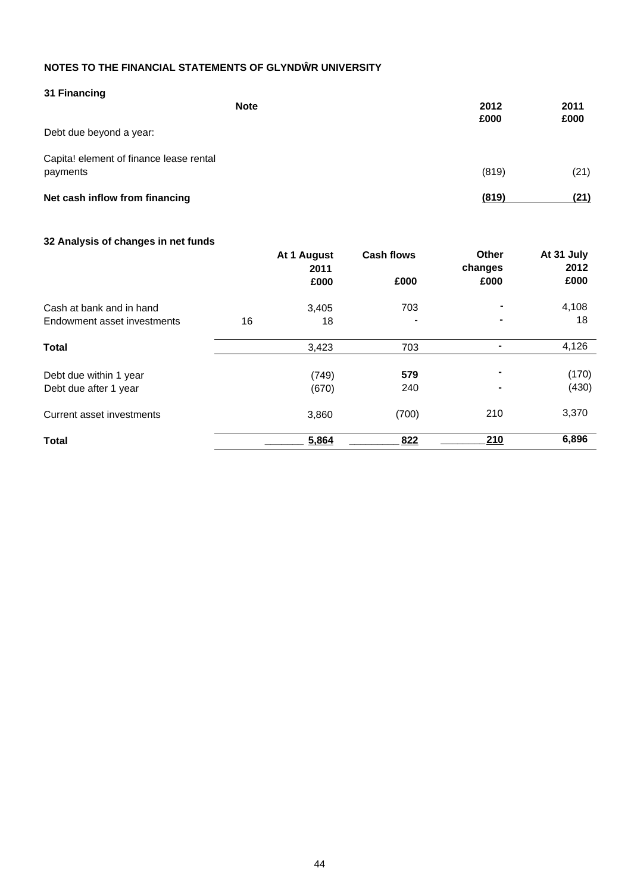**NOTES TO THE FINANCIAL STATEMENTS OF GLYNDŴR UNIVERSITY**

**31 Financing**

| | Note | 2012 £000 | 2011 £000 |
|---|---|---|---|
| Debt due beyond a year: | | | |
| Capita! element of finance lease rental payments | | (819) | (21) |
| **Net cash inflow from financing** | | **(819)** | **(21)** |

**32 Analysis of changes in net funds**

| | | At 1 August 2011 £000 | Cash flows £000 | Other changes £000 | At 31 July 2012 £000 |
|---|---|---|---|---|---|
| Cash at bank and in hand | | 3,405 | 703 | - | 4,108 |
| Endowment asset investments | 16 | 18 | - | - | 18 |
| **Total** | | 3,423 | 703 | - | 4,126 |
| Debt due within 1 year | | (749) | 579 | - | (170) |
| Debt due after 1 year | | (670) | 240 | - | (430) |
| Current asset investments | | 3,860 | (700) | 210 | 3,370 |
| **Total** | | 5,864 | 822 | 210 | 6,896 |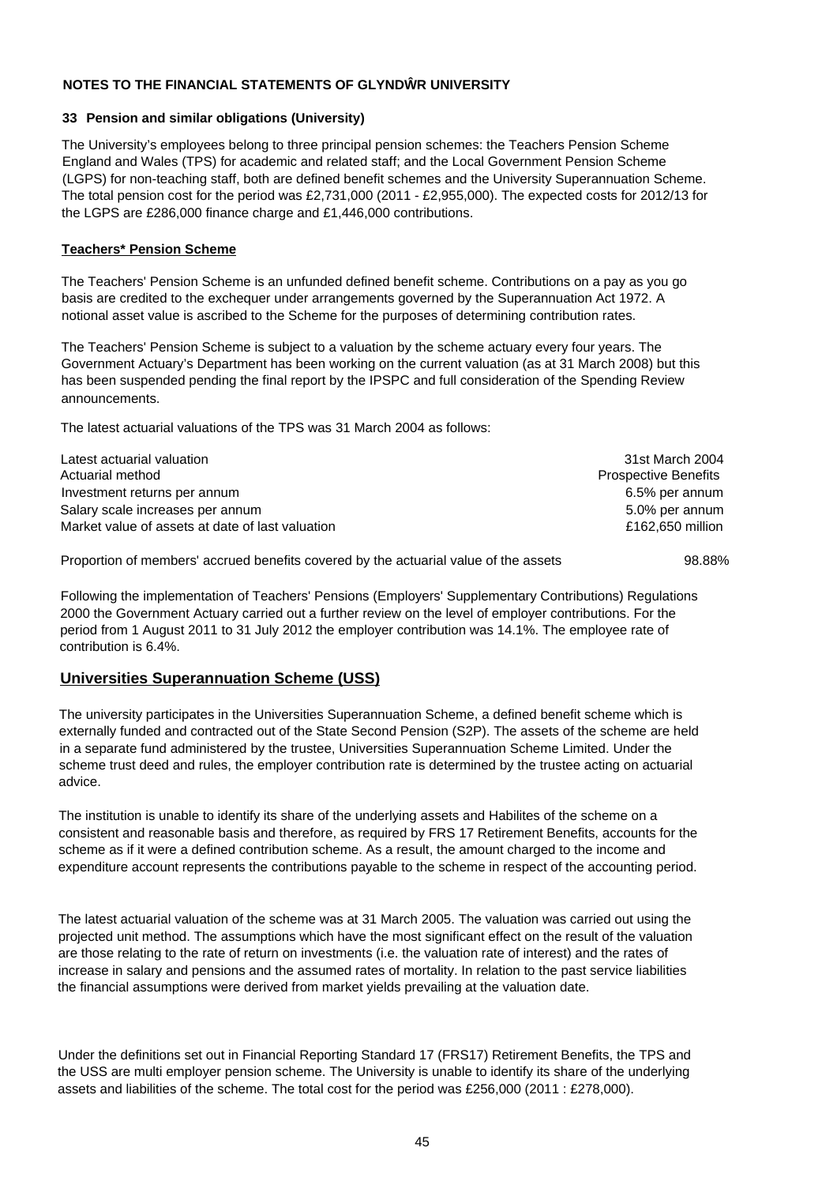## NOTES TO THE FINANCIAL STATEMENTS OF GLYNDŴR UNIVERSITY

### 33 Pension and similar obligations (University)

The University's employees belong to three principal pension schemes: the Teachers Pension Scheme England and Wales (TPS) for academic and related staff; and the Local Government Pension Scheme (LGPS) for non-teaching staff, both are defined benefit schemes and the University Superannuation Scheme. The total pension cost for the period was £2,731,000 (2011 - £2,955,000). The expected costs for 2012/13 for the LGPS are £286,000 finance charge and £1,446,000 contributions.

**Teachers* Pension Scheme**

The Teachers' Pension Scheme is an unfunded defined benefit scheme. Contributions on a pay as you go basis are credited to the exchequer under arrangements governed by the Superannuation Act 1972. A notional asset value is ascribed to the Scheme for the purposes of determining contribution rates.

The Teachers' Pension Scheme is subject to a valuation by the scheme actuary every four years. The Government Actuary's Department has been working on the current valuation (as at 31 March 2008) but this has been suspended pending the final report by the IPSPC and full consideration of the Spending Review announcements.

The latest actuarial valuations of the TPS was 31 March 2004 as follows:

| | |
|---|---|
| Latest actuarial valuation | 31st March 2004 |
| Actuarial method | Prospective Benefits |
| Investment returns per annum | 6.5% per annum |
| Salary scale increases per annum | 5.0% per annum |
| Market value of assets at date of last valuation | £162,650 million |
| Proportion of members' accrued benefits covered by the actuarial value of the assets | 98.88% |

Following the implementation of Teachers' Pensions (Employers' Supplementary Contributions) Regulations 2000 the Government Actuary carried out a further review on the level of employer contributions. For the period from 1 August 2011 to 31 July 2012 the employer contribution was 14.1%. The employee rate of contribution is 6.4%.

**Universities Superannuation Scheme (USS)**

The university participates in the Universities Superannuation Scheme, a defined benefit scheme which is externally funded and contracted out of the State Second Pension (S2P). The assets of the scheme are held in a separate fund administered by the trustee, Universities Superannuation Scheme Limited. Under the scheme trust deed and rules, the employer contribution rate is determined by the trustee acting on actuarial advice.

The institution is unable to identify its share of the underlying assets and Habilites of the scheme on a consistent and reasonable basis and therefore, as required by FRS 17 Retirement Benefits, accounts for the scheme as if it were a defined contribution scheme. As a result, the amount charged to the income and expenditure account represents the contributions payable to the scheme in respect of the accounting period.

The latest actuarial valuation of the scheme was at 31 March 2005. The valuation was carried out using the projected unit method. The assumptions which have the most significant effect on the result of the valuation are those relating to the rate of return on investments (i.e. the valuation rate of interest) and the rates of increase in salary and pensions and the assumed rates of mortality. In relation to the past service liabilities the financial assumptions were derived from market yields prevailing at the valuation date.

Under the definitions set out in Financial Reporting Standard 17 (FRS17) Retirement Benefits, the TPS and the USS are multi employer pension scheme. The University is unable to identify its share of the underlying assets and liabilities of the scheme. The total cost for the period was £256,000 (2011 : £278,000).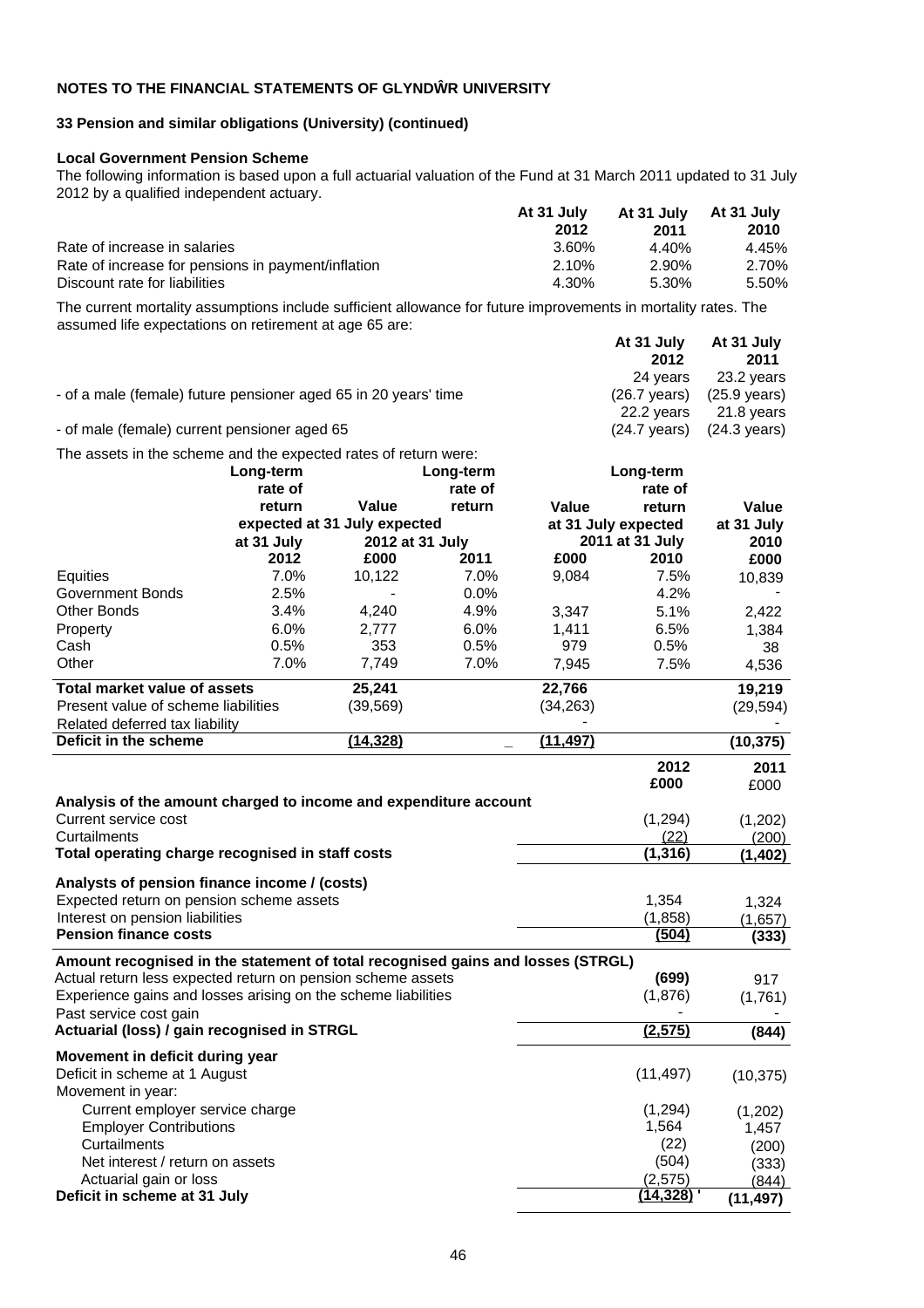## NOTES TO THE FINANCIAL STATEMENTS OF GLYNDŴR UNIVERSITY

### 33 Pension and similar obligations (University) (continued)

**Local Government Pension Scheme**

The following information is based upon a full actuarial valuation of the Fund at 31 March 2011 updated to 31 July 2012 by a qualified independent actuary.

| | At 31 July 2012 | At 31 July 2011 | At 31 July 2010 |
|---|---|---|---|
| Rate of increase in salaries | 3.60% | 4.40% | 4.45% |
| Rate of increase for pensions in payment/inflation | 2.10% | 2.90% | 2.70% |
| Discount rate for liabilities | 4.30% | 5.30% | 5.50% |

The current mortality assumptions include sufficient allowance for future improvements in mortality rates. The assumed life expectations on retirement at age 65 are:

| | At 31 July 2012 | At 31 July 2011 |
|---|---|---|
| - of a male (female) future pensioner aged 65 in 20 years' time | 24 years (26.7 years) | 23.2 years (25.9 years) |
| - of male (female) current pensioner aged 65 | 22.2 years (24.7 years) | 21.8 years (24.3 years) |

The assets in the scheme and the expected rates of return were:

| | Long-term rate of return expected at 31 July 2012 | Value at 31 July 2012 £000 | Long-term rate of return expected at 31 July 2011 | Value at 31 July 2011 £000 | Long-term rate of return expected at 31 July 2010 | Value at 31 July 2010 £000 |
|---|---|---|---|---|---|---|
| Equities | 7.0% | 10,122 | 7.0% | 9,084 | 7.5% | 10,839 |
| Government Bonds | 2.5% | - | 0.0% | | 4.2% | - |
| Other Bonds | 3.4% | 4,240 | 4.9% | 3,347 | 5.1% | 2,422 |
| Property | 6.0% | 2,777 | 6.0% | 1,411 | 6.5% | 1,384 |
| Cash | 0.5% | 353 | 0.5% | 979 | 0.5% | 38 |
| Other | 7.0% | 7,749 | 7.0% | 7,945 | 7.5% | 4,536 |
| **Total market value of assets** | | **25,241** | | **22,766** | | **19,219** |
| Present value of scheme liabilities | | (39,569) | | (34,263) | | (29,594) |
| Related deferred tax liability | | | | - | | - |
| **Deficit in the scheme** | | **(14,328)** | _ | **(11,497)** | | **(10,375)** |

| | 2012 £000 | 2011 £000 |
|---|---|---|
| **Analysis of the amount charged to income and expenditure account** | | |
| Current service cost | (1,294) | (1,202) |
| Curtailments | (22) | (200) |
| **Total operating charge recognised in staff costs** | **(1,316)** | **(1,402)** |
| **Analysts of pension finance income / (costs)** | | |
| Expected return on pension scheme assets | 1,354 | 1,324 |
| Interest on pension liabilities | (1,858) | (1,657) |
| **Pension finance costs** | **(504)** | **(333)** |
| **Amount recognised in the statement of total recognised gains and losses (STRGL)** | | |
| Actual return less expected return on pension scheme assets | **(699)** | 917 |
| Experience gains and losses arising on the scheme liabilities | (1,876) | (1,761) |
| Past service cost gain | - | - |
| **Actuarial (loss) / gain recognised in STRGL** | **(2,575)** | **(844)** |
| **Movement in deficit during year** | | |
| Deficit in scheme at 1 August | (11,497) | (10,375) |
| Movement in year: | | |
| Current employer service charge | (1,294) | (1,202) |
| Employer Contributions | 1,564 | 1,457 |
| Curtailments | (22) | (200) |
| Net interest / return on assets | (504) | (333) |
| Actuarial gain or loss | (2,575) | (844) |
| **Deficit in scheme at 31 July** | **(14,328)** | **(11,497)** |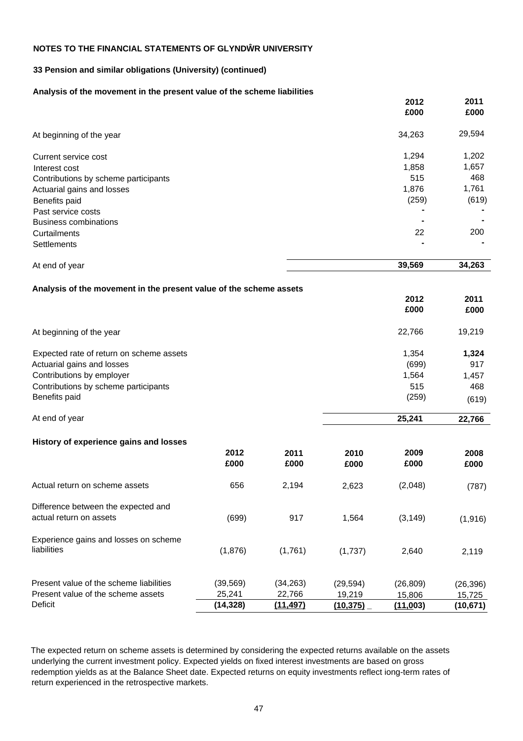**NOTES TO THE FINANCIAL STATEMENTS OF GLYNDŴR UNIVERSITY**

**33 Pension and similar obligations (University) (continued)**

**Analysis of the movement in the present value of the scheme liabilities**

| | 2012 £000 | 2011 £000 |
|---|---|---|
| At beginning of the year | 34,263 | 29,594 |
| Current service cost | 1,294 | 1,202 |
| Interest cost | 1,858 | 1,657 |
| Contributions by scheme participants | 515 | 468 |
| Actuarial gains and losses | 1,876 | 1,761 |
| Benefits paid | (259) | (619) |
| Past service costs | - | - |
| Business combinations | - | - |
| Curtailments | 22 | 200 |
| Settlements | - | - |
| At end of year | **39,569** | **34,263** |

**Analysis of the movement in the present value of the scheme assets**

| | 2012 £000 | 2011 £000 |
|---|---|---|
| At beginning of the year | 22,766 | 19,219 |
| Expected rate of return on scheme assets | 1,354 | **1,324** |
| Actuarial gains and losses | (699) | 917 |
| Contributions by employer | 1,564 | 1,457 |
| Contributions by scheme participants | 515 | 468 |
| Benefits paid | (259) | (619) |
| At end of year | **25,241** | **22,766** |

**History of experience gains and losses**

| | 2012 £000 | 2011 £000 | 2010 £000 | 2009 £000 | 2008 £000 |
|---|---|---|---|---|---|
| Actual return on scheme assets | 656 | 2,194 | 2,623 | (2,048) | (787) |
| Difference between the expected and actual return on assets | (699) | 917 | 1,564 | (3,149) | (1,916) |
| Experience gains and losses on scheme liabilities | (1,876) | (1,761) | (1,737) | 2,640 | 2,119 |
| Present value of the scheme liabilities | (39,569) | (34,263) | (29,594) | (26,809) | (26,396) |
| Present value of the scheme assets | 25,241 | 22,766 | 19,219 | 15,806 | 15,725 |
| Deficit | **(14,328)** | **(11,497)** | **(10,375)** | **(11,003)** | **(10,671)** |

The expected return on scheme assets is determined by considering the expected returns available on the assets underlying the current investment policy. Expected yields on fixed interest investments are based on gross redemption yields as at the Balance Sheet date. Expected returns on equity investments reflect iong-term rates of return experienced in the retrospective markets.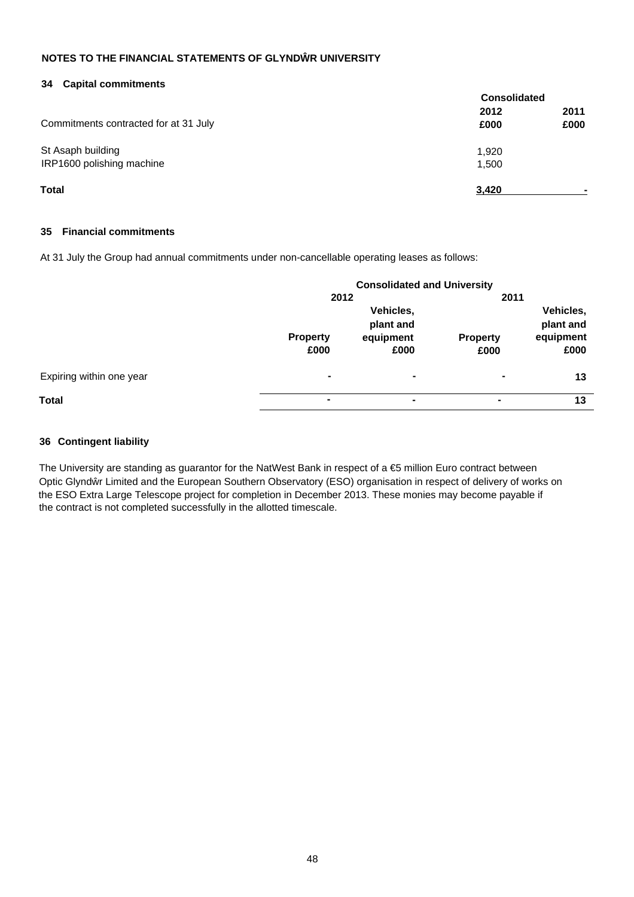## NOTES TO THE FINANCIAL STATEMENTS OF GLYNDŴR UNIVERSITY

### 34 Capital commitments

| | Consolidated | |
|---|---|---|
| Commitments contracted for at 31 July | 2012 £000 | 2011 £000 |
| St Asaph building | 1,920 | |
| IRP1600 polishing machine | 1,500 | |
| **Total** | **3,420** | **-** |

### 35 Financial commitments

At 31 July the Group had annual commitments under non-cancellable operating leases as follows:

| | Consolidated and University | | | |
|---|---|---|---|---|
| | 2012 | | 2011 | |
| | Property £000 | Vehicles, plant and equipment £000 | Property £000 | Vehicles, plant and equipment £000 |
| Expiring within one year | - | - | - | 13 |
| **Total** | - | - | - | 13 |

### 36 Contingent liability

The University are standing as guarantor for the NatWest Bank in respect of a €5 million Euro contract between Optic Glyndŵr Limited and the European Southern Observatory (ESO) organisation in respect of delivery of works on the ESO Extra Large Telescope project for completion in December 2013. These monies may become payable if the contract is not completed successfully in the allotted timescale.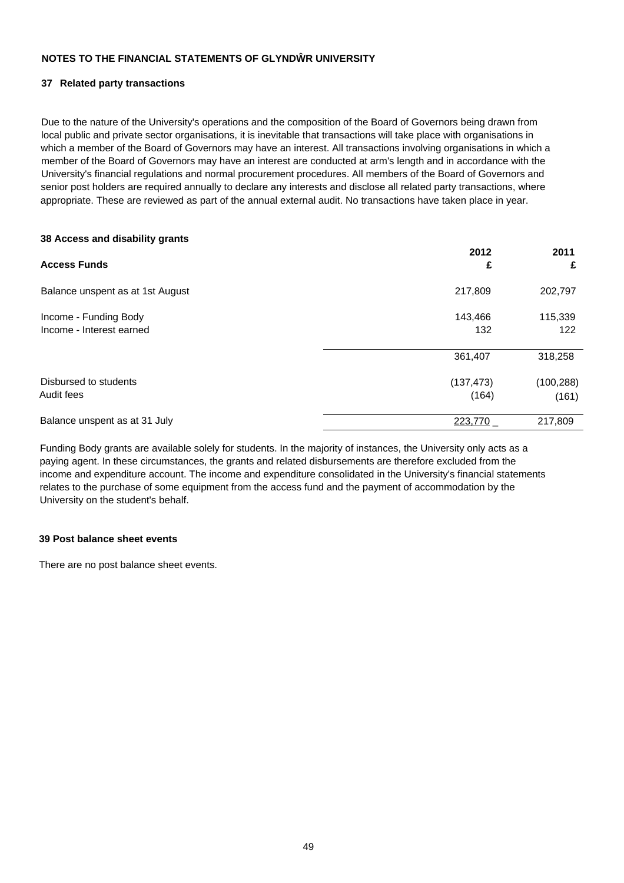**NOTES TO THE FINANCIAL STATEMENTS OF GLYNDŴR UNIVERSITY**

### 37 Related party transactions

Due to the nature of the University's operations and the composition of the Board of Governors being drawn from local public and private sector organisations, it is inevitable that transactions will take place with organisations in which a member of the Board of Governors may have an interest. All transactions involving organisations in which a member of the Board of Governors may have an interest are conducted at arm's length and in accordance with the University's financial regulations and normal procurement procedures. All members of the Board of Governors and senior post holders are required annually to declare any interests and disclose all related party transactions, where appropriate. These are reviewed as part of the annual external audit. No transactions have taken place in year.

### 38 Access and disability grants

| **Access Funds** | **2012 £** | **2011 £** |
|---|---|---|
| Balance unspent as at 1st August | 217,809 | 202,797 |
| Income - Funding Body | 143,466 | 115,339 |
| Income - Interest earned | 132 | 122 |
| | 361,407 | 318,258 |
| Disbursed to students | (137,473) | (100,288) |
| Audit fees | (164) | (161) |
| Balance unspent as at 31 July | 223,770 | 217,809 |

Funding Body grants are available solely for students. In the majority of instances, the University only acts as a paying agent. In these circumstances, the grants and related disbursements are therefore excluded from the income and expenditure account. The income and expenditure consolidated in the University's financial statements relates to the purchase of some equipment from the access fund and the payment of accommodation by the University on the student's behalf.

### 39 Post balance sheet events

There are no post balance sheet events.